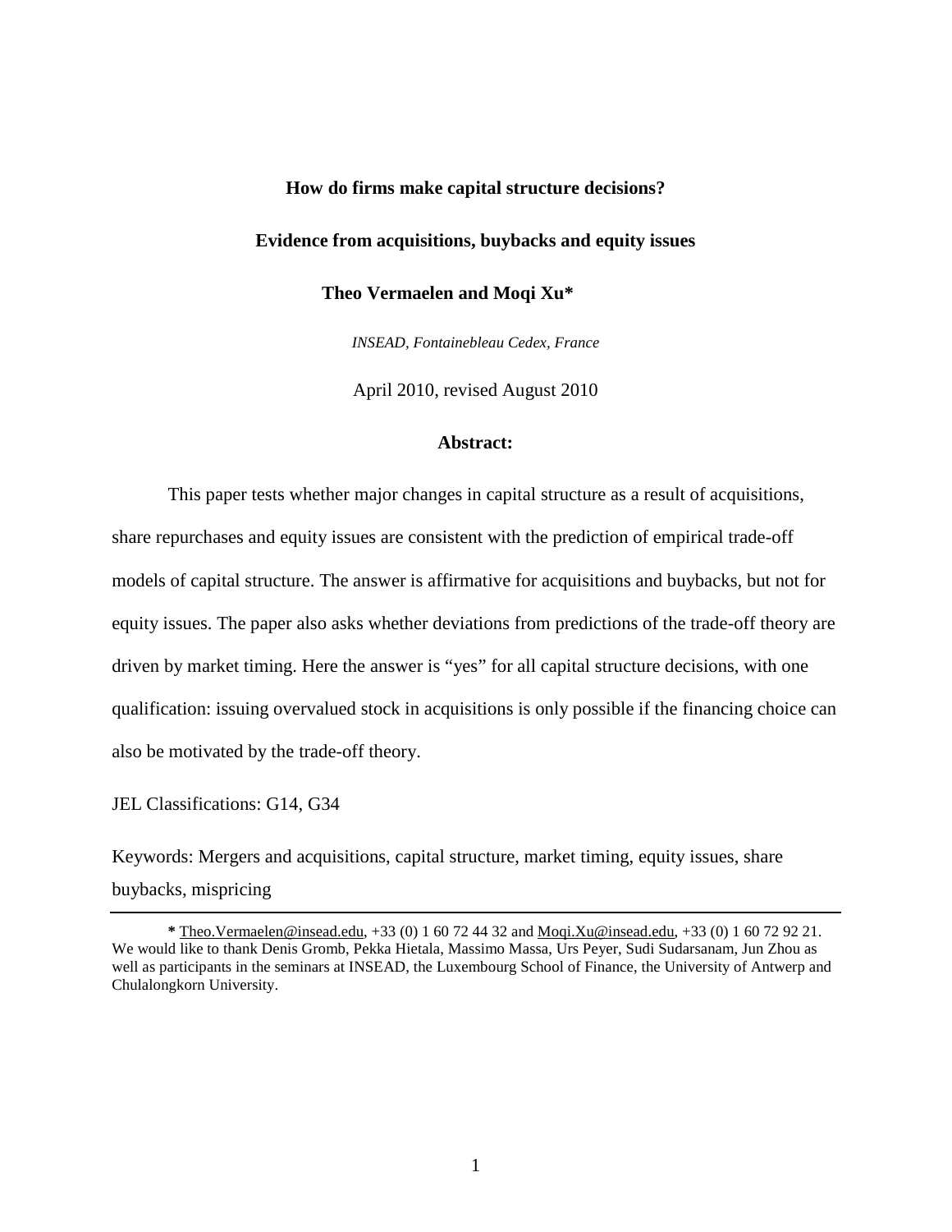# How do firms make capital structure decisions?

## Evidence from acquisitions, buybacks and equity issues

**Theo Vermaelen and Moqi Xu***

*INSEAD, Fontainebleau Cedex, France*

April 2010, revised August 2010

**Abstract:**

This paper tests whether major changes in capital structure as a result of acquisitions, share repurchases and equity issues are consistent with the prediction of empirical trade-off models of capital structure. The answer is affirmative for acquisitions and buybacks, but not for equity issues. The paper also asks whether deviations from predictions of the trade-off theory are driven by market timing. Here the answer is "yes" for all capital structure decisions, with one qualification: issuing overvalued stock in acquisitions is only possible if the financing choice can also be motivated by the trade-off theory.

JEL Classifications: G14, G34

Keywords: Mergers and acquisitions, capital structure, market timing, equity issues, share buybacks, mispricing

---

**\*** Theo.Vermaelen@insead.edu, +33 (0) 1 60 72 44 32 and Moqi.Xu@insead.edu, +33 (0) 1 60 72 92 21. We would like to thank Denis Gromb, Pekka Hietala, Massimo Massa, Urs Peyer, Sudi Sudarsanam, Jun Zhou as well as participants in the seminars at INSEAD, the Luxembourg School of Finance, the University of Antwerp and Chulalongkorn University.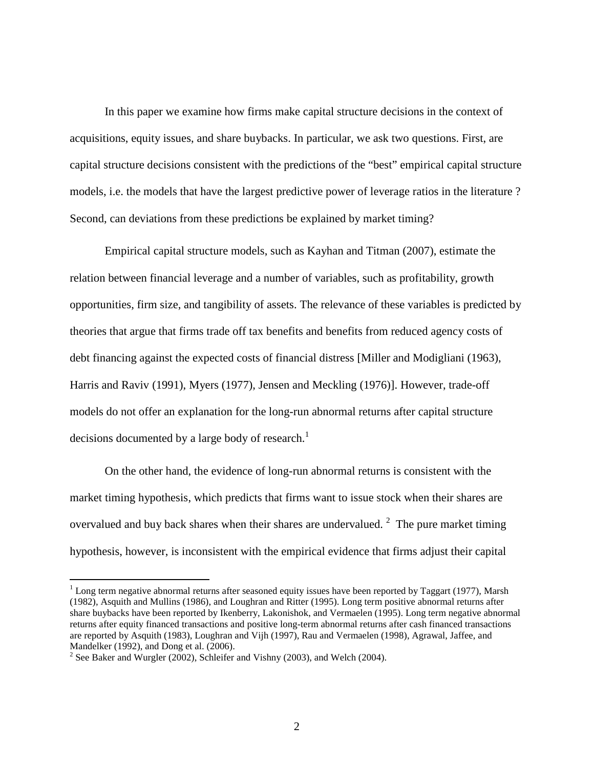In this paper we examine how firms make capital structure decisions in the context of acquisitions, equity issues, and share buybacks. In particular, we ask two questions. First, are capital structure decisions consistent with the predictions of the "best" empirical capital structure models, i.e. the models that have the largest predictive power of leverage ratios in the literature ? Second, can deviations from these predictions be explained by market timing?

Empirical capital structure models, such as Kayhan and Titman (2007), estimate the relation between financial leverage and a number of variables, such as profitability, growth opportunities, firm size, and tangibility of assets. The relevance of these variables is predicted by theories that argue that firms trade off tax benefits and benefits from reduced agency costs of debt financing against the expected costs of financial distress [Miller and Modigliani (1963), Harris and Raviv (1991), Myers (1977), Jensen and Meckling (1976)]. However, trade-off models do not offer an explanation for the long-run abnormal returns after capital structure decisions documented by a large body of research.[1]

On the other hand, the evidence of long-run abnormal returns is consistent with the market timing hypothesis, which predicts that firms want to issue stock when their shares are overvalued and buy back shares when their shares are undervalued. [2] The pure market timing hypothesis, however, is inconsistent with the empirical evidence that firms adjust their capital

---

[1] Long term negative abnormal returns after seasoned equity issues have been reported by Taggart (1977), Marsh (1982), Asquith and Mullins (1986), and Loughran and Ritter (1995). Long term positive abnormal returns after share buybacks have been reported by Ikenberry, Lakonishok, and Vermaelen (1995). Long term negative abnormal returns after equity financed transactions and positive long-term abnormal returns after cash financed transactions are reported by Asquith (1983), Loughran and Vijh (1997), Rau and Vermaelen (1998), Agrawal, Jaffee, and Mandelker (1992), and Dong et al. (2006).

[2] See Baker and Wurgler (2002), Schleifer and Vishny (2003), and Welch (2004).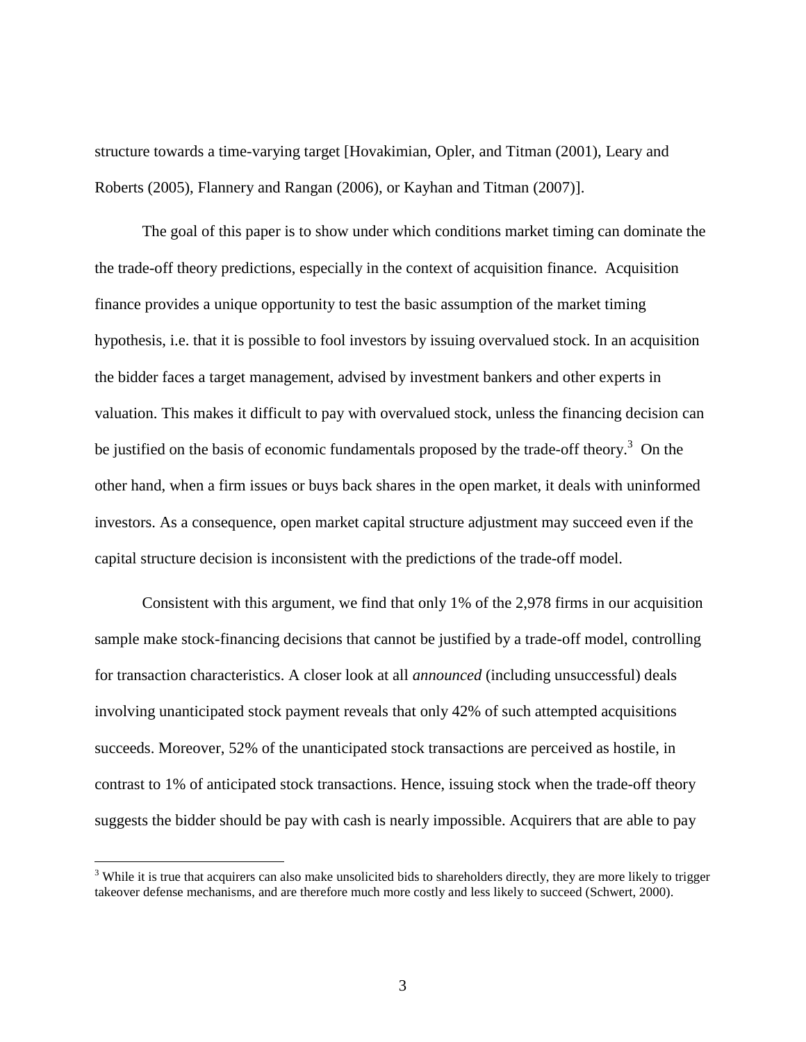structure towards a time-varying target [Hovakimian, Opler, and Titman (2001), Leary and Roberts (2005), Flannery and Rangan (2006), or Kayhan and Titman (2007)].

The goal of this paper is to show under which conditions market timing can dominate the the trade-off theory predictions, especially in the context of acquisition finance. Acquisition finance provides a unique opportunity to test the basic assumption of the market timing hypothesis, i.e. that it is possible to fool investors by issuing overvalued stock. In an acquisition the bidder faces a target management, advised by investment bankers and other experts in valuation. This makes it difficult to pay with overvalued stock, unless the financing decision can be justified on the basis of economic fundamentals proposed by the trade-off theory.[3] On the other hand, when a firm issues or buys back shares in the open market, it deals with uninformed investors. As a consequence, open market capital structure adjustment may succeed even if the capital structure decision is inconsistent with the predictions of the trade-off model.

Consistent with this argument, we find that only 1% of the 2,978 firms in our acquisition sample make stock-financing decisions that cannot be justified by a trade-off model, controlling for transaction characteristics. A closer look at all *announced* (including unsuccessful) deals involving unanticipated stock payment reveals that only 42% of such attempted acquisitions succeeds. Moreover, 52% of the unanticipated stock transactions are perceived as hostile, in contrast to 1% of anticipated stock transactions. Hence, issuing stock when the trade-off theory suggests the bidder should be pay with cash is nearly impossible. Acquirers that are able to pay

[3] While it is true that acquirers can also make unsolicited bids to shareholders directly, they are more likely to trigger takeover defense mechanisms, and are therefore much more costly and less likely to succeed (Schwert, 2000).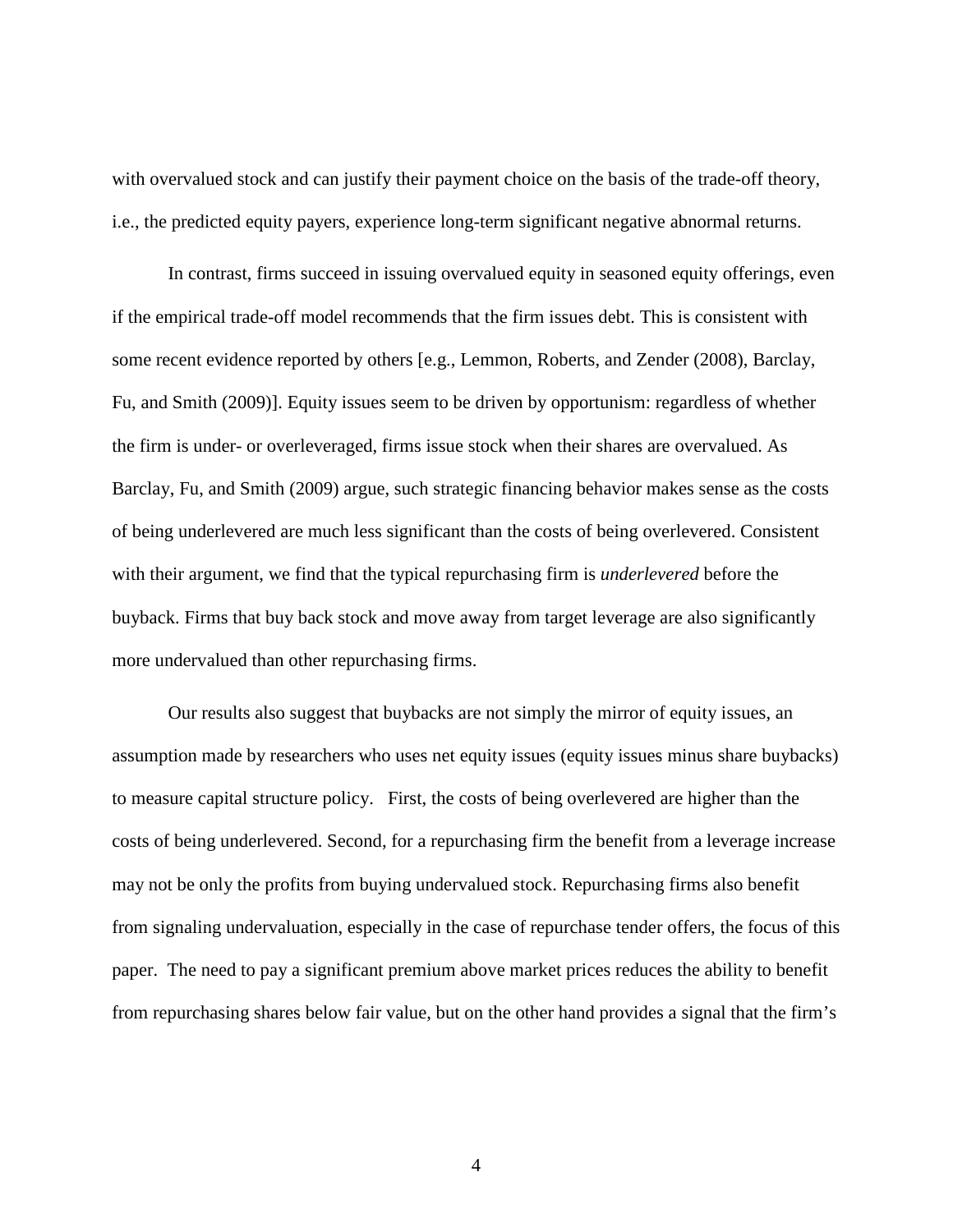with overvalued stock and can justify their payment choice on the basis of the trade-off theory, i.e., the predicted equity payers, experience long-term significant negative abnormal returns.

In contrast, firms succeed in issuing overvalued equity in seasoned equity offerings, even if the empirical trade-off model recommends that the firm issues debt. This is consistent with some recent evidence reported by others [e.g., Lemmon, Roberts, and Zender (2008), Barclay, Fu, and Smith (2009)]. Equity issues seem to be driven by opportunism: regardless of whether the firm is under- or overleveraged, firms issue stock when their shares are overvalued. As Barclay, Fu, and Smith (2009) argue, such strategic financing behavior makes sense as the costs of being underlevered are much less significant than the costs of being overlevered. Consistent with their argument, we find that the typical repurchasing firm is *underlevered* before the buyback. Firms that buy back stock and move away from target leverage are also significantly more undervalued than other repurchasing firms.

Our results also suggest that buybacks are not simply the mirror of equity issues, an assumption made by researchers who uses net equity issues (equity issues minus share buybacks) to measure capital structure policy. First, the costs of being overlevered are higher than the costs of being underlevered. Second, for a repurchasing firm the benefit from a leverage increase may not be only the profits from buying undervalued stock. Repurchasing firms also benefit from signaling undervaluation, especially in the case of repurchase tender offers, the focus of this paper. The need to pay a significant premium above market prices reduces the ability to benefit from repurchasing shares below fair value, but on the other hand provides a signal that the firm's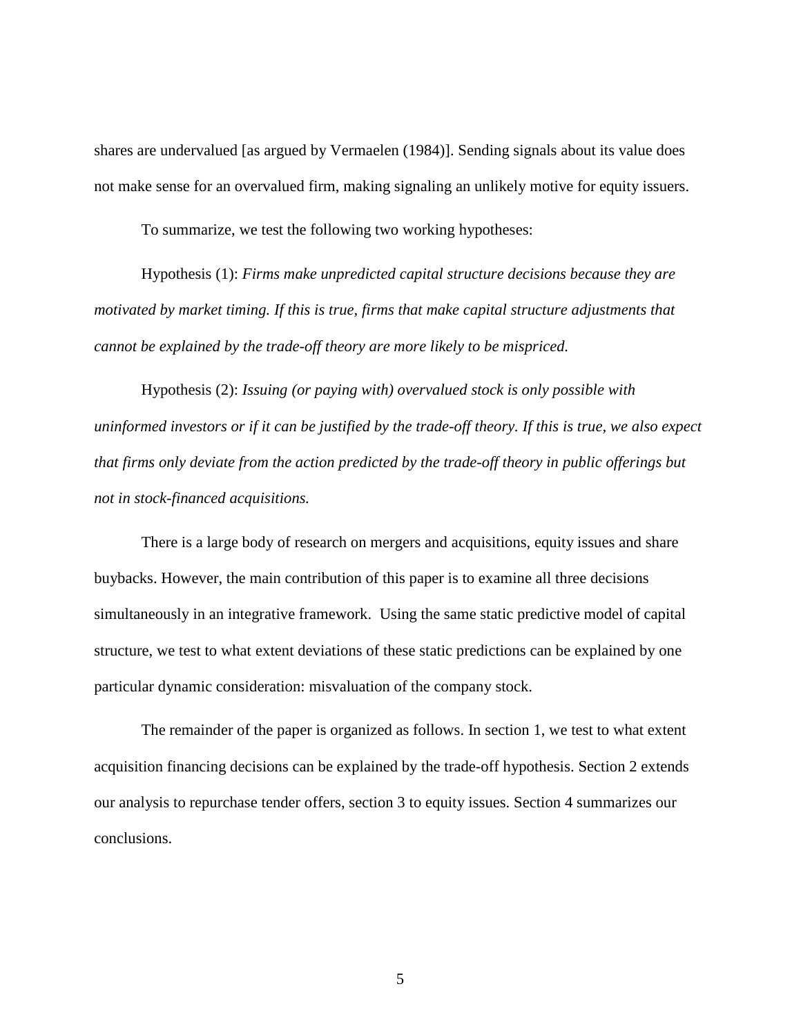shares are undervalued [as argued by Vermaelen (1984)]. Sending signals about its value does not make sense for an overvalued firm, making signaling an unlikely motive for equity issuers.

To summarize, we test the following two working hypotheses:

Hypothesis (1): *Firms make unpredicted capital structure decisions because they are motivated by market timing. If this is true, firms that make capital structure adjustments that cannot be explained by the trade-off theory are more likely to be mispriced.*

Hypothesis (2): *Issuing (or paying with) overvalued stock is only possible with uninformed investors or if it can be justified by the trade-off theory. If this is true, we also expect that firms only deviate from the action predicted by the trade-off theory in public offerings but not in stock-financed acquisitions.*

There is a large body of research on mergers and acquisitions, equity issues and share buybacks. However, the main contribution of this paper is to examine all three decisions simultaneously in an integrative framework. Using the same static predictive model of capital structure, we test to what extent deviations of these static predictions can be explained by one particular dynamic consideration: misvaluation of the company stock.

The remainder of the paper is organized as follows. In section 1, we test to what extent acquisition financing decisions can be explained by the trade-off hypothesis. Section 2 extends our analysis to repurchase tender offers, section 3 to equity issues. Section 4 summarizes our conclusions.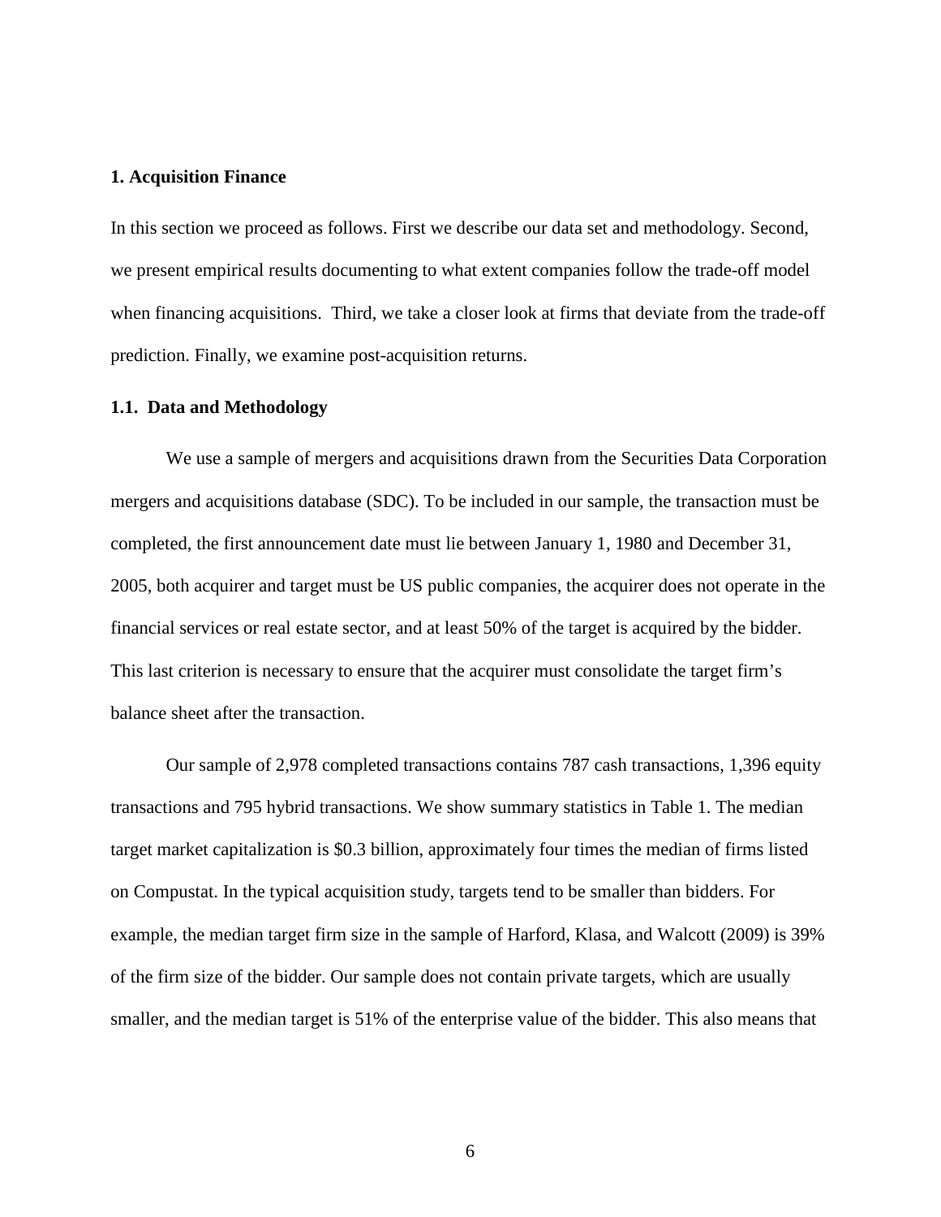# 1. Acquisition Finance

In this section we proceed as follows. First we describe our data set and methodology. Second, we present empirical results documenting to what extent companies follow the trade-off model when financing acquisitions. Third, we take a closer look at firms that deviate from the trade-off prediction. Finally, we examine post-acquisition returns.

## 1.1. Data and Methodology

We use a sample of mergers and acquisitions drawn from the Securities Data Corporation mergers and acquisitions database (SDC). To be included in our sample, the transaction must be completed, the first announcement date must lie between January 1, 1980 and December 31, 2005, both acquirer and target must be US public companies, the acquirer does not operate in the financial services or real estate sector, and at least 50% of the target is acquired by the bidder. This last criterion is necessary to ensure that the acquirer must consolidate the target firm's balance sheet after the transaction.

Our sample of 2,978 completed transactions contains 787 cash transactions, 1,396 equity transactions and 795 hybrid transactions. We show summary statistics in Table 1. The median target market capitalization is $0.3 billion, approximately four times the median of firms listed on Compustat. In the typical acquisition study, targets tend to be smaller than bidders. For example, the median target firm size in the sample of Harford, Klasa, and Walcott (2009) is 39% of the firm size of the bidder. Our sample does not contain private targets, which are usually smaller, and the median target is 51% of the enterprise value of the bidder. This also means that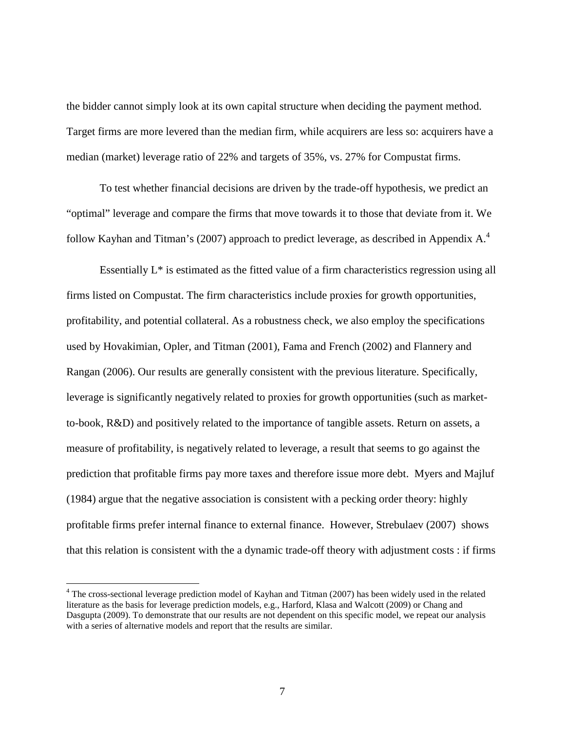the bidder cannot simply look at its own capital structure when deciding the payment method. Target firms are more levered than the median firm, while acquirers are less so: acquirers have a median (market) leverage ratio of 22% and targets of 35%, vs. 27% for Compustat firms.

To test whether financial decisions are driven by the trade-off hypothesis, we predict an "optimal" leverage and compare the firms that move towards it to those that deviate from it. We follow Kayhan and Titman's (2007) approach to predict leverage, as described in Appendix A.[4]

Essentially $L^*$ is estimated as the fitted value of a firm characteristics regression using all firms listed on Compustat. The firm characteristics include proxies for growth opportunities, profitability, and potential collateral. As a robustness check, we also employ the specifications used by Hovakimian, Opler, and Titman (2001), Fama and French (2002) and Flannery and Rangan (2006). Our results are generally consistent with the previous literature. Specifically, leverage is significantly negatively related to proxies for growth opportunities (such as market-to-book, R&D) and positively related to the importance of tangible assets. Return on assets, a measure of profitability, is negatively related to leverage, a result that seems to go against the prediction that profitable firms pay more taxes and therefore issue more debt. Myers and Majluf (1984) argue that the negative association is consistent with a pecking order theory: highly profitable firms prefer internal finance to external finance. However, Strebulaev (2007) shows that this relation is consistent with the a dynamic trade-off theory with adjustment costs : if firms

---

[4] The cross-sectional leverage prediction model of Kayhan and Titman (2007) has been widely used in the related literature as the basis for leverage prediction models, e.g., Harford, Klasa and Walcott (2009) or Chang and Dasgupta (2009). To demonstrate that our results are not dependent on this specific model, we repeat our analysis with a series of alternative models and report that the results are similar.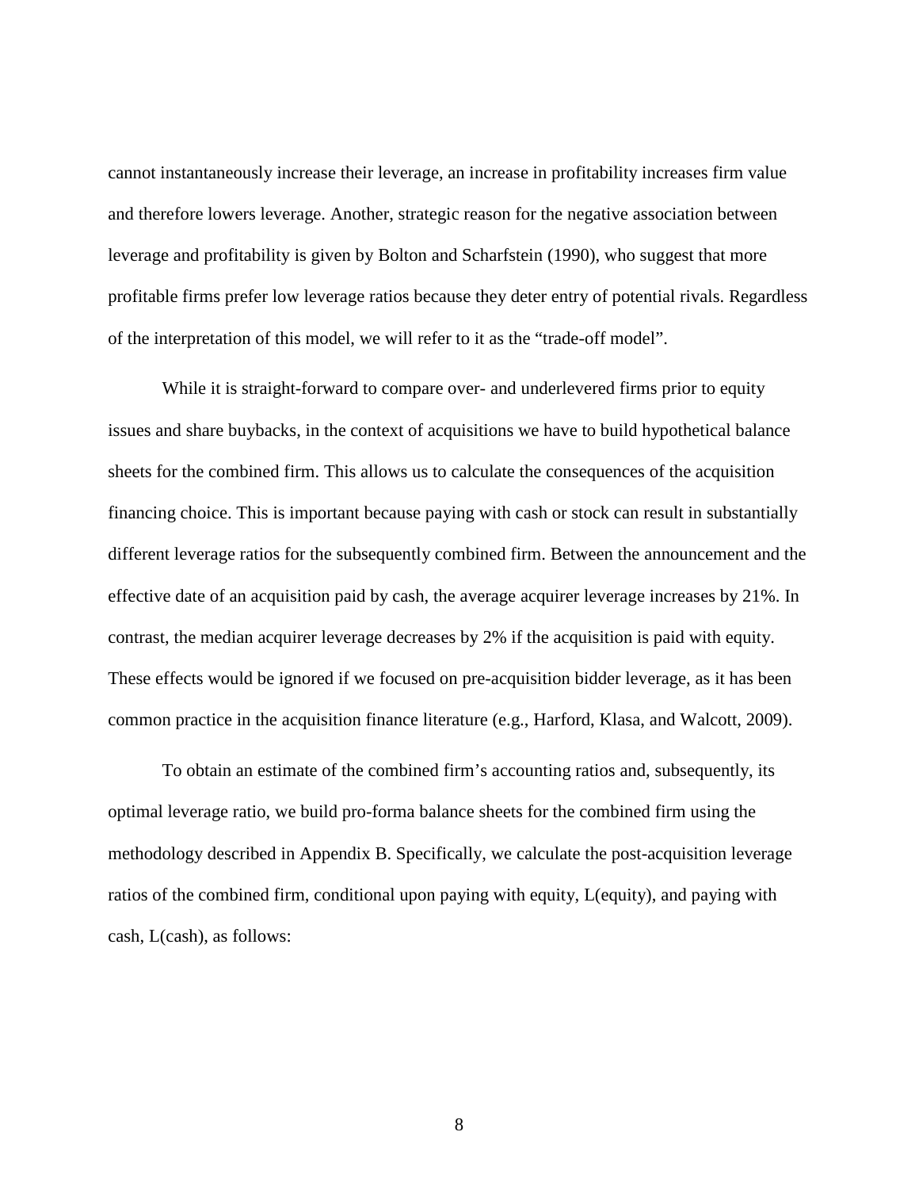cannot instantaneously increase their leverage, an increase in profitability increases firm value and therefore lowers leverage. Another, strategic reason for the negative association between leverage and profitability is given by Bolton and Scharfstein (1990), who suggest that more profitable firms prefer low leverage ratios because they deter entry of potential rivals. Regardless of the interpretation of this model, we will refer to it as the "trade-off model".

While it is straight-forward to compare over- and underlevered firms prior to equity issues and share buybacks, in the context of acquisitions we have to build hypothetical balance sheets for the combined firm. This allows us to calculate the consequences of the acquisition financing choice. This is important because paying with cash or stock can result in substantially different leverage ratios for the subsequently combined firm. Between the announcement and the effective date of an acquisition paid by cash, the average acquirer leverage increases by 21%. In contrast, the median acquirer leverage decreases by 2% if the acquisition is paid with equity. These effects would be ignored if we focused on pre-acquisition bidder leverage, as it has been common practice in the acquisition finance literature (e.g., Harford, Klasa, and Walcott, 2009).

To obtain an estimate of the combined firm's accounting ratios and, subsequently, its optimal leverage ratio, we build pro-forma balance sheets for the combined firm using the methodology described in Appendix B. Specifically, we calculate the post-acquisition leverage ratios of the combined firm, conditional upon paying with equity, L(equity), and paying with cash, L(cash), as follows: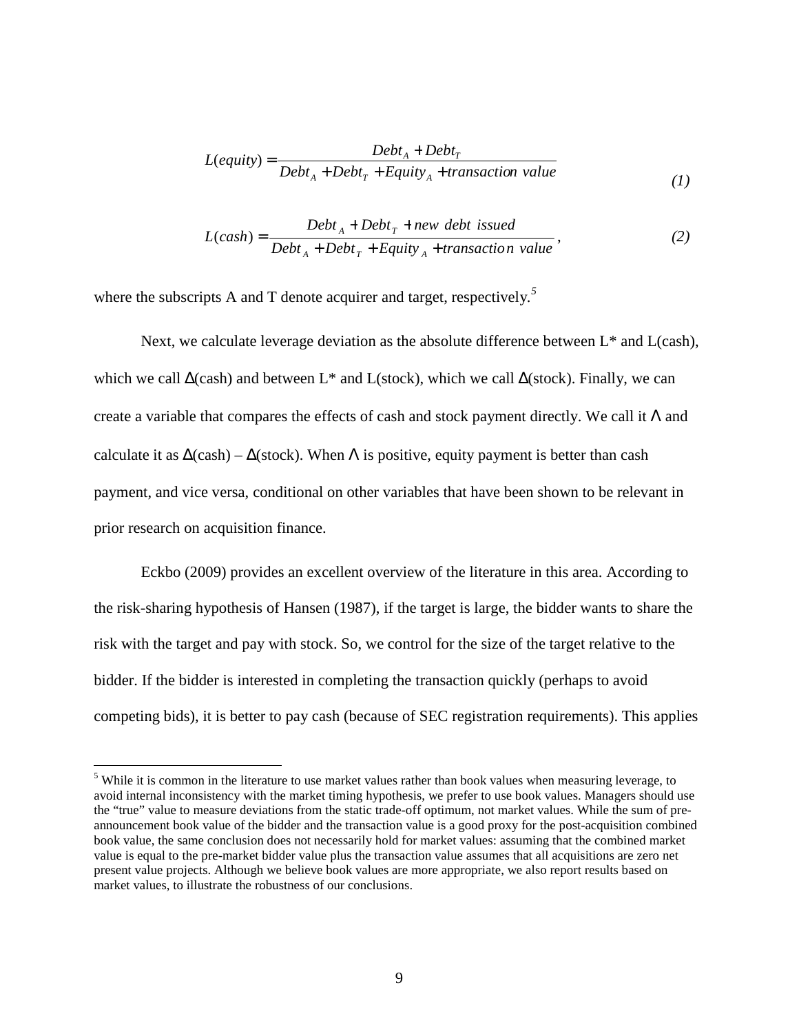$$L(equity) = \frac{Debt_A + Debt_T}{Debt_A + Debt_T + Equity_A + transaction\ value} \tag{1}$$

$$L(cash) = \frac{Debt_A + Debt_T + new\ debt\ issued}{Debt_A + Debt_T + Equity_A + transaction\ value}, \tag{2}$$

where the subscripts A and T denote acquirer and target, respectively.[5]

Next, we calculate leverage deviation as the absolute difference between L* and L(cash), which we call Δ(cash) and between L* and L(stock), which we call Δ(stock). Finally, we can create a variable that compares the effects of cash and stock payment directly. We call it Λ and calculate it as Δ(cash) – Δ(stock). When Λ is positive, equity payment is better than cash payment, and vice versa, conditional on other variables that have been shown to be relevant in prior research on acquisition finance.

Eckbo (2009) provides an excellent overview of the literature in this area. According to the risk-sharing hypothesis of Hansen (1987), if the target is large, the bidder wants to share the risk with the target and pay with stock. So, we control for the size of the target relative to the bidder. If the bidder is interested in completing the transaction quickly (perhaps to avoid competing bids), it is better to pay cash (because of SEC registration requirements). This applies

[5] While it is common in the literature to use market values rather than book values when measuring leverage, to avoid internal inconsistency with the market timing hypothesis, we prefer to use book values. Managers should use the "true" value to measure deviations from the static trade-off optimum, not market values. While the sum of pre-announcement book value of the bidder and the transaction value is a good proxy for the post-acquisition combined book value, the same conclusion does not necessarily hold for market values: assuming that the combined market value is equal to the pre-market bidder value plus the transaction value assumes that all acquisitions are zero net present value projects. Although we believe book values are more appropriate, we also report results based on market values, to illustrate the robustness of our conclusions.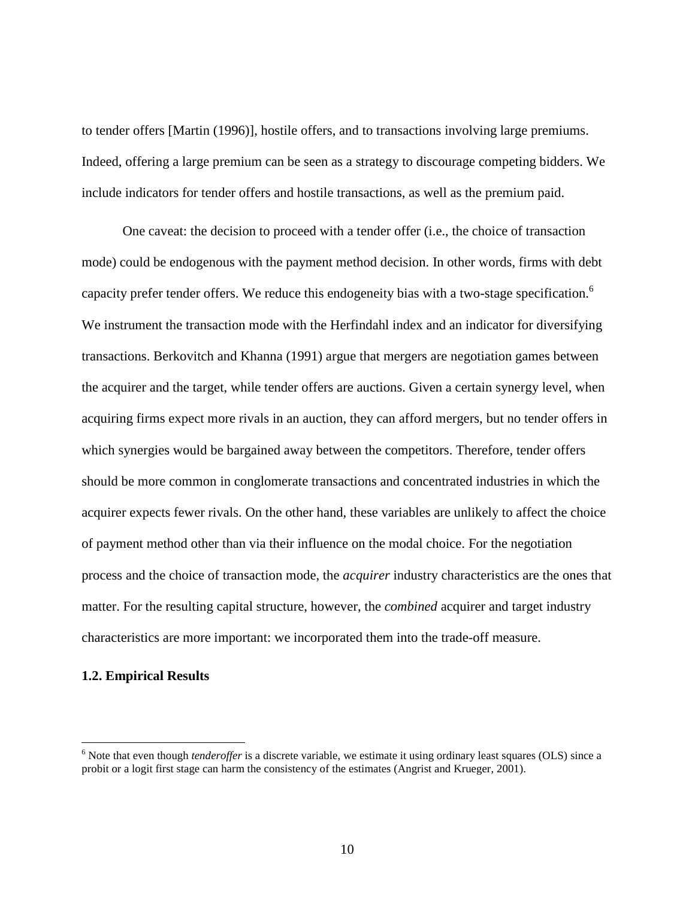to tender offers [Martin (1996)], hostile offers, and to transactions involving large premiums. Indeed, offering a large premium can be seen as a strategy to discourage competing bidders. We include indicators for tender offers and hostile transactions, as well as the premium paid.

One caveat: the decision to proceed with a tender offer (i.e., the choice of transaction mode) could be endogenous with the payment method decision. In other words, firms with debt capacity prefer tender offers. We reduce this endogeneity bias with a two-stage specification.[6] We instrument the transaction mode with the Herfindahl index and an indicator for diversifying transactions. Berkovitch and Khanna (1991) argue that mergers are negotiation games between the acquirer and the target, while tender offers are auctions. Given a certain synergy level, when acquiring firms expect more rivals in an auction, they can afford mergers, but no tender offers in which synergies would be bargained away between the competitors. Therefore, tender offers should be more common in conglomerate transactions and concentrated industries in which the acquirer expects fewer rivals. On the other hand, these variables are unlikely to affect the choice of payment method other than via their influence on the modal choice. For the negotiation process and the choice of transaction mode, the *acquirer* industry characteristics are the ones that matter. For the resulting capital structure, however, the *combined* acquirer and target industry characteristics are more important: we incorporated them into the trade-off measure.

### 1.2. Empirical Results

[6] Note that even though *tenderoffer* is a discrete variable, we estimate it using ordinary least squares (OLS) since a probit or a logit first stage can harm the consistency of the estimates (Angrist and Krueger, 2001).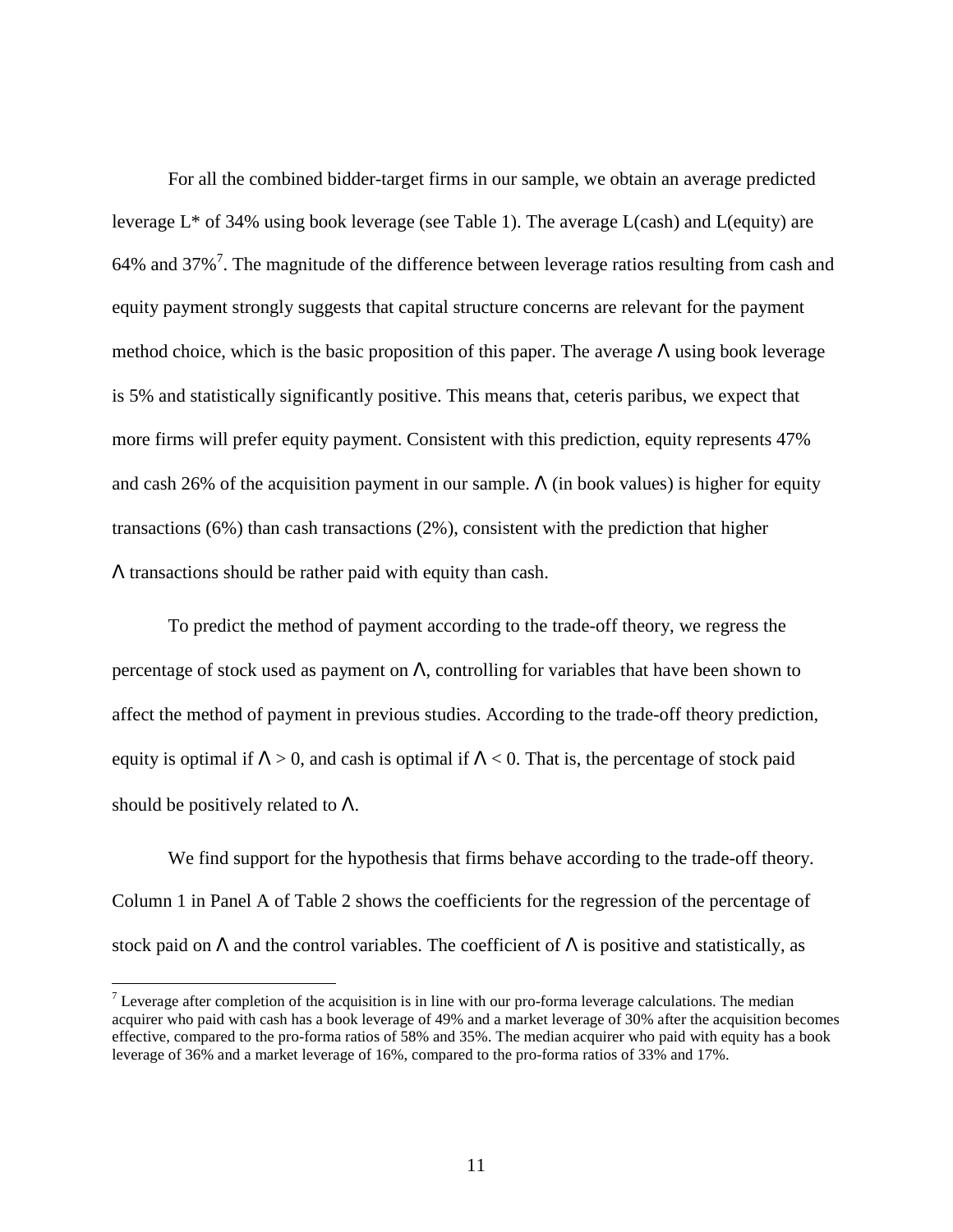For all the combined bidder-target firms in our sample, we obtain an average predicted leverage L* of 34% using book leverage (see Table 1). The average L(cash) and L(equity) are 64% and 37%[7]. The magnitude of the difference between leverage ratios resulting from cash and equity payment strongly suggests that capital structure concerns are relevant for the payment method choice, which is the basic proposition of this paper. The average $\Lambda$ using book leverage is 5% and statistically significantly positive. This means that, ceteris paribus, we expect that more firms will prefer equity payment. Consistent with this prediction, equity represents 47% and cash 26% of the acquisition payment in our sample. $\Lambda$ (in book values) is higher for equity transactions (6%) than cash transactions (2%), consistent with the prediction that higher $\Lambda$ transactions should be rather paid with equity than cash.

To predict the method of payment according to the trade-off theory, we regress the percentage of stock used as payment on $\Lambda$, controlling for variables that have been shown to affect the method of payment in previous studies. According to the trade-off theory prediction, equity is optimal if $\Lambda > 0$, and cash is optimal if $\Lambda < 0$. That is, the percentage of stock paid should be positively related to $\Lambda$.

We find support for the hypothesis that firms behave according to the trade-off theory. Column 1 in Panel A of Table 2 shows the coefficients for the regression of the percentage of stock paid on $\Lambda$ and the control variables. The coefficient of $\Lambda$ is positive and statistically, as

[7] Leverage after completion of the acquisition is in line with our pro-forma leverage calculations. The median acquirer who paid with cash has a book leverage of 49% and a market leverage of 30% after the acquisition becomes effective, compared to the pro-forma ratios of 58% and 35%. The median acquirer who paid with equity has a book leverage of 36% and a market leverage of 16%, compared to the pro-forma ratios of 33% and 17%.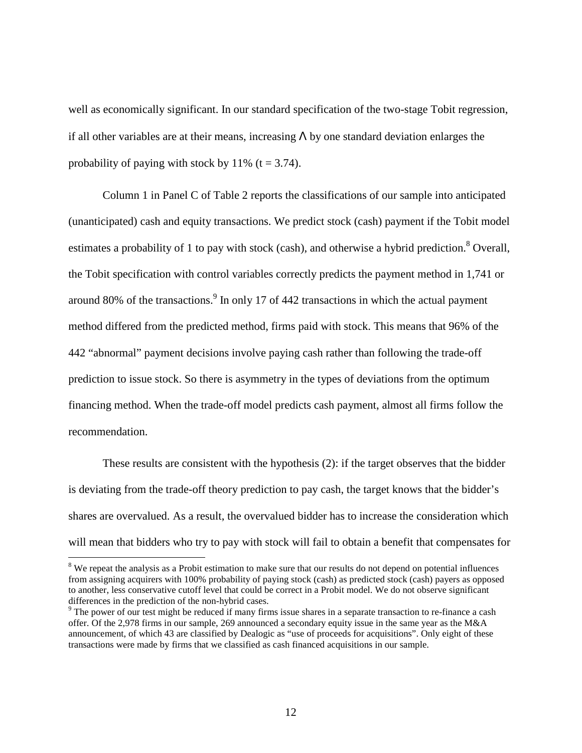well as economically significant. In our standard specification of the two-stage Tobit regression, if all other variables are at their means, increasing $\Lambda$ by one standard deviation enlarges the probability of paying with stock by 11% ($t = 3.74$).

Column 1 in Panel C of Table 2 reports the classifications of our sample into anticipated (unanticipated) cash and equity transactions. We predict stock (cash) payment if the Tobit model estimates a probability of 1 to pay with stock (cash), and otherwise a hybrid prediction.[8] Overall, the Tobit specification with control variables correctly predicts the payment method in 1,741 or around 80% of the transactions.[9] In only 17 of 442 transactions in which the actual payment method differed from the predicted method, firms paid with stock. This means that 96% of the 442 "abnormal" payment decisions involve paying cash rather than following the trade-off prediction to issue stock. So there is asymmetry in the types of deviations from the optimum financing method. When the trade-off model predicts cash payment, almost all firms follow the recommendation.

These results are consistent with the hypothesis (2): if the target observes that the bidder is deviating from the trade-off theory prediction to pay cash, the target knows that the bidder's shares are overvalued. As a result, the overvalued bidder has to increase the consideration which will mean that bidders who try to pay with stock will fail to obtain a benefit that compensates for

[8] We repeat the analysis as a Probit estimation to make sure that our results do not depend on potential influences from assigning acquirers with 100% probability of paying stock (cash) as predicted stock (cash) payers as opposed to another, less conservative cutoff level that could be correct in a Probit model. We do not observe significant differences in the prediction of the non-hybrid cases.

[9] The power of our test might be reduced if many firms issue shares in a separate transaction to re-finance a cash offer. Of the 2,978 firms in our sample, 269 announced a secondary equity issue in the same year as the M&A announcement, of which 43 are classified by Dealogic as "use of proceeds for acquisitions". Only eight of these transactions were made by firms that we classified as cash financed acquisitions in our sample.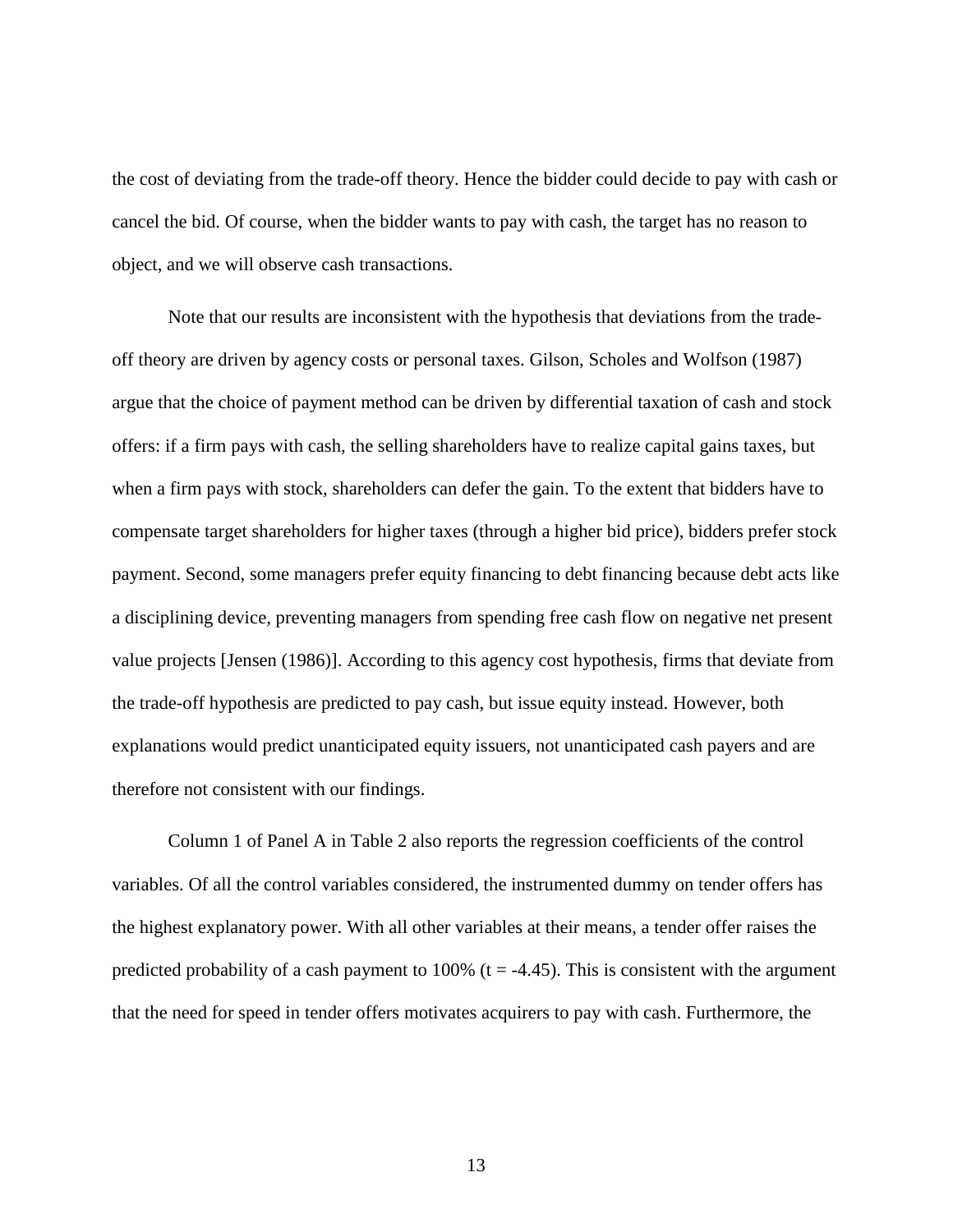the cost of deviating from the trade-off theory. Hence the bidder could decide to pay with cash or cancel the bid. Of course, when the bidder wants to pay with cash, the target has no reason to object, and we will observe cash transactions.

Note that our results are inconsistent with the hypothesis that deviations from the trade-off theory are driven by agency costs or personal taxes. Gilson, Scholes and Wolfson (1987) argue that the choice of payment method can be driven by differential taxation of cash and stock offers: if a firm pays with cash, the selling shareholders have to realize capital gains taxes, but when a firm pays with stock, shareholders can defer the gain. To the extent that bidders have to compensate target shareholders for higher taxes (through a higher bid price), bidders prefer stock payment. Second, some managers prefer equity financing to debt financing because debt acts like a disciplining device, preventing managers from spending free cash flow on negative net present value projects [Jensen (1986)]. According to this agency cost hypothesis, firms that deviate from the trade-off hypothesis are predicted to pay cash, but issue equity instead. However, both explanations would predict unanticipated equity issuers, not unanticipated cash payers and are therefore not consistent with our findings.

Column 1 of Panel A in Table 2 also reports the regression coefficients of the control variables. Of all the control variables considered, the instrumented dummy on tender offers has the highest explanatory power. With all other variables at their means, a tender offer raises the predicted probability of a cash payment to 100% ($t = -4.45$). This is consistent with the argument that the need for speed in tender offers motivates acquirers to pay with cash. Furthermore, the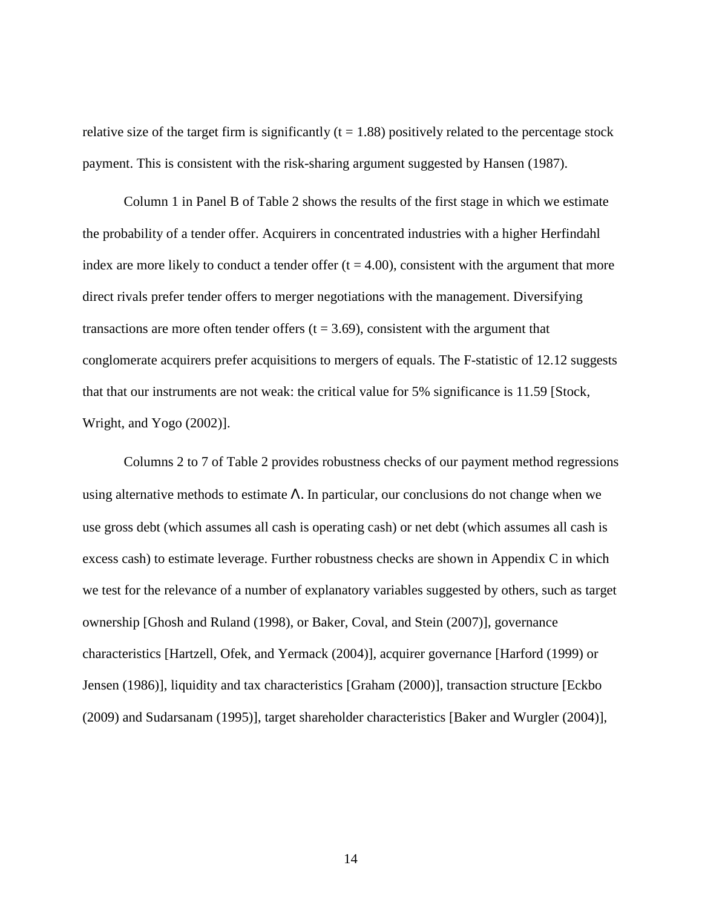relative size of the target firm is significantly ($t = 1.88$) positively related to the percentage stock payment. This is consistent with the risk-sharing argument suggested by Hansen (1987).

Column 1 in Panel B of Table 2 shows the results of the first stage in which we estimate the probability of a tender offer. Acquirers in concentrated industries with a higher Herfindahl index are more likely to conduct a tender offer ($t = 4.00$), consistent with the argument that more direct rivals prefer tender offers to merger negotiations with the management. Diversifying transactions are more often tender offers ($t = 3.69$), consistent with the argument that conglomerate acquirers prefer acquisitions to mergers of equals. The F-statistic of 12.12 suggests that that our instruments are not weak: the critical value for 5% significance is 11.59 [Stock, Wright, and Yogo (2002)].

Columns 2 to 7 of Table 2 provides robustness checks of our payment method regressions using alternative methods to estimate $\Lambda$. In particular, our conclusions do not change when we use gross debt (which assumes all cash is operating cash) or net debt (which assumes all cash is excess cash) to estimate leverage. Further robustness checks are shown in Appendix C in which we test for the relevance of a number of explanatory variables suggested by others, such as target ownership [Ghosh and Ruland (1998), or Baker, Coval, and Stein (2007)], governance characteristics [Hartzell, Ofek, and Yermack (2004)], acquirer governance [Harford (1999) or Jensen (1986)], liquidity and tax characteristics [Graham (2000)], transaction structure [Eckbo (2009) and Sudarsanam (1995)], target shareholder characteristics [Baker and Wurgler (2004)],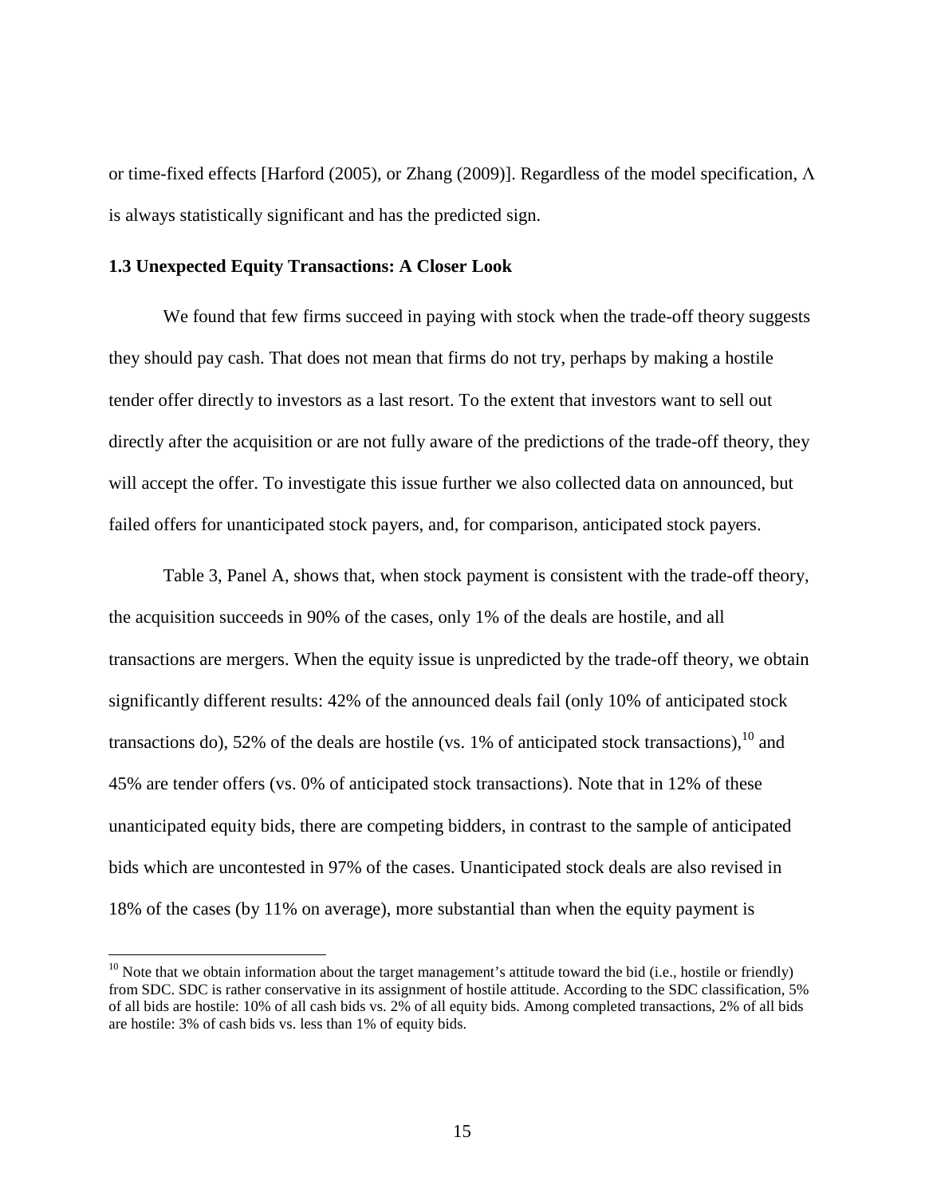or time-fixed effects [Harford (2005), or Zhang (2009)]. Regardless of the model specification, $\Lambda$ is always statistically significant and has the predicted sign.

### 1.3 Unexpected Equity Transactions: A Closer Look

We found that few firms succeed in paying with stock when the trade-off theory suggests they should pay cash. That does not mean that firms do not try, perhaps by making a hostile tender offer directly to investors as a last resort. To the extent that investors want to sell out directly after the acquisition or are not fully aware of the predictions of the trade-off theory, they will accept the offer. To investigate this issue further we also collected data on announced, but failed offers for unanticipated stock payers, and, for comparison, anticipated stock payers.

Table 3, Panel A, shows that, when stock payment is consistent with the trade-off theory, the acquisition succeeds in 90% of the cases, only 1% of the deals are hostile, and all transactions are mergers. When the equity issue is unpredicted by the trade-off theory, we obtain significantly different results: 42% of the announced deals fail (only 10% of anticipated stock transactions do), 52% of the deals are hostile (vs. 1% of anticipated stock transactions),[10] and 45% are tender offers (vs. 0% of anticipated stock transactions). Note that in 12% of these unanticipated equity bids, there are competing bidders, in contrast to the sample of anticipated bids which are uncontested in 97% of the cases. Unanticipated stock deals are also revised in 18% of the cases (by 11% on average), more substantial than when the equity payment is

[10] Note that we obtain information about the target management's attitude toward the bid (i.e., hostile or friendly) from SDC. SDC is rather conservative in its assignment of hostile attitude. According to the SDC classification, 5% of all bids are hostile: 10% of all cash bids vs. 2% of all equity bids. Among completed transactions, 2% of all bids are hostile: 3% of cash bids vs. less than 1% of equity bids.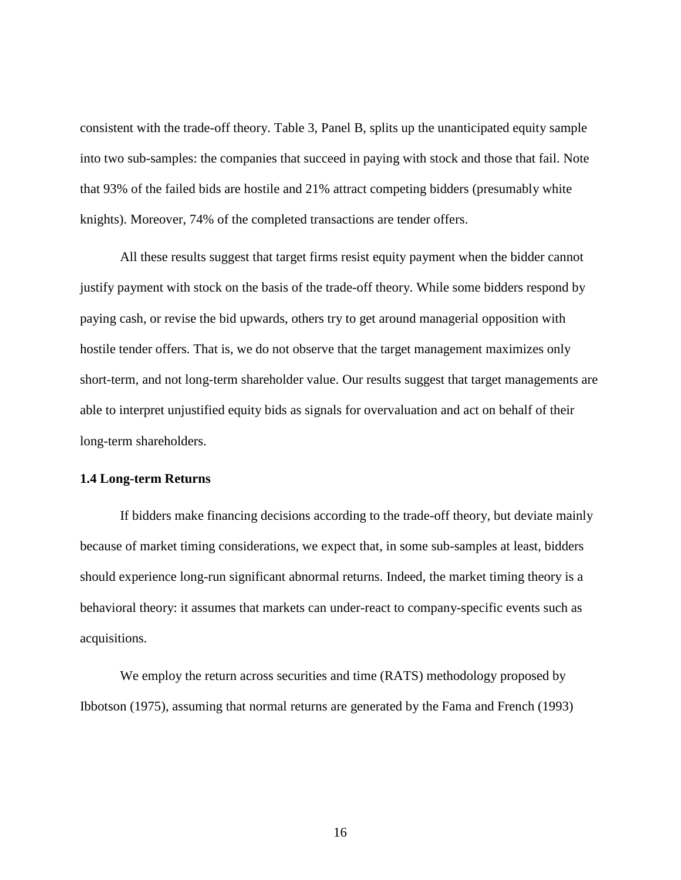consistent with the trade-off theory. Table 3, Panel B, splits up the unanticipated equity sample into two sub-samples: the companies that succeed in paying with stock and those that fail. Note that 93% of the failed bids are hostile and 21% attract competing bidders (presumably white knights). Moreover, 74% of the completed transactions are tender offers.

All these results suggest that target firms resist equity payment when the bidder cannot justify payment with stock on the basis of the trade-off theory. While some bidders respond by paying cash, or revise the bid upwards, others try to get around managerial opposition with hostile tender offers. That is, we do not observe that the target management maximizes only short-term, and not long-term shareholder value. Our results suggest that target managements are able to interpret unjustified equity bids as signals for overvaluation and act on behalf of their long-term shareholders.

### 1.4 Long-term Returns

If bidders make financing decisions according to the trade-off theory, but deviate mainly because of market timing considerations, we expect that, in some sub-samples at least, bidders should experience long-run significant abnormal returns. Indeed, the market timing theory is a behavioral theory: it assumes that markets can under-react to company-specific events such as acquisitions.

We employ the return across securities and time (RATS) methodology proposed by Ibbotson (1975), assuming that normal returns are generated by the Fama and French (1993)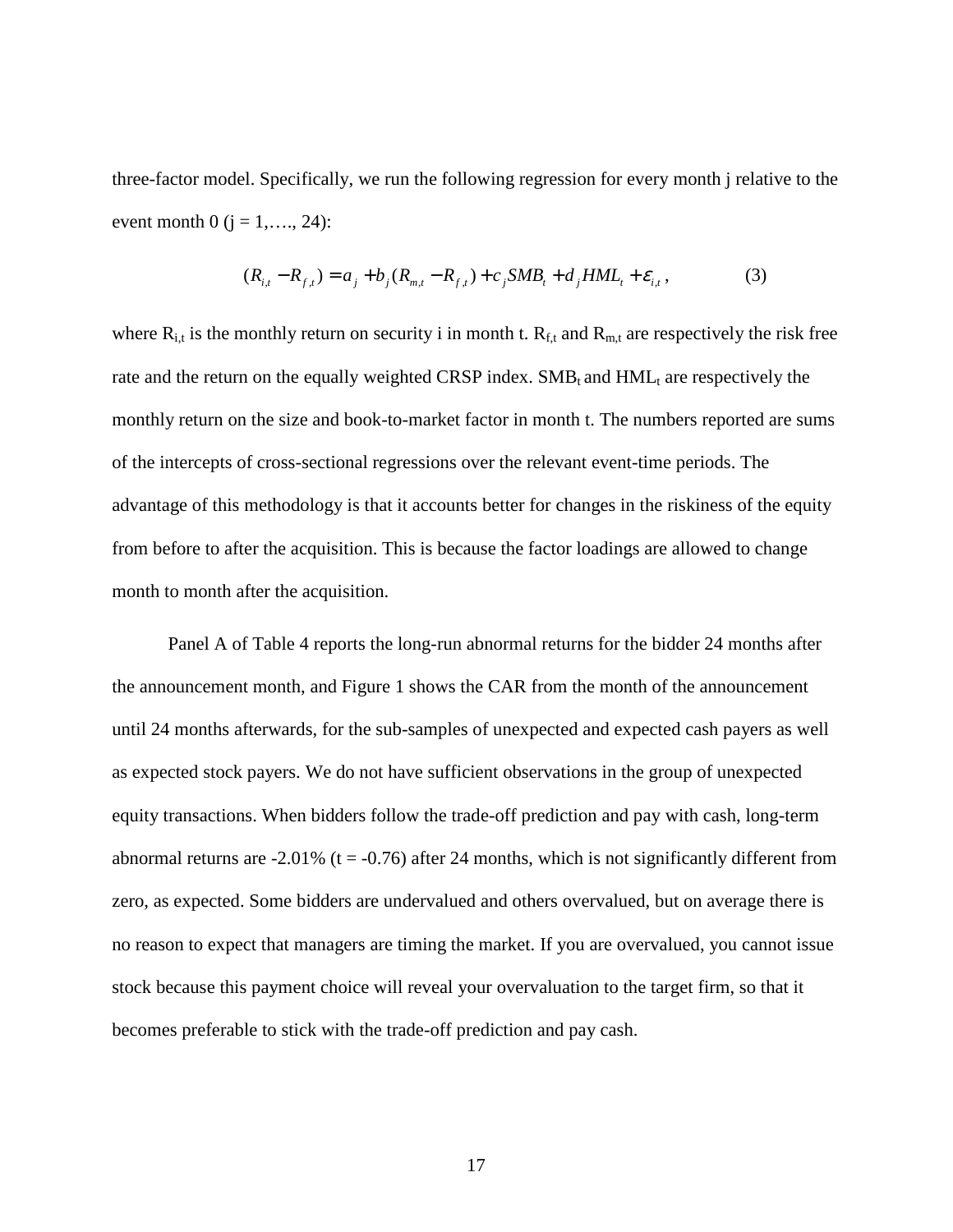three-factor model. Specifically, we run the following regression for every month j relative to the event month 0 (j = 1,…., 24):

$$(R_{i,t} - R_{f,t}) = a_j + b_j(R_{m,t} - R_{f,t}) + c_j SMB_t + d_j HML_t + \varepsilon_{i,t}, \qquad (3)$$

where $R_{i,t}$ is the monthly return on security i in month t. $R_{f,t}$ and $R_{m,t}$ are respectively the risk free rate and the return on the equally weighted CRSP index. $SMB_t$ and $HML_t$ are respectively the monthly return on the size and book-to-market factor in month t. The numbers reported are sums of the intercepts of cross-sectional regressions over the relevant event-time periods. The advantage of this methodology is that it accounts better for changes in the riskiness of the equity from before to after the acquisition. This is because the factor loadings are allowed to change month to month after the acquisition.

Panel A of Table 4 reports the long-run abnormal returns for the bidder 24 months after the announcement month, and Figure 1 shows the CAR from the month of the announcement until 24 months afterwards, for the sub-samples of unexpected and expected cash payers as well as expected stock payers. We do not have sufficient observations in the group of unexpected equity transactions. When bidders follow the trade-off prediction and pay with cash, long-term abnormal returns are -2.01% (t = -0.76) after 24 months, which is not significantly different from zero, as expected. Some bidders are undervalued and others overvalued, but on average there is no reason to expect that managers are timing the market. If you are overvalued, you cannot issue stock because this payment choice will reveal your overvaluation to the target firm, so that it becomes preferable to stick with the trade-off prediction and pay cash.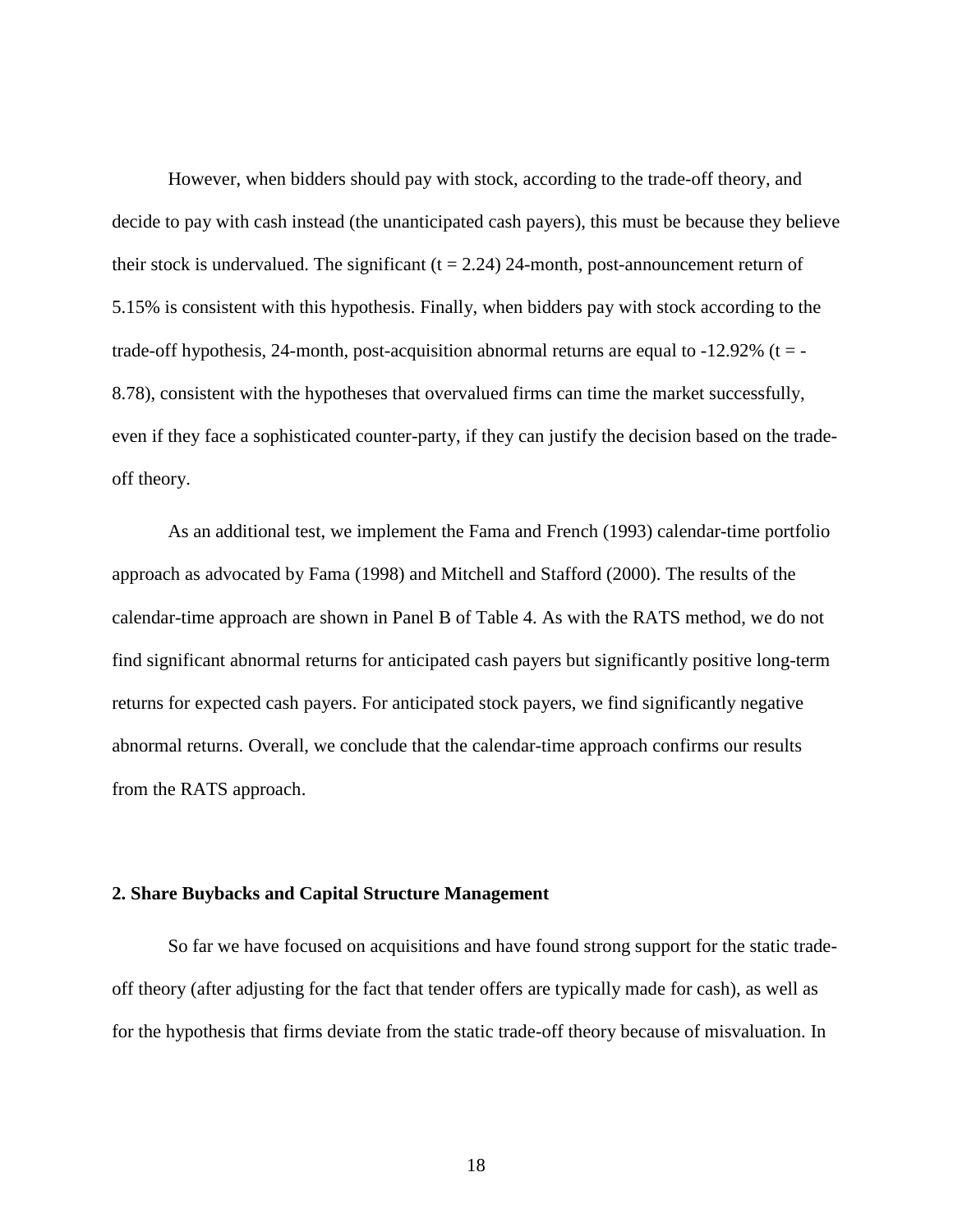However, when bidders should pay with stock, according to the trade-off theory, and decide to pay with cash instead (the unanticipated cash payers), this must be because they believe their stock is undervalued. The significant ($t = 2.24$) 24-month, post-announcement return of 5.15% is consistent with this hypothesis. Finally, when bidders pay with stock according to the trade-off hypothesis, 24-month, post-acquisition abnormal returns are equal to -12.92% ($t = -8.78$), consistent with the hypotheses that overvalued firms can time the market successfully, even if they face a sophisticated counter-party, if they can justify the decision based on the trade-off theory.

As an additional test, we implement the Fama and French (1993) calendar-time portfolio approach as advocated by Fama (1998) and Mitchell and Stafford (2000). The results of the calendar-time approach are shown in Panel B of Table 4. As with the RATS method, we do not find significant abnormal returns for anticipated cash payers but significantly positive long-term returns for expected cash payers. For anticipated stock payers, we find significantly negative abnormal returns. Overall, we conclude that the calendar-time approach confirms our results from the RATS approach.

## 2. Share Buybacks and Capital Structure Management

So far we have focused on acquisitions and have found strong support for the static trade-off theory (after adjusting for the fact that tender offers are typically made for cash), as well as for the hypothesis that firms deviate from the static trade-off theory because of misvaluation. In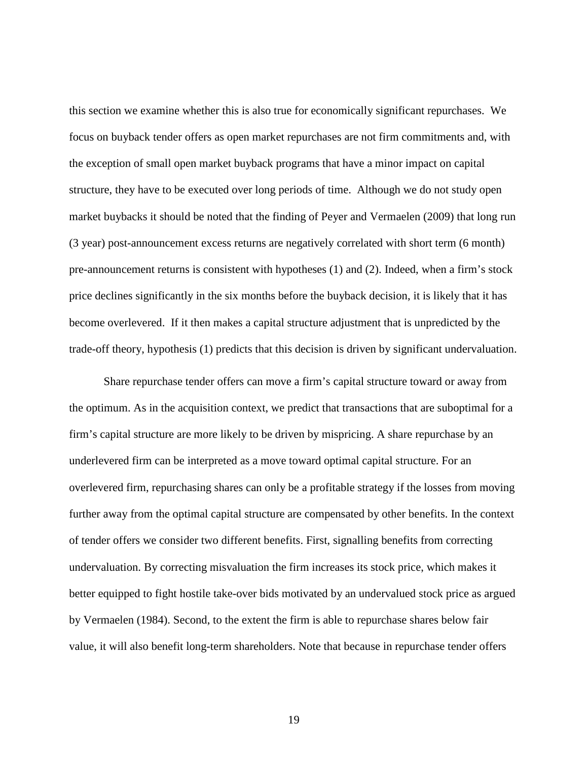this section we examine whether this is also true for economically significant repurchases. We focus on buyback tender offers as open market repurchases are not firm commitments and, with the exception of small open market buyback programs that have a minor impact on capital structure, they have to be executed over long periods of time. Although we do not study open market buybacks it should be noted that the finding of Peyer and Vermaelen (2009) that long run (3 year) post-announcement excess returns are negatively correlated with short term (6 month) pre-announcement returns is consistent with hypotheses (1) and (2). Indeed, when a firm's stock price declines significantly in the six months before the buyback decision, it is likely that it has become overlevered. If it then makes a capital structure adjustment that is unpredicted by the trade-off theory, hypothesis (1) predicts that this decision is driven by significant undervaluation.

Share repurchase tender offers can move a firm's capital structure toward or away from the optimum. As in the acquisition context, we predict that transactions that are suboptimal for a firm's capital structure are more likely to be driven by mispricing. A share repurchase by an underlevered firm can be interpreted as a move toward optimal capital structure. For an overlevered firm, repurchasing shares can only be a profitable strategy if the losses from moving further away from the optimal capital structure are compensated by other benefits. In the context of tender offers we consider two different benefits. First, signalling benefits from correcting undervaluation. By correcting misvaluation the firm increases its stock price, which makes it better equipped to fight hostile take-over bids motivated by an undervalued stock price as argued by Vermaelen (1984). Second, to the extent the firm is able to repurchase shares below fair value, it will also benefit long-term shareholders. Note that because in repurchase tender offers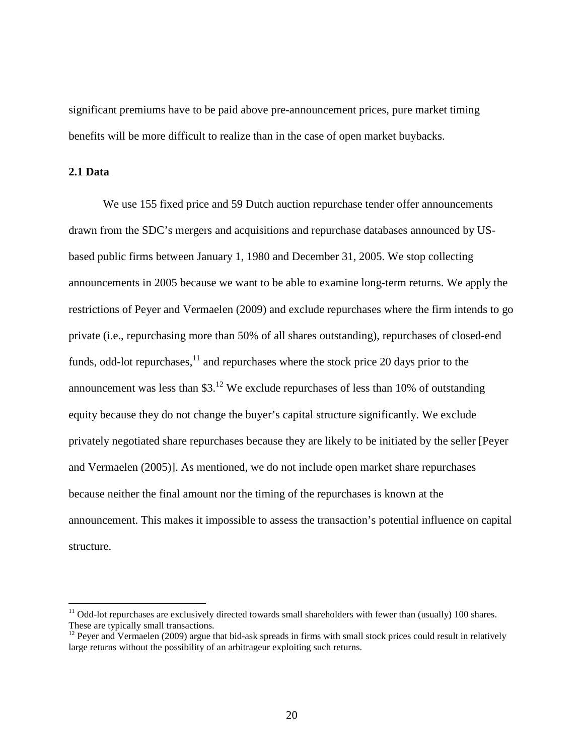significant premiums have to be paid above pre-announcement prices, pure market timing benefits will be more difficult to realize than in the case of open market buybacks.

### 2.1 Data

We use 155 fixed price and 59 Dutch auction repurchase tender offer announcements drawn from the SDC's mergers and acquisitions and repurchase databases announced by US-based public firms between January 1, 1980 and December 31, 2005. We stop collecting announcements in 2005 because we want to be able to examine long-term returns. We apply the restrictions of Peyer and Vermaelen (2009) and exclude repurchases where the firm intends to go private (i.e., repurchasing more than 50% of all shares outstanding), repurchases of closed-end funds, odd-lot repurchases,[11] and repurchases where the stock price 20 days prior to the announcement was less than $3.[12] We exclude repurchases of less than 10% of outstanding equity because they do not change the buyer's capital structure significantly. We exclude privately negotiated share repurchases because they are likely to be initiated by the seller [Peyer and Vermaelen (2005)]. As mentioned, we do not include open market share repurchases because neither the final amount nor the timing of the repurchases is known at the announcement. This makes it impossible to assess the transaction's potential influence on capital structure.

---

[11] Odd-lot repurchases are exclusively directed towards small shareholders with fewer than (usually) 100 shares. These are typically small transactions.

[12] Peyer and Vermaelen (2009) argue that bid-ask spreads in firms with small stock prices could result in relatively large returns without the possibility of an arbitrageur exploiting such returns.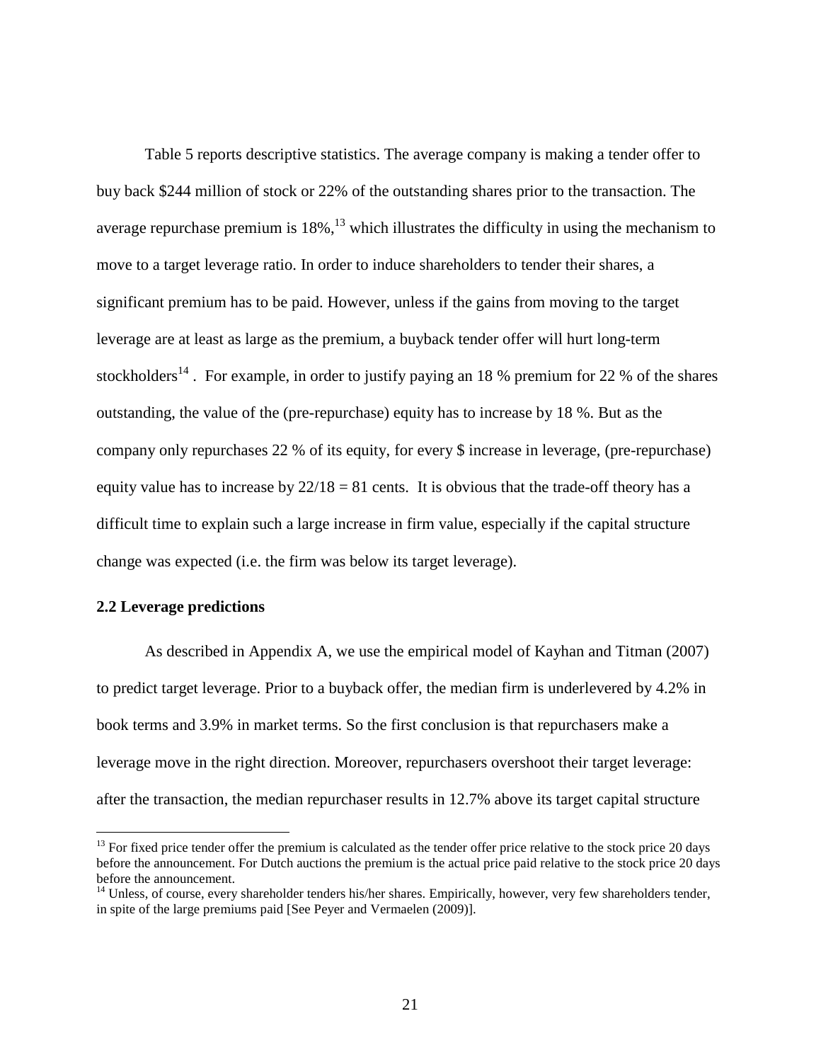Table 5 reports descriptive statistics. The average company is making a tender offer to buy back \$244 million of stock or 22% of the outstanding shares prior to the transaction. The average repurchase premium is 18%,[13] which illustrates the difficulty in using the mechanism to move to a target leverage ratio. In order to induce shareholders to tender their shares, a significant premium has to be paid. However, unless if the gains from moving to the target leverage are at least as large as the premium, a buyback tender offer will hurt long-term stockholders[14] . For example, in order to justify paying an 18 % premium for 22 % of the shares outstanding, the value of the (pre-repurchase) equity has to increase by 18 %. But as the company only repurchases 22 % of its equity, for every \$ increase in leverage, (pre-repurchase) equity value has to increase by 22/18 = 81 cents. It is obvious that the trade-off theory has a difficult time to explain such a large increase in firm value, especially if the capital structure change was expected (i.e. the firm was below its target leverage).

### 2.2 Leverage predictions

As described in Appendix A, we use the empirical model of Kayhan and Titman (2007) to predict target leverage. Prior to a buyback offer, the median firm is underlevered by 4.2% in book terms and 3.9% in market terms. So the first conclusion is that repurchasers make a leverage move in the right direction. Moreover, repurchasers overshoot their target leverage: after the transaction, the median repurchaser results in 12.7% above its target capital structure

---

[13] For fixed price tender offer the premium is calculated as the tender offer price relative to the stock price 20 days before the announcement. For Dutch auctions the premium is the actual price paid relative to the stock price 20 days before the announcement.

[14] Unless, of course, every shareholder tenders his/her shares. Empirically, however, very few shareholders tender, in spite of the large premiums paid [See Peyer and Vermaelen (2009)].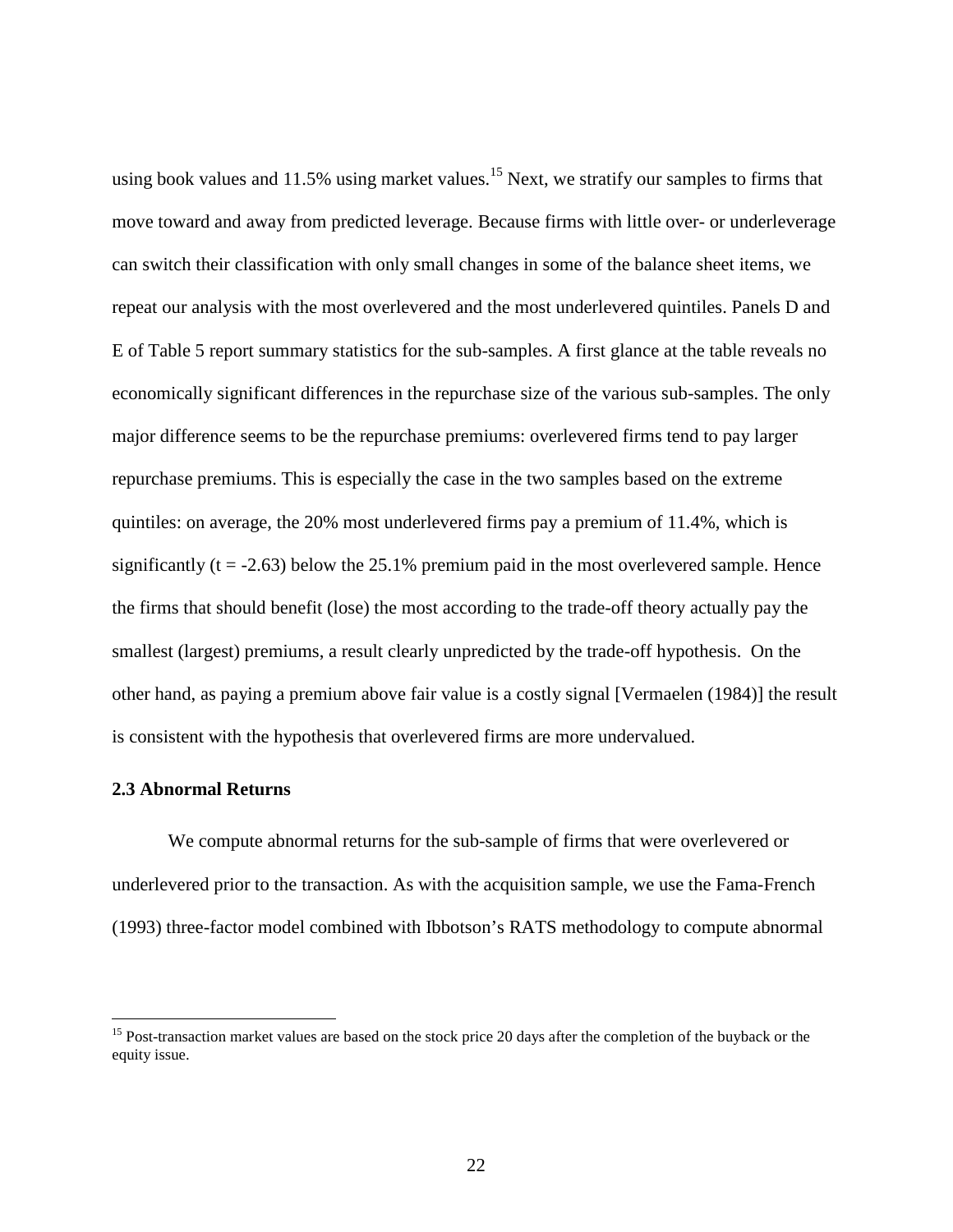using book values and 11.5% using market values.[15] Next, we stratify our samples to firms that move toward and away from predicted leverage. Because firms with little over- or underleverage can switch their classification with only small changes in some of the balance sheet items, we repeat our analysis with the most overlevered and the most underlevered quintiles. Panels D and E of Table 5 report summary statistics for the sub-samples. A first glance at the table reveals no economically significant differences in the repurchase size of the various sub-samples. The only major difference seems to be the repurchase premiums: overlevered firms tend to pay larger repurchase premiums. This is especially the case in the two samples based on the extreme quintiles: on average, the 20% most underlevered firms pay a premium of 11.4%, which is significantly ($t = -2.63$) below the 25.1% premium paid in the most overlevered sample. Hence the firms that should benefit (lose) the most according to the trade-off theory actually pay the smallest (largest) premiums, a result clearly unpredicted by the trade-off hypothesis. On the other hand, as paying a premium above fair value is a costly signal [Vermaelen (1984)] the result is consistent with the hypothesis that overlevered firms are more undervalued.

### 2.3 Abnormal Returns

We compute abnormal returns for the sub-sample of firms that were overlevered or underlevered prior to the transaction. As with the acquisition sample, we use the Fama-French (1993) three-factor model combined with Ibbotson's RATS methodology to compute abnormal

[15] Post-transaction market values are based on the stock price 20 days after the completion of the buyback or the equity issue.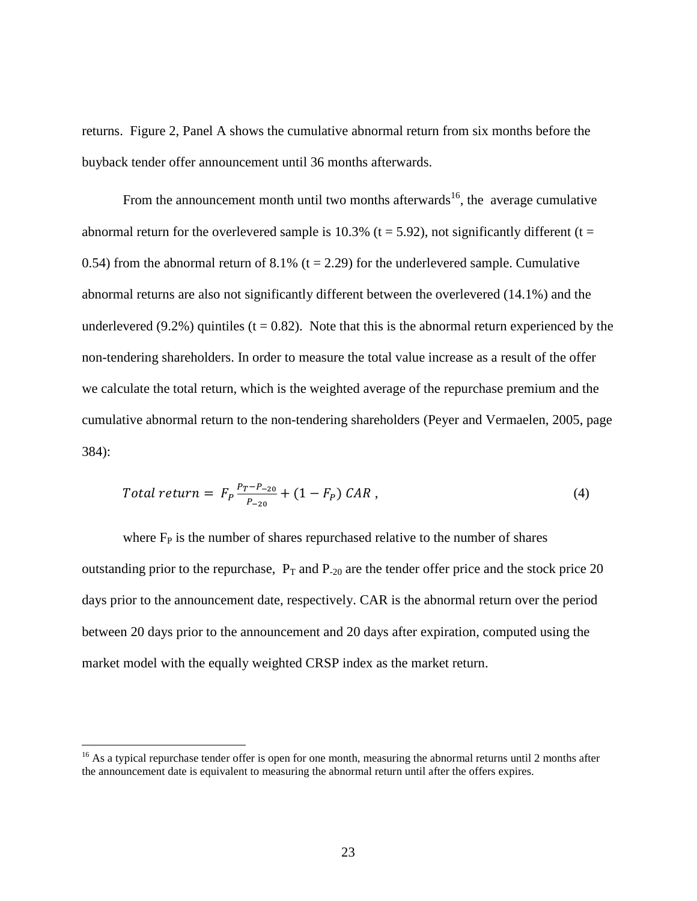returns. Figure 2, Panel A shows the cumulative abnormal return from six months before the buyback tender offer announcement until 36 months afterwards.

From the announcement month until two months afterwards[16], the average cumulative abnormal return for the overlevered sample is 10.3% ($t = 5.92$), not significantly different ($t = 0.54$) from the abnormal return of 8.1% ($t = 2.29$) for the underlevered sample. Cumulative abnormal returns are also not significantly different between the overlevered (14.1%) and the underlevered (9.2%) quintiles ($t = 0.82$). Note that this is the abnormal return experienced by the non-tendering shareholders. In order to measure the total value increase as a result of the offer we calculate the total return, which is the weighted average of the repurchase premium and the cumulative abnormal return to the non-tendering shareholders (Peyer and Vermaelen, 2005, page 384):

$$Total\ return = F_P \frac{P_T - P_{-20}}{P_{-20}} + (1 - F_P)\ CAR\ , \tag{4}$$

where $F_P$ is the number of shares repurchased relative to the number of shares outstanding prior to the repurchase, $P_T$ and $P_{-20}$ are the tender offer price and the stock price 20 days prior to the announcement date, respectively. CAR is the abnormal return over the period between 20 days prior to the announcement and 20 days after expiration, computed using the market model with the equally weighted CRSP index as the market return.

[16] As a typical repurchase tender offer is open for one month, measuring the abnormal returns until 2 months after the announcement date is equivalent to measuring the abnormal return until after the offers expires.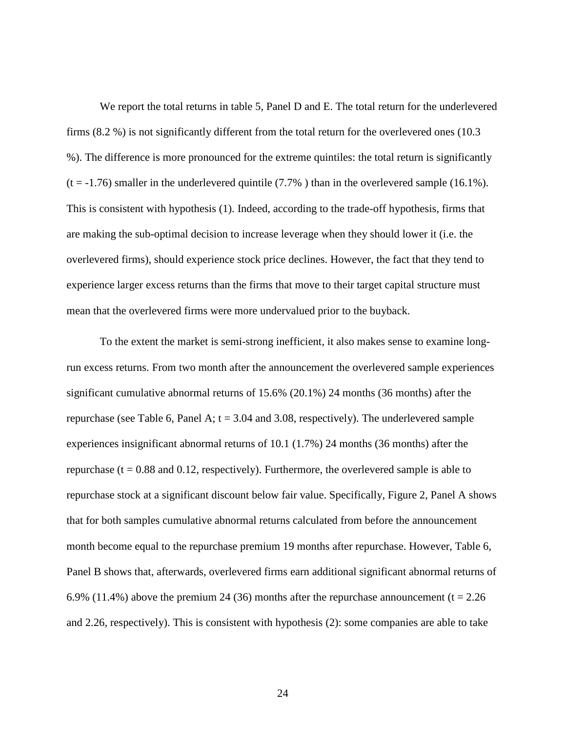We report the total returns in table 5, Panel D and E. The total return for the underlevered firms (8.2 %) is not significantly different from the total return for the overlevered ones (10.3 %). The difference is more pronounced for the extreme quintiles: the total return is significantly (t = -1.76) smaller in the underlevered quintile (7.7% ) than in the overlevered sample (16.1%). This is consistent with hypothesis (1). Indeed, according to the trade-off hypothesis, firms that are making the sub-optimal decision to increase leverage when they should lower it (i.e. the overlevered firms), should experience stock price declines. However, the fact that they tend to experience larger excess returns than the firms that move to their target capital structure must mean that the overlevered firms were more undervalued prior to the buyback.

To the extent the market is semi-strong inefficient, it also makes sense to examine long-run excess returns. From two month after the announcement the overlevered sample experiences significant cumulative abnormal returns of 15.6% (20.1%) 24 months (36 months) after the repurchase (see Table 6, Panel A; t = 3.04 and 3.08, respectively). The underlevered sample experiences insignificant abnormal returns of 10.1 (1.7%) 24 months (36 months) after the repurchase (t = 0.88 and 0.12, respectively). Furthermore, the overlevered sample is able to repurchase stock at a significant discount below fair value. Specifically, Figure 2, Panel A shows that for both samples cumulative abnormal returns calculated from before the announcement month become equal to the repurchase premium 19 months after repurchase. However, Table 6, Panel B shows that, afterwards, overlevered firms earn additional significant abnormal returns of 6.9% (11.4%) above the premium 24 (36) months after the repurchase announcement (t = 2.26 and 2.26, respectively). This is consistent with hypothesis (2): some companies are able to take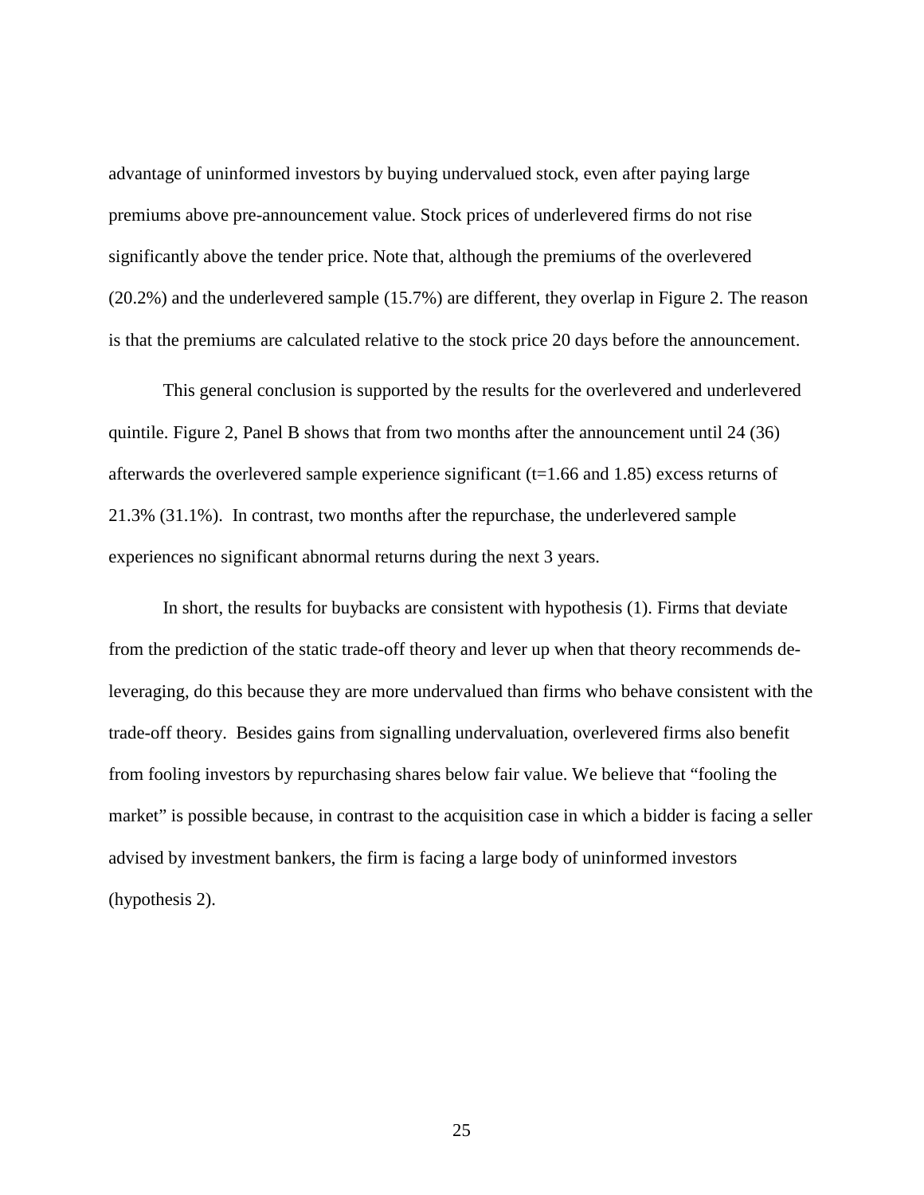advantage of uninformed investors by buying undervalued stock, even after paying large premiums above pre-announcement value. Stock prices of underlevered firms do not rise significantly above the tender price. Note that, although the premiums of the overlevered (20.2%) and the underlevered sample (15.7%) are different, they overlap in Figure 2. The reason is that the premiums are calculated relative to the stock price 20 days before the announcement.

This general conclusion is supported by the results for the overlevered and underlevered quintile. Figure 2, Panel B shows that from two months after the announcement until 24 (36) afterwards the overlevered sample experience significant (t=1.66 and 1.85) excess returns of 21.3% (31.1%). In contrast, two months after the repurchase, the underlevered sample experiences no significant abnormal returns during the next 3 years.

In short, the results for buybacks are consistent with hypothesis (1). Firms that deviate from the prediction of the static trade-off theory and lever up when that theory recommends de-leveraging, do this because they are more undervalued than firms who behave consistent with the trade-off theory. Besides gains from signalling undervaluation, overlevered firms also benefit from fooling investors by repurchasing shares below fair value. We believe that "fooling the market" is possible because, in contrast to the acquisition case in which a bidder is facing a seller advised by investment bankers, the firm is facing a large body of uninformed investors (hypothesis 2).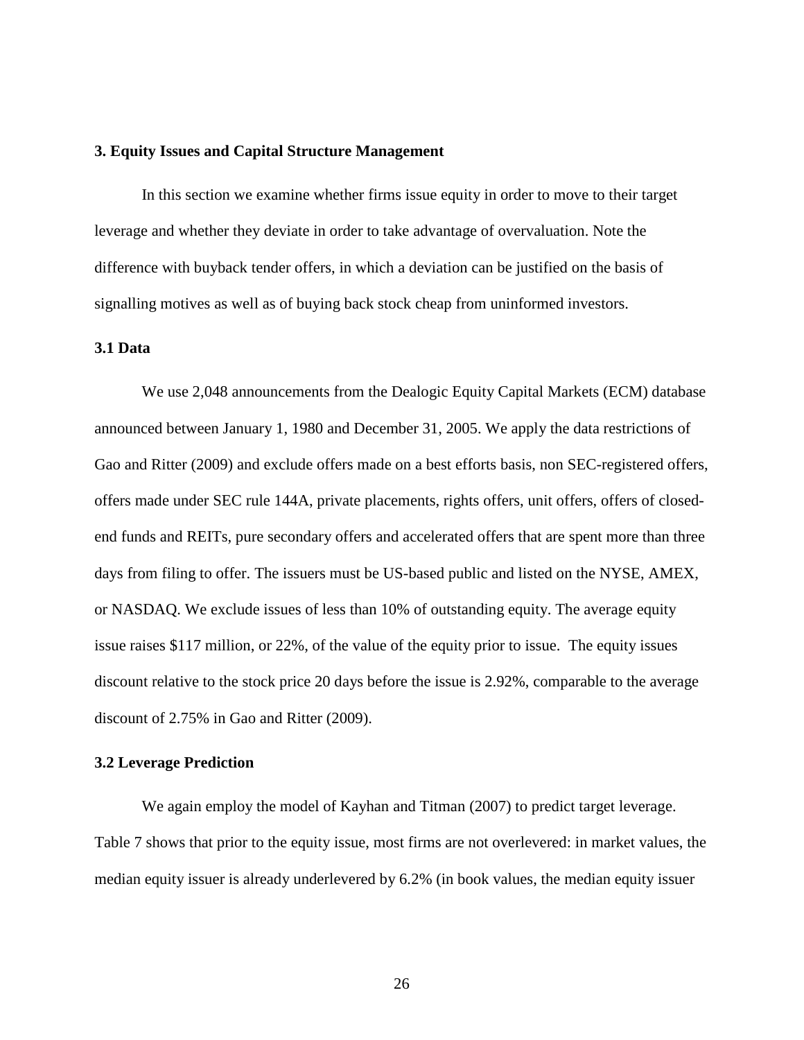## 3. Equity Issues and Capital Structure Management

In this section we examine whether firms issue equity in order to move to their target leverage and whether they deviate in order to take advantage of overvaluation. Note the difference with buyback tender offers, in which a deviation can be justified on the basis of signalling motives as well as of buying back stock cheap from uninformed investors.

### 3.1 Data

We use 2,048 announcements from the Dealogic Equity Capital Markets (ECM) database announced between January 1, 1980 and December 31, 2005. We apply the data restrictions of Gao and Ritter (2009) and exclude offers made on a best efforts basis, non SEC-registered offers, offers made under SEC rule 144A, private placements, rights offers, unit offers, offers of closed-end funds and REITs, pure secondary offers and accelerated offers that are spent more than three days from filing to offer. The issuers must be US-based public and listed on the NYSE, AMEX, or NASDAQ. We exclude issues of less than 10% of outstanding equity. The average equity issue raises \$117 million, or 22%, of the value of the equity prior to issue. The equity issues discount relative to the stock price 20 days before the issue is 2.92%, comparable to the average discount of 2.75% in Gao and Ritter (2009).

### 3.2 Leverage Prediction

We again employ the model of Kayhan and Titman (2007) to predict target leverage. Table 7 shows that prior to the equity issue, most firms are not overlevered: in market values, the median equity issuer is already underlevered by 6.2% (in book values, the median equity issuer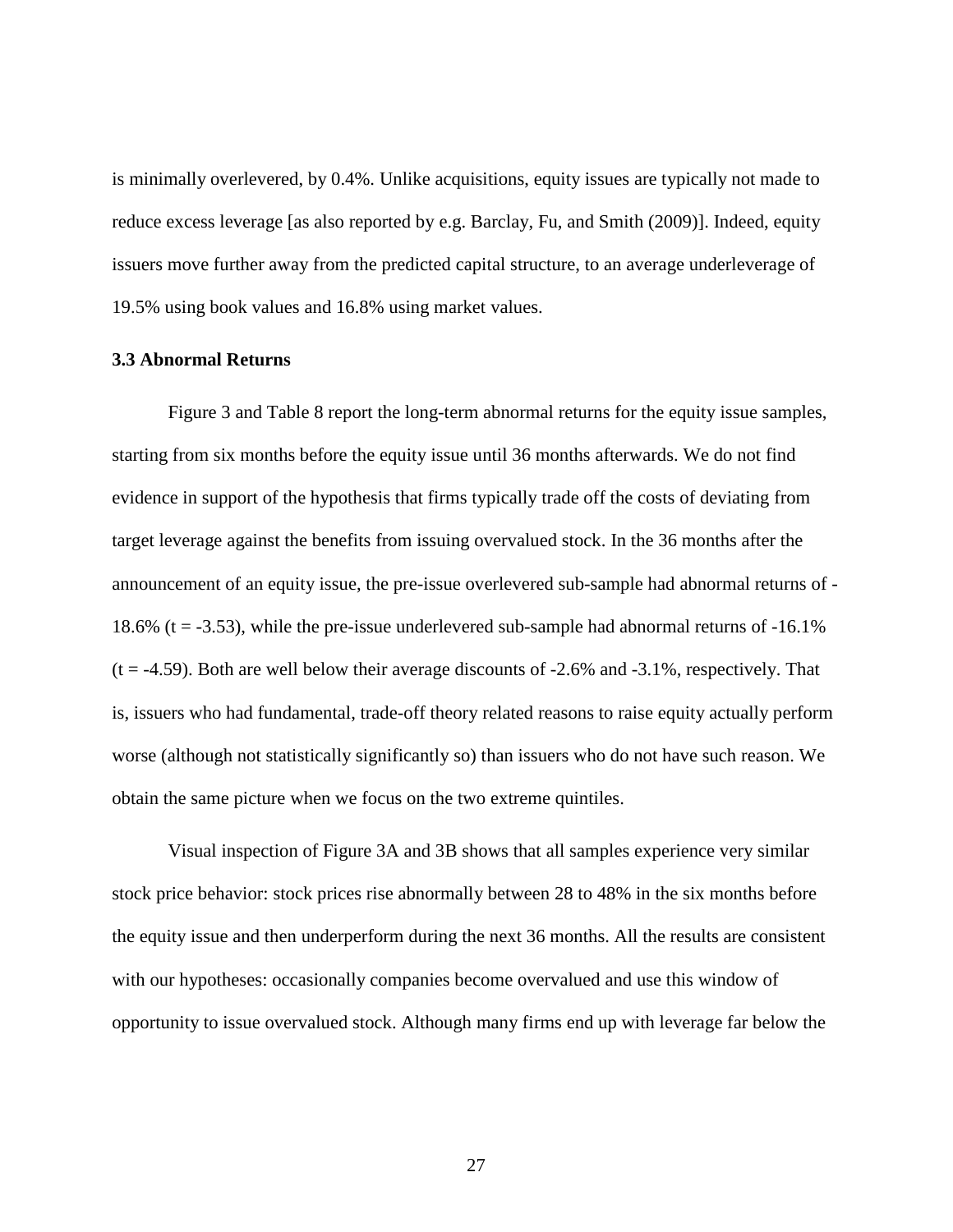is minimally overlevered, by 0.4%. Unlike acquisitions, equity issues are typically not made to reduce excess leverage [as also reported by e.g. Barclay, Fu, and Smith (2009)]. Indeed, equity issuers move further away from the predicted capital structure, to an average underleverage of 19.5% using book values and 16.8% using market values.

### 3.3 Abnormal Returns

Figure 3 and Table 8 report the long-term abnormal returns for the equity issue samples, starting from six months before the equity issue until 36 months afterwards. We do not find evidence in support of the hypothesis that firms typically trade off the costs of deviating from target leverage against the benefits from issuing overvalued stock. In the 36 months after the announcement of an equity issue, the pre-issue overlevered sub-sample had abnormal returns of -18.6% ($t = -3.53$), while the pre-issue underlevered sub-sample had abnormal returns of -16.1% ($t = -4.59$). Both are well below their average discounts of -2.6% and -3.1%, respectively. That is, issuers who had fundamental, trade-off theory related reasons to raise equity actually perform worse (although not statistically significantly so) than issuers who do not have such reason. We obtain the same picture when we focus on the two extreme quintiles.

Visual inspection of Figure 3A and 3B shows that all samples experience very similar stock price behavior: stock prices rise abnormally between 28 to 48% in the six months before the equity issue and then underperform during the next 36 months. All the results are consistent with our hypotheses: occasionally companies become overvalued and use this window of opportunity to issue overvalued stock. Although many firms end up with leverage far below the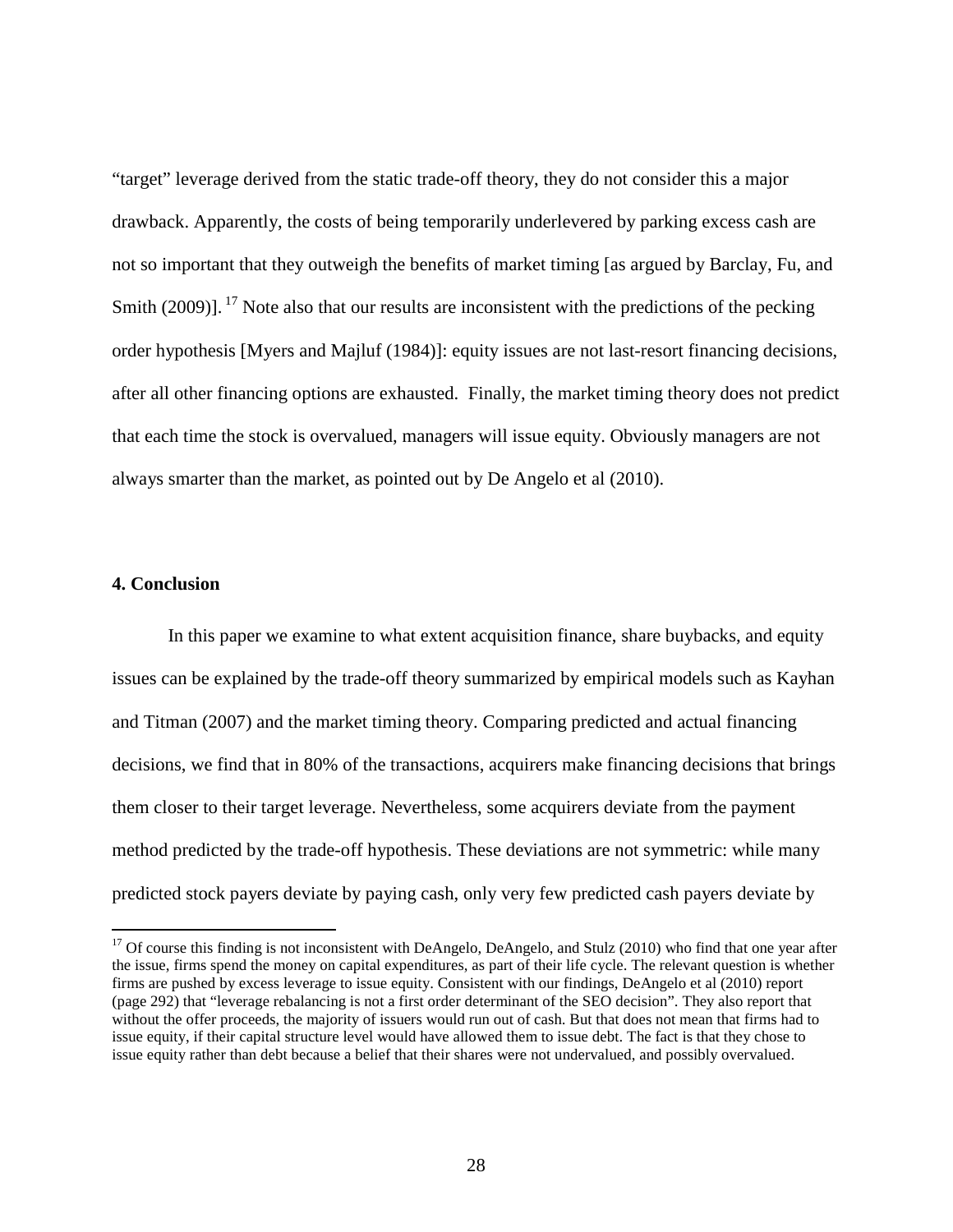"target" leverage derived from the static trade-off theory, they do not consider this a major drawback. Apparently, the costs of being temporarily underlevered by parking excess cash are not so important that they outweigh the benefits of market timing [as argued by Barclay, Fu, and Smith (2009)]. [17] Note also that our results are inconsistent with the predictions of the pecking order hypothesis [Myers and Majluf (1984)]: equity issues are not last-resort financing decisions, after all other financing options are exhausted. Finally, the market timing theory does not predict that each time the stock is overvalued, managers will issue equity. Obviously managers are not always smarter than the market, as pointed out by De Angelo et al (2010).

## 4. Conclusion

In this paper we examine to what extent acquisition finance, share buybacks, and equity issues can be explained by the trade-off theory summarized by empirical models such as Kayhan and Titman (2007) and the market timing theory. Comparing predicted and actual financing decisions, we find that in 80% of the transactions, acquirers make financing decisions that brings them closer to their target leverage. Nevertheless, some acquirers deviate from the payment method predicted by the trade-off hypothesis. These deviations are not symmetric: while many predicted stock payers deviate by paying cash, only very few predicted cash payers deviate by

---

[17] Of course this finding is not inconsistent with DeAngelo, DeAngelo, and Stulz (2010) who find that one year after the issue, firms spend the money on capital expenditures, as part of their life cycle. The relevant question is whether firms are pushed by excess leverage to issue equity. Consistent with our findings, DeAngelo et al (2010) report (page 292) that "leverage rebalancing is not a first order determinant of the SEO decision". They also report that without the offer proceeds, the majority of issuers would run out of cash. But that does not mean that firms had to issue equity, if their capital structure level would have allowed them to issue debt. The fact is that they chose to issue equity rather than debt because a belief that their shares were not undervalued, and possibly overvalued.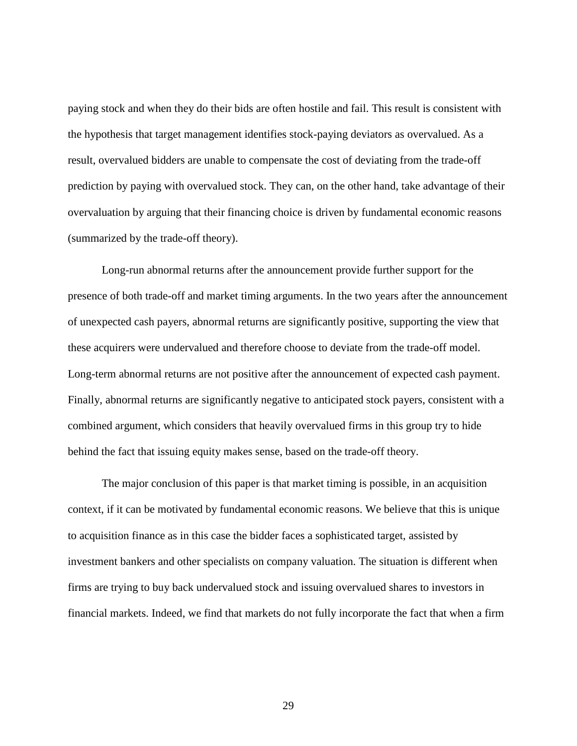paying stock and when they do their bids are often hostile and fail. This result is consistent with the hypothesis that target management identifies stock-paying deviators as overvalued. As a result, overvalued bidders are unable to compensate the cost of deviating from the trade-off prediction by paying with overvalued stock. They can, on the other hand, take advantage of their overvaluation by arguing that their financing choice is driven by fundamental economic reasons (summarized by the trade-off theory).

Long-run abnormal returns after the announcement provide further support for the presence of both trade-off and market timing arguments. In the two years after the announcement of unexpected cash payers, abnormal returns are significantly positive, supporting the view that these acquirers were undervalued and therefore choose to deviate from the trade-off model. Long-term abnormal returns are not positive after the announcement of expected cash payment. Finally, abnormal returns are significantly negative to anticipated stock payers, consistent with a combined argument, which considers that heavily overvalued firms in this group try to hide behind the fact that issuing equity makes sense, based on the trade-off theory.

The major conclusion of this paper is that market timing is possible, in an acquisition context, if it can be motivated by fundamental economic reasons. We believe that this is unique to acquisition finance as in this case the bidder faces a sophisticated target, assisted by investment bankers and other specialists on company valuation. The situation is different when firms are trying to buy back undervalued stock and issuing overvalued shares to investors in financial markets. Indeed, we find that markets do not fully incorporate the fact that when a firm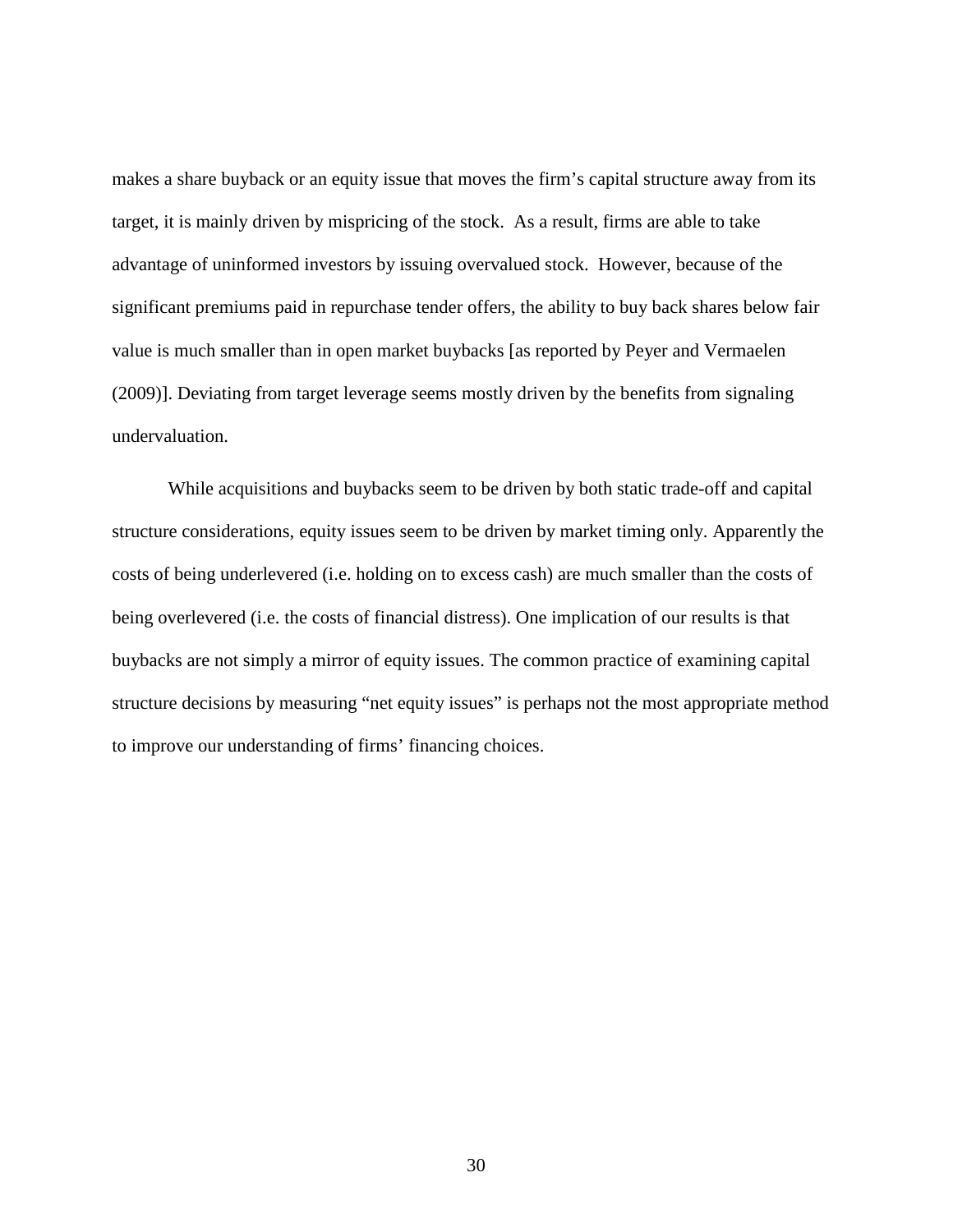makes a share buyback or an equity issue that moves the firm's capital structure away from its target, it is mainly driven by mispricing of the stock. As a result, firms are able to take advantage of uninformed investors by issuing overvalued stock. However, because of the significant premiums paid in repurchase tender offers, the ability to buy back shares below fair value is much smaller than in open market buybacks [as reported by Peyer and Vermaelen (2009)]. Deviating from target leverage seems mostly driven by the benefits from signaling undervaluation.

While acquisitions and buybacks seem to be driven by both static trade-off and capital structure considerations, equity issues seem to be driven by market timing only. Apparently the costs of being underlevered (i.e. holding on to excess cash) are much smaller than the costs of being overlevered (i.e. the costs of financial distress). One implication of our results is that buybacks are not simply a mirror of equity issues. The common practice of examining capital structure decisions by measuring "net equity issues" is perhaps not the most appropriate method to improve our understanding of firms' financing choices.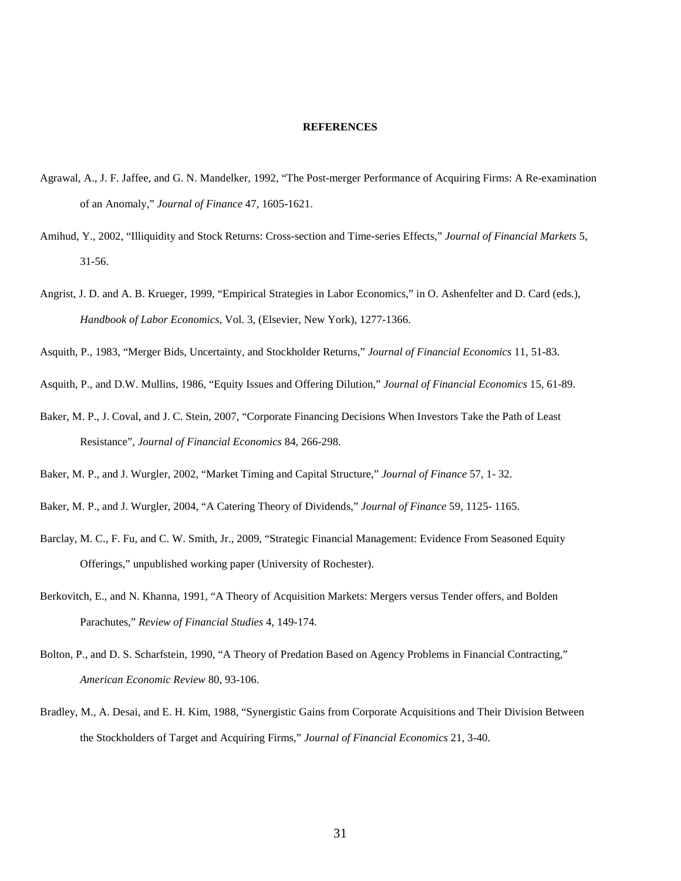**REFERENCES**

Agrawal, A., J. F. Jaffee, and G. N. Mandelker, 1992, "The Post-merger Performance of Acquiring Firms: A Re-examination of an Anomaly," *Journal of Finance* 47, 1605-1621.

Amihud, Y., 2002, "Illiquidity and Stock Returns: Cross-section and Time-series Effects," *Journal of Financial Markets* 5, 31-56.

Angrist, J. D. and A. B. Krueger, 1999, "Empirical Strategies in Labor Economics," in O. Ashenfelter and D. Card (eds.), *Handbook of Labor Economics*, Vol. 3, (Elsevier, New York), 1277-1366.

Asquith, P., 1983, "Merger Bids, Uncertainty, and Stockholder Returns," *Journal of Financial Economics* 11, 51-83.

Asquith, P., and D.W. Mullins, 1986, "Equity Issues and Offering Dilution," *Journal of Financial Economics* 15, 61-89.

Baker, M. P., J. Coval, and J. C. Stein, 2007, "Corporate Financing Decisions When Investors Take the Path of Least Resistance", *Journal of Financial Economics* 84, 266-298.

Baker, M. P., and J. Wurgler, 2002, "Market Timing and Capital Structure," *Journal of Finance* 57, 1- 32.

Baker, M. P., and J. Wurgler, 2004, "A Catering Theory of Dividends," *Journal of Finance* 59, 1125- 1165.

Barclay, M. C., F. Fu, and C. W. Smith, Jr., 2009, "Strategic Financial Management: Evidence From Seasoned Equity Offerings," unpublished working paper (University of Rochester).

Berkovitch, E., and N. Khanna, 1991, "A Theory of Acquisition Markets: Mergers versus Tender offers, and Bolden Parachutes," *Review of Financial Studies* 4, 149-174.

Bolton, P., and D. S. Scharfstein, 1990, "A Theory of Predation Based on Agency Problems in Financial Contracting," *American Economic Review* 80, 93-106.

Bradley, M., A. Desai, and E. H. Kim, 1988, "Synergistic Gains from Corporate Acquisitions and Their Division Between the Stockholders of Target and Acquiring Firms," *Journal of Financial Economics* 21, 3-40.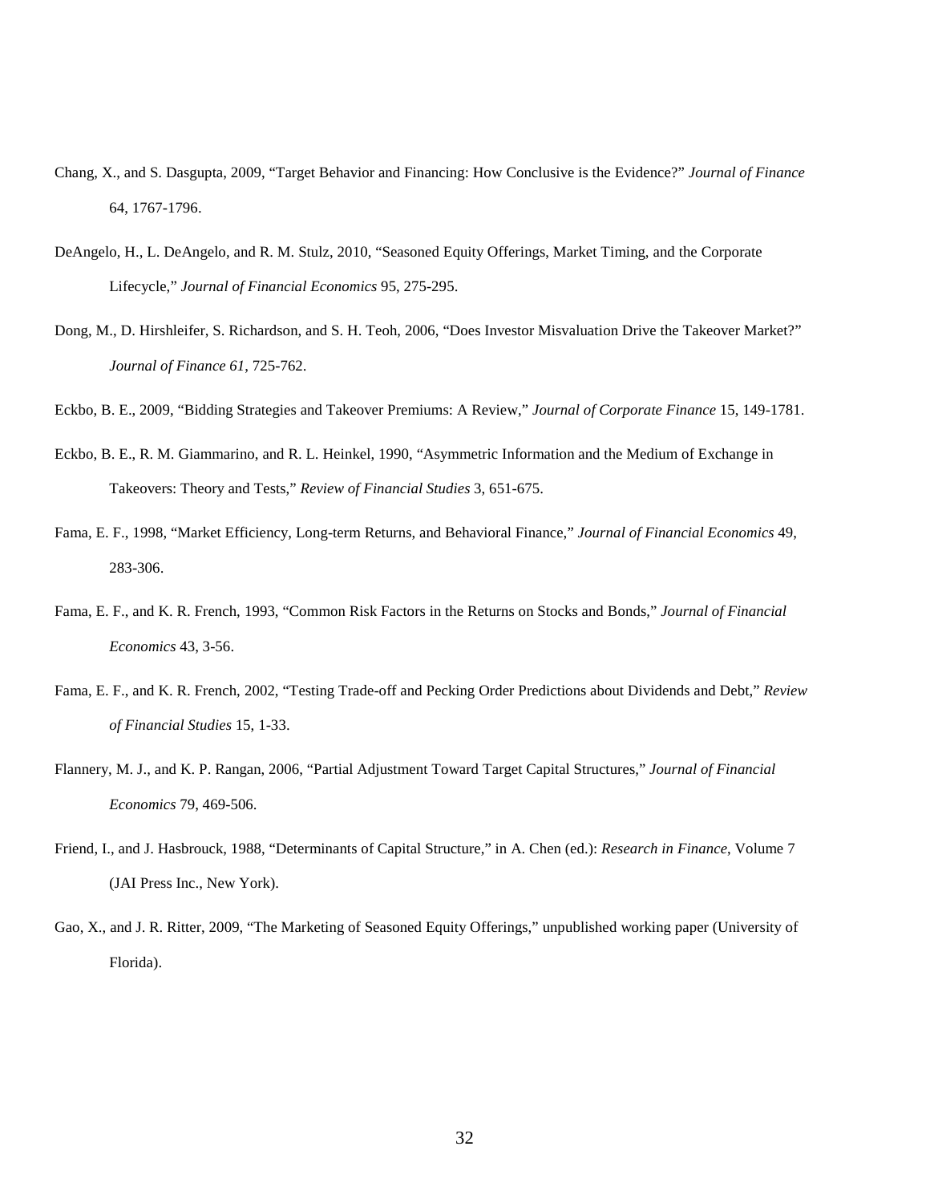Chang, X., and S. Dasgupta, 2009, “Target Behavior and Financing: How Conclusive is the Evidence?” *Journal of Finance* 64, 1767-1796.

DeAngelo, H., L. DeAngelo, and R. M. Stulz, 2010, “Seasoned Equity Offerings, Market Timing, and the Corporate Lifecycle,” *Journal of Financial Economics* 95, 275-295.

Dong, M., D. Hirshleifer, S. Richardson, and S. H. Teoh, 2006, “Does Investor Misvaluation Drive the Takeover Market?” *Journal of Finance 61*, 725-762.

Eckbo, B. E., 2009, “Bidding Strategies and Takeover Premiums: A Review,” *Journal of Corporate Finance* 15, 149-1781.

Eckbo, B. E., R. M. Giammarino, and R. L. Heinkel, 1990, “Asymmetric Information and the Medium of Exchange in Takeovers: Theory and Tests,” *Review of Financial Studies* 3, 651-675.

Fama, E. F., 1998, “Market Efficiency, Long-term Returns, and Behavioral Finance,” *Journal of Financial Economics* 49, 283-306.

Fama, E. F., and K. R. French, 1993, “Common Risk Factors in the Returns on Stocks and Bonds,” *Journal of Financial Economics* 43, 3-56.

Fama, E. F., and K. R. French, 2002, “Testing Trade-off and Pecking Order Predictions about Dividends and Debt,” *Review of Financial Studies* 15, 1-33.

Flannery, M. J., and K. P. Rangan, 2006, “Partial Adjustment Toward Target Capital Structures,” *Journal of Financial Economics* 79, 469-506.

Friend, I., and J. Hasbrouck, 1988, “Determinants of Capital Structure,” in A. Chen (ed.): *Research in Finance*, Volume 7 (JAI Press Inc., New York).

Gao, X., and J. R. Ritter, 2009, “The Marketing of Seasoned Equity Offerings,” unpublished working paper (University of Florida).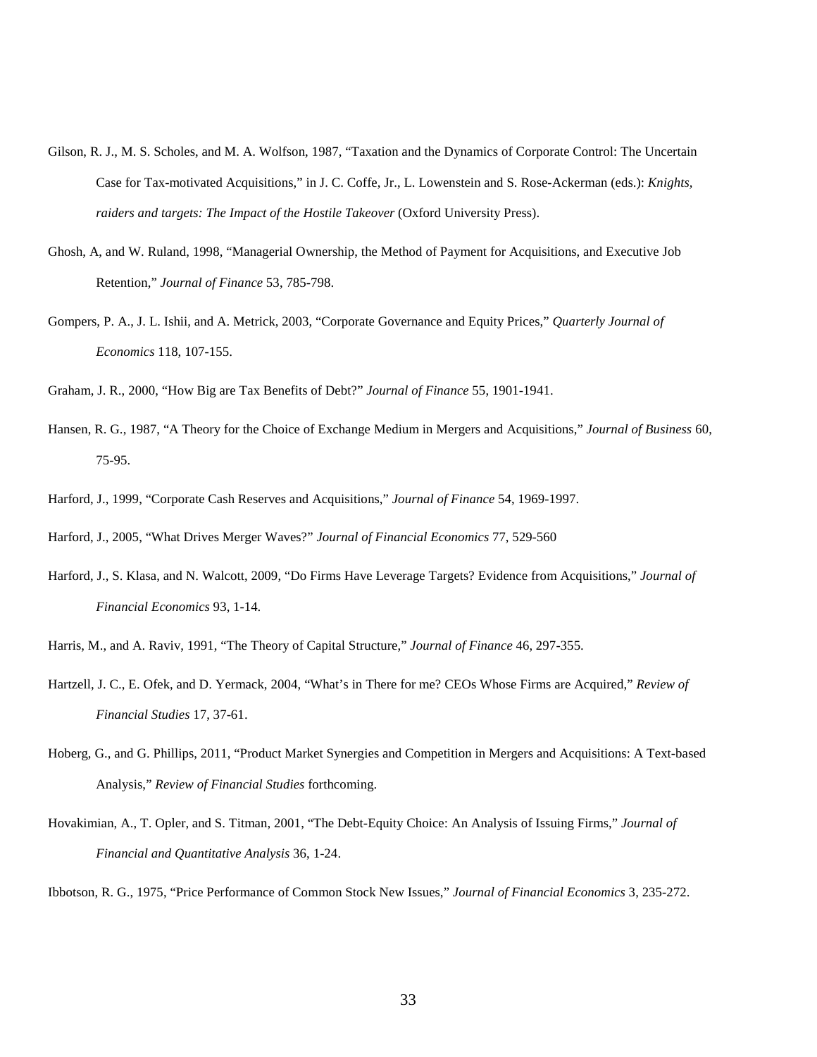Gilson, R. J., M. S. Scholes, and M. A. Wolfson, 1987, "Taxation and the Dynamics of Corporate Control: The Uncertain Case for Tax-motivated Acquisitions," in J. C. Coffe, Jr., L. Lowenstein and S. Rose-Ackerman (eds.): *Knights, raiders and targets: The Impact of the Hostile Takeover* (Oxford University Press).

Ghosh, A, and W. Ruland, 1998, "Managerial Ownership, the Method of Payment for Acquisitions, and Executive Job Retention," *Journal of Finance* 53, 785-798.

Gompers, P. A., J. L. Ishii, and A. Metrick, 2003, "Corporate Governance and Equity Prices," *Quarterly Journal of Economics* 118, 107-155.

Graham, J. R., 2000, "How Big are Tax Benefits of Debt?" *Journal of Finance* 55, 1901-1941.

Hansen, R. G., 1987, "A Theory for the Choice of Exchange Medium in Mergers and Acquisitions," *Journal of Business* 60, 75-95.

Harford, J., 1999, "Corporate Cash Reserves and Acquisitions," *Journal of Finance* 54, 1969-1997.

Harford, J., 2005, "What Drives Merger Waves?" *Journal of Financial Economics* 77, 529-560

Harford, J., S. Klasa, and N. Walcott, 2009, "Do Firms Have Leverage Targets? Evidence from Acquisitions," *Journal of Financial Economics* 93, 1-14.

Harris, M., and A. Raviv, 1991, "The Theory of Capital Structure," *Journal of Finance* 46, 297-355.

Hartzell, J. C., E. Ofek, and D. Yermack, 2004, "What's in There for me? CEOs Whose Firms are Acquired," *Review of Financial Studies* 17, 37-61.

Hoberg, G., and G. Phillips, 2011, "Product Market Synergies and Competition in Mergers and Acquisitions: A Text-based Analysis," *Review of Financial Studies* forthcoming.

Hovakimian, A., T. Opler, and S. Titman, 2001, "The Debt-Equity Choice: An Analysis of Issuing Firms," *Journal of Financial and Quantitative Analysis* 36, 1-24.

Ibbotson, R. G., 1975, "Price Performance of Common Stock New Issues," *Journal of Financial Economics* 3, 235-272.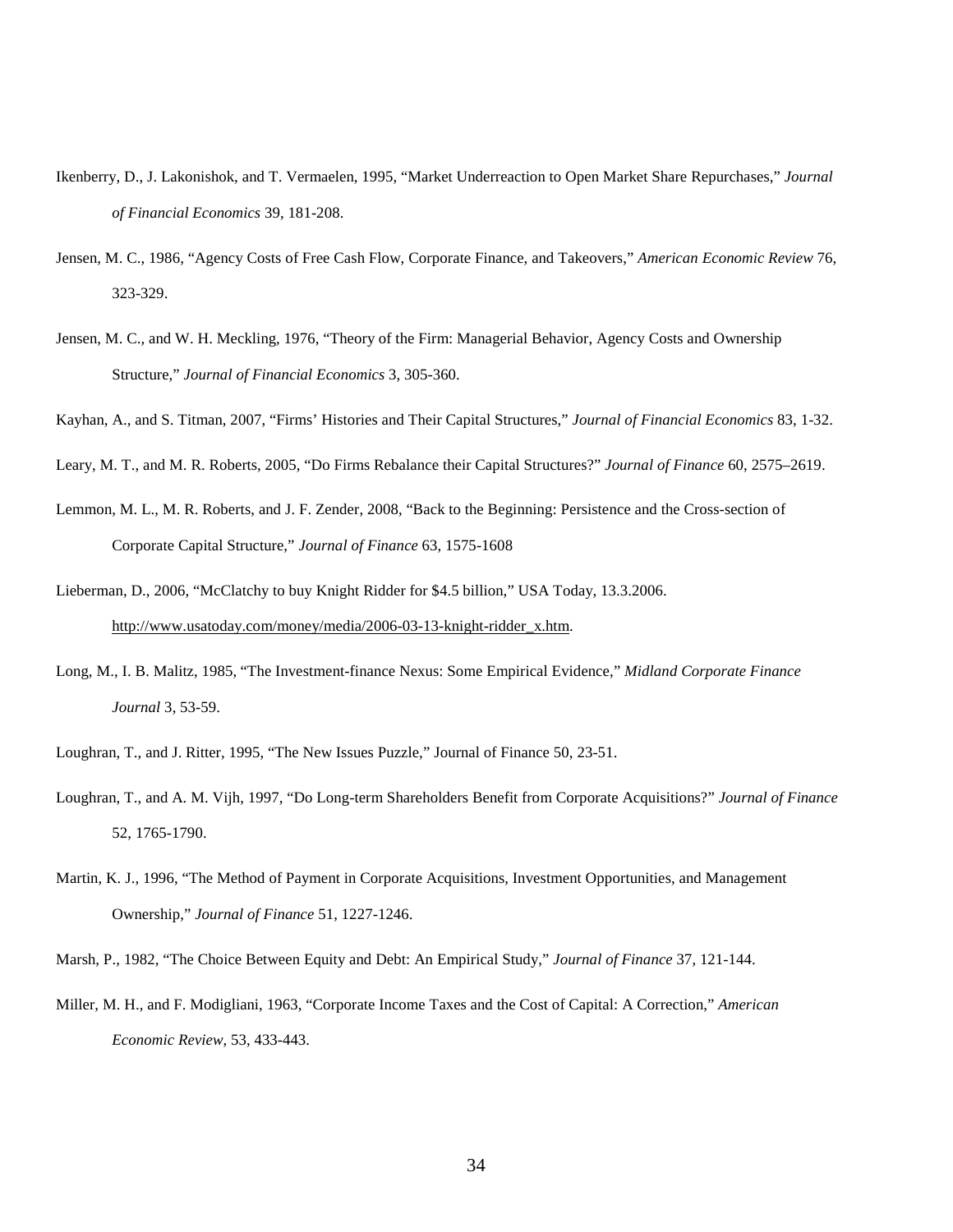Ikenberry, D., J. Lakonishok, and T. Vermaelen, 1995, "Market Underreaction to Open Market Share Repurchases," *Journal of Financial Economics* 39, 181-208.

Jensen, M. C., 1986, "Agency Costs of Free Cash Flow, Corporate Finance, and Takeovers," *American Economic Review* 76, 323-329.

Jensen, M. C., and W. H. Meckling, 1976, "Theory of the Firm: Managerial Behavior, Agency Costs and Ownership Structure," *Journal of Financial Economics* 3, 305-360.

Kayhan, A., and S. Titman, 2007, "Firms' Histories and Their Capital Structures," *Journal of Financial Economics* 83, 1-32.

Leary, M. T., and M. R. Roberts, 2005, "Do Firms Rebalance their Capital Structures?" *Journal of Finance* 60, 2575–2619.

Lemmon, M. L., M. R. Roberts, and J. F. Zender, 2008, "Back to the Beginning: Persistence and the Cross-section of Corporate Capital Structure," *Journal of Finance* 63, 1575-1608

Lieberman, D., 2006, "McClatchy to buy Knight Ridder for $4.5 billion," USA Today, 13.3.2006. http://www.usatoday.com/money/media/2006-03-13-knight-ridder_x.htm.

Long, M., I. B. Malitz, 1985, "The Investment-finance Nexus: Some Empirical Evidence," *Midland Corporate Finance Journal* 3, 53-59.

Loughran, T., and J. Ritter, 1995, "The New Issues Puzzle," Journal of Finance 50, 23-51.

Loughran, T., and A. M. Vijh, 1997, "Do Long-term Shareholders Benefit from Corporate Acquisitions?" *Journal of Finance* 52, 1765-1790.

Martin, K. J., 1996, "The Method of Payment in Corporate Acquisitions, Investment Opportunities, and Management Ownership," *Journal of Finance* 51, 1227-1246.

Marsh, P., 1982, "The Choice Between Equity and Debt: An Empirical Study," *Journal of Finance* 37, 121-144.

Miller, M. H., and F. Modigliani, 1963, "Corporate Income Taxes and the Cost of Capital: A Correction," *American Economic Review*, 53, 433-443.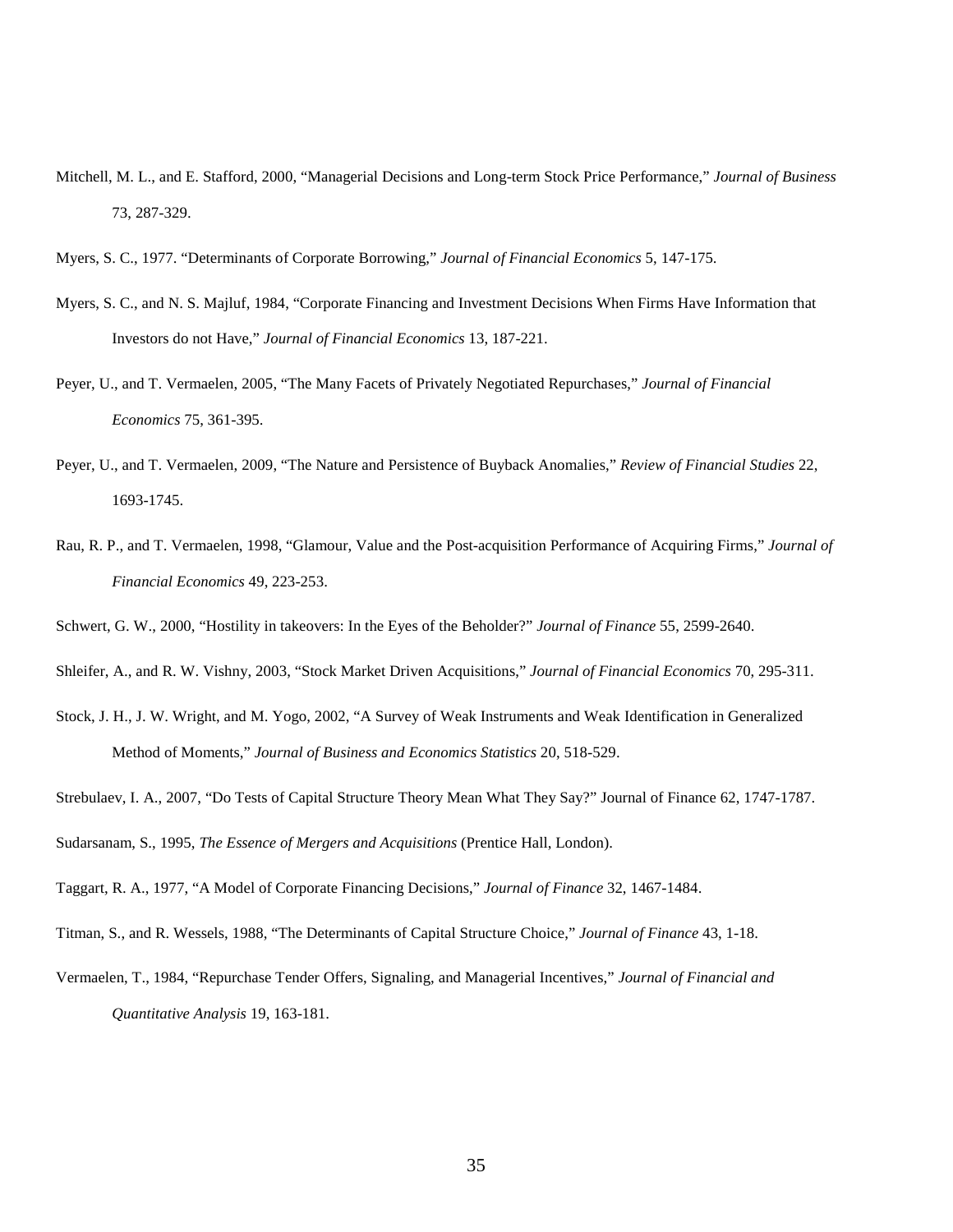Mitchell, M. L., and E. Stafford, 2000, "Managerial Decisions and Long-term Stock Price Performance," *Journal of Business* 73, 287-329.

Myers, S. C., 1977. "Determinants of Corporate Borrowing," *Journal of Financial Economics* 5, 147-175.

Myers, S. C., and N. S. Majluf, 1984, "Corporate Financing and Investment Decisions When Firms Have Information that Investors do not Have," *Journal of Financial Economics* 13, 187-221.

Peyer, U., and T. Vermaelen, 2005, "The Many Facets of Privately Negotiated Repurchases," *Journal of Financial Economics* 75, 361-395.

Peyer, U., and T. Vermaelen, 2009, "The Nature and Persistence of Buyback Anomalies," *Review of Financial Studies* 22, 1693-1745.

Rau, R. P., and T. Vermaelen, 1998, "Glamour, Value and the Post-acquisition Performance of Acquiring Firms," *Journal of Financial Economics* 49, 223-253.

Schwert, G. W., 2000, "Hostility in takeovers: In the Eyes of the Beholder?" *Journal of Finance* 55, 2599-2640.

Shleifer, A., and R. W. Vishny, 2003, "Stock Market Driven Acquisitions," *Journal of Financial Economics* 70, 295-311.

Stock, J. H., J. W. Wright, and M. Yogo, 2002, "A Survey of Weak Instruments and Weak Identification in Generalized Method of Moments," *Journal of Business and Economics Statistics* 20, 518-529.

Strebulaev, I. A., 2007, "Do Tests of Capital Structure Theory Mean What They Say?" Journal of Finance 62, 1747-1787.

Sudarsanam, S., 1995, *The Essence of Mergers and Acquisitions* (Prentice Hall, London).

Taggart, R. A., 1977, "A Model of Corporate Financing Decisions," *Journal of Finance* 32, 1467-1484.

Titman, S., and R. Wessels, 1988, "The Determinants of Capital Structure Choice," *Journal of Finance* 43, 1-18.

Vermaelen, T., 1984, "Repurchase Tender Offers, Signaling, and Managerial Incentives," *Journal of Financial and Quantitative Analysis* 19, 163-181.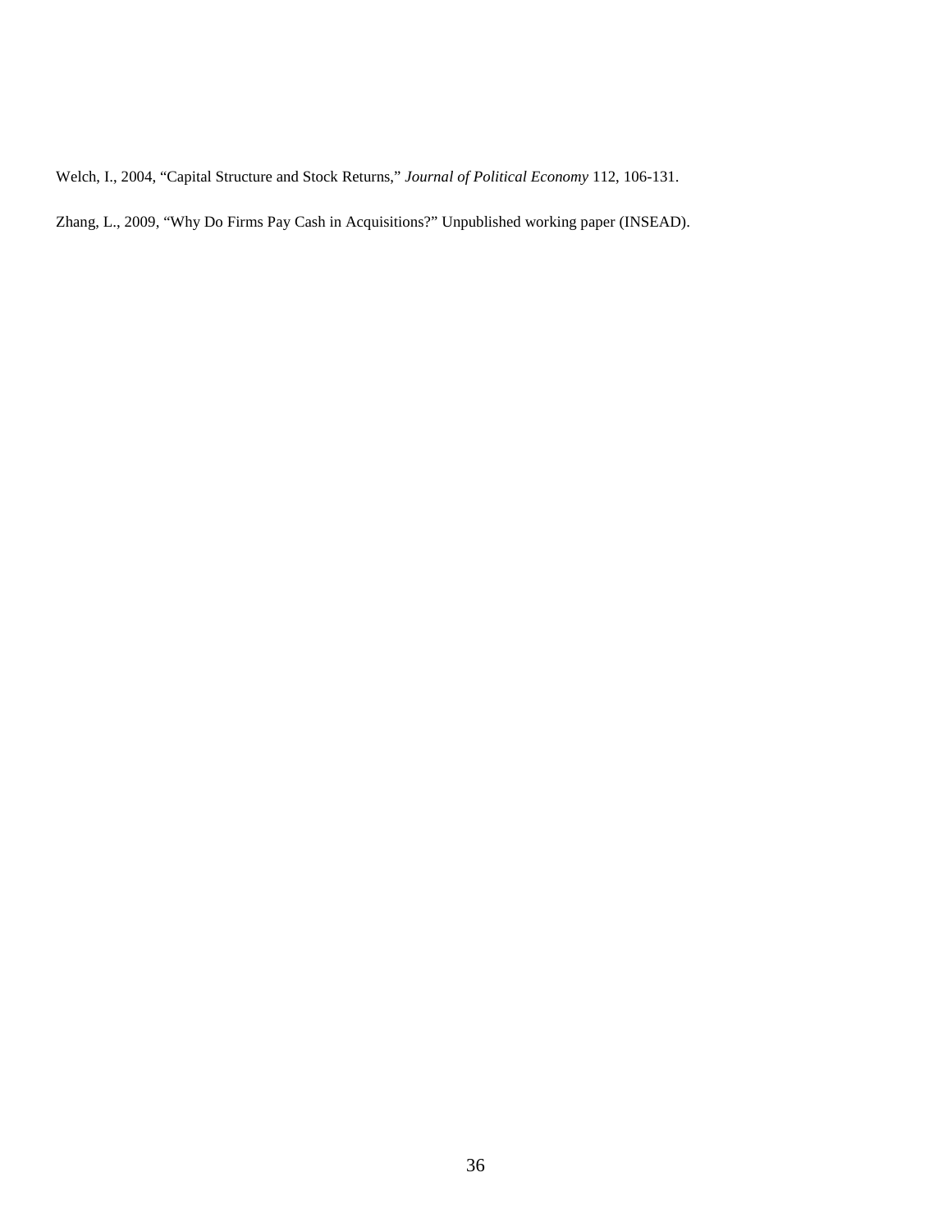Welch, I., 2004, "Capital Structure and Stock Returns," *Journal of Political Economy* 112, 106-131.

Zhang, L., 2009, "Why Do Firms Pay Cash in Acquisitions?" Unpublished working paper (INSEAD).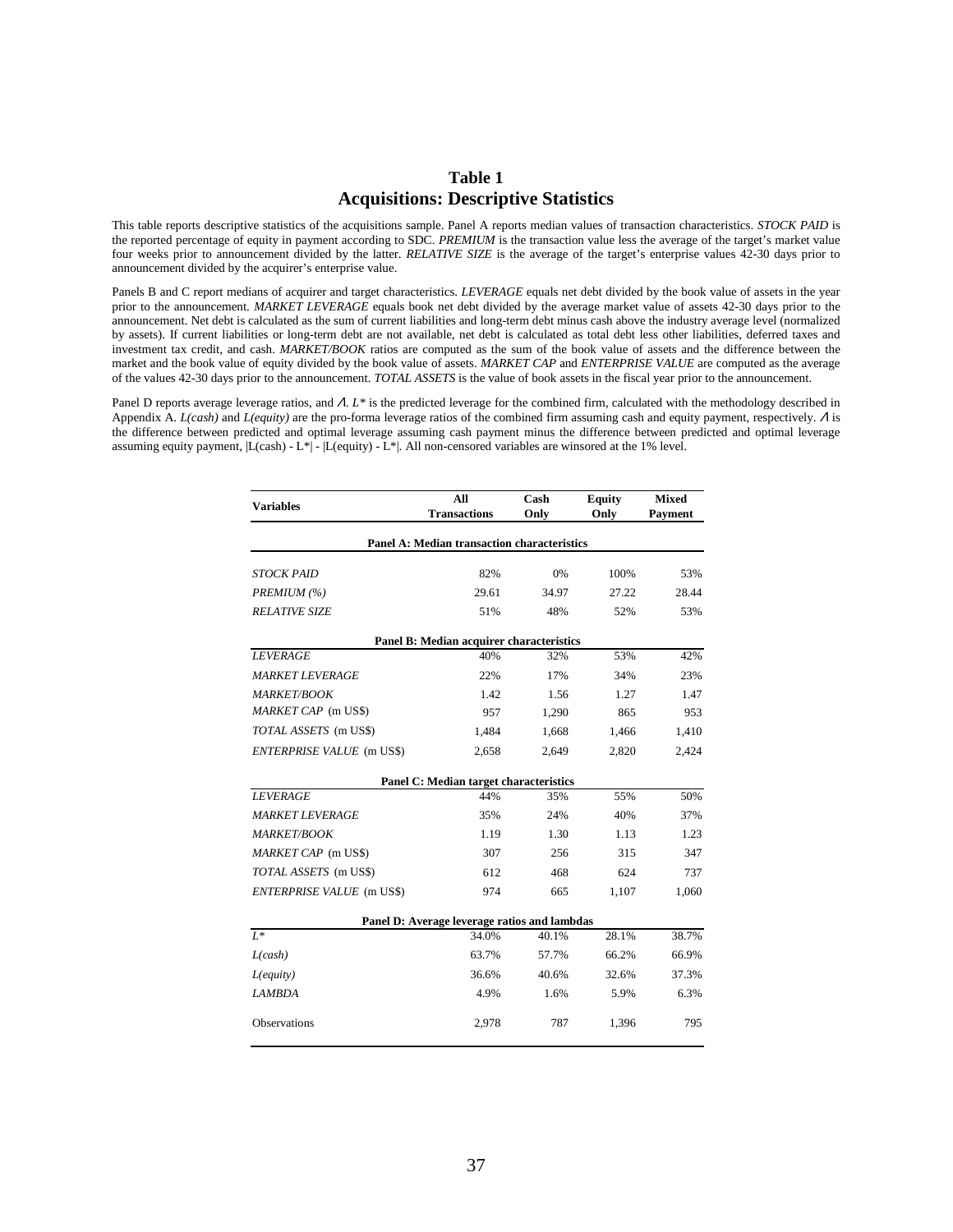# Table 1
## Acquisitions: Descriptive Statistics

This table reports descriptive statistics of the acquisitions sample. Panel A reports median values of transaction characteristics. *STOCK PAID* is the reported percentage of equity in payment according to SDC. *PREMIUM* is the transaction value less the average of the target's market value four weeks prior to announcement divided by the latter. *RELATIVE SIZE* is the average of the target's enterprise values 42-30 days prior to announcement divided by the acquirer's enterprise value.

Panels B and C report medians of acquirer and target characteristics. *LEVERAGE* equals net debt divided by the book value of assets in the year prior to the announcement. *MARKET LEVERAGE* equals book net debt divided by the average market value of assets 42-30 days prior to the announcement. Net debt is calculated as the sum of current liabilities and long-term debt minus cash above the industry average level (normalized by assets). If current liabilities or long-term debt are not available, net debt is calculated as total debt less other liabilities, deferred taxes and investment tax credit, and cash. *MARKET/BOOK* ratios are computed as the sum of the book value of assets and the difference between the market and the book value of equity divided by the book value of assets. *MARKET CAP* and *ENTERPRISE VALUE* are computed as the average of the values 42-30 days prior to the announcement. *TOTAL ASSETS* is the value of book assets in the fiscal year prior to the announcement.

Panel D reports average leverage ratios, and $\Lambda$. $L^*$ is the predicted leverage for the combined firm, calculated with the methodology described in Appendix A. *L(cash)* and *L(equity)* are the pro-forma leverage ratios of the combined firm assuming cash and equity payment, respectively. $\Lambda$ is the difference between predicted and optimal leverage assuming cash payment minus the difference between predicted and optimal leverage assuming equity payment, $|L(cash) - L^*| - |L(equity) - L^*|$. All non-censored variables are winsorized at the 1% level.

| Variables | All Transactions | Cash Only | Equity Only | Mixed Payment |
|---|---|---|---|---|
| **Panel A: Median transaction characteristics** | | | | |
| *STOCK PAID* | 82% | 0% | 100% | 53% |
| *PREMIUM (%)* | 29.61 | 34.97 | 27.22 | 28.44 |
| *RELATIVE SIZE* | 51% | 48% | 52% | 53% |
| **Panel B: Median acquirer characteristics** | | | | |
| *LEVERAGE* | 40% | 32% | 53% | 42% |
| *MARKET LEVERAGE* | 22% | 17% | 34% | 23% |
| *MARKET/BOOK* | 1.42 | 1.56 | 1.27 | 1.47 |
| *MARKET CAP* (m US$) | 957 | 1,290 | 865 | 953 |
| *TOTAL ASSETS* (m US$) | 1,484 | 1,668 | 1,466 | 1,410 |
| *ENTERPRISE VALUE* (m US$) | 2,658 | 2,649 | 2,820 | 2,424 |
| **Panel C: Median target characteristics** | | | | |
| *LEVERAGE* | 44% | 35% | 55% | 50% |
| *MARKET LEVERAGE* | 35% | 24% | 40% | 37% |
| *MARKET/BOOK* | 1.19 | 1.30 | 1.13 | 1.23 |
| *MARKET CAP* (m US$) | 307 | 256 | 315 | 347 |
| *TOTAL ASSETS* (m US$) | 612 | 468 | 624 | 737 |
| *ENTERPRISE VALUE* (m US$) | 974 | 665 | 1,107 | 1,060 |
| **Panel D: Average leverage ratios and lambdas** | | | | |
| $L^*$ | 34.0% | 40.1% | 28.1% | 38.7% |
| *L(cash)* | 63.7% | 57.7% | 66.2% | 66.9% |
| *L(equity)* | 36.6% | 40.6% | 32.6% | 37.3% |
| *LAMBDA* | 4.9% | 1.6% | 5.9% | 6.3% |
| Observations | 2,978 | 787 | 1,396 | 795 |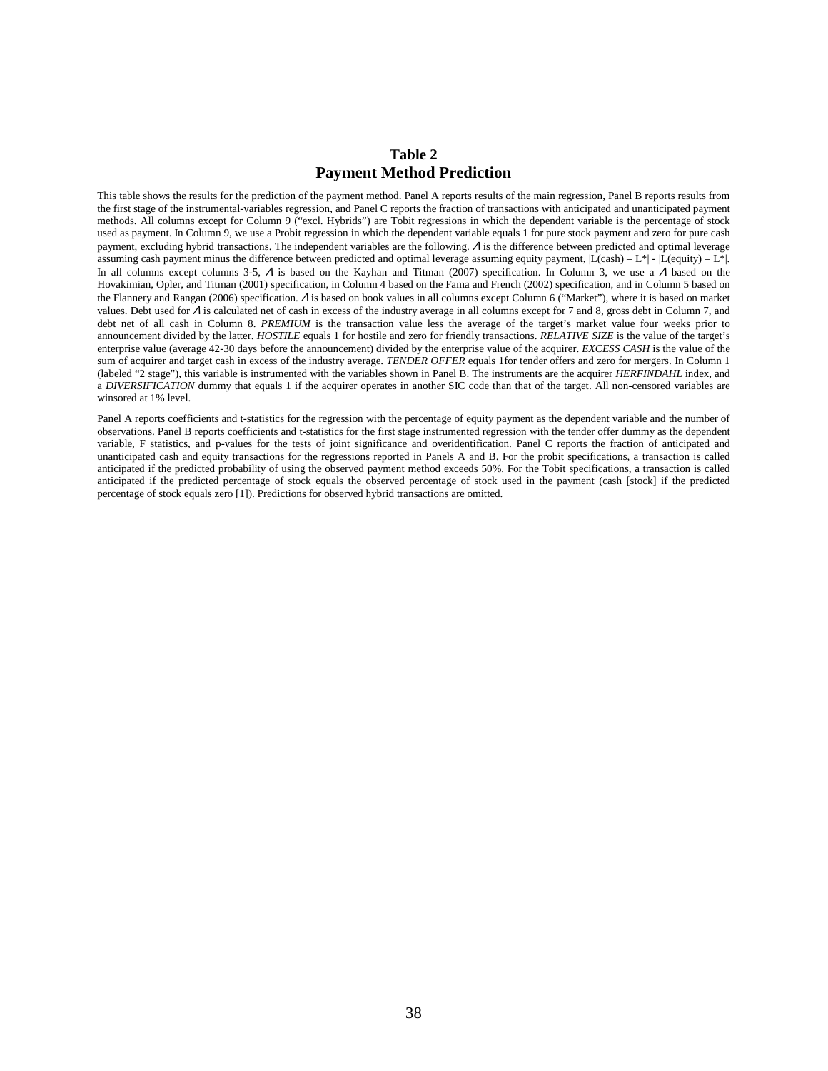# Table 2
# Payment Method Prediction

This table shows the results for the prediction of the payment method. Panel A reports results of the main regression, Panel B reports results from the first stage of the instrumental-variables regression, and Panel C reports the fraction of transactions with anticipated and unanticipated payment methods. All columns except for Column 9 ("excl. Hybrids") are Tobit regressions in which the dependent variable is the percentage of stock used as payment. In Column 9, we use a Probit regression in which the dependent variable equals 1 for pure stock payment and zero for pure cash payment, excluding hybrid transactions. The independent variables are the following. $\Lambda$ is the difference between predicted and optimal leverage assuming cash payment minus the difference between predicted and optimal leverage assuming equity payment, $|L(cash) – L^*| - |L(equity) – L^*|$. In all columns except columns 3-5, $\Lambda$ is based on the Kayhan and Titman (2007) specification. In Column 3, we use a $\Lambda$ based on the Hovakimian, Opler, and Titman (2001) specification, in Column 4 based on the Fama and French (2002) specification, and in Column 5 based on the Flannery and Rangan (2006) specification. $\Lambda$ is based on book values in all columns except Column 6 ("Market"), where it is based on market values. Debt used for $\Lambda$ is calculated net of cash in excess of the industry average in all columns except for 7 and 8, gross debt in Column 7, and debt net of all cash in Column 8. *PREMIUM* is the transaction value less the average of the target's market value four weeks prior to announcement divided by the latter. *HOSTILE* equals 1 for hostile and zero for friendly transactions. *RELATIVE SIZE* is the value of the target's enterprise value (average 42-30 days before the announcement) divided by the enterprise value of the acquirer. *EXCESS CASH* is the value of the sum of acquirer and target cash in excess of the industry average. *TENDER OFFER* equals 1for tender offers and zero for mergers. In Column 1 (labeled "2 stage"), this variable is instrumented with the variables shown in Panel B. The instruments are the acquirer *HERFINDAHL* index, and a *DIVERSIFICATION* dummy that equals 1 if the acquirer operates in another SIC code than that of the target. All non-censored variables are winsored at 1% level.

Panel A reports coefficients and t-statistics for the regression with the percentage of equity payment as the dependent variable and the number of observations. Panel B reports coefficients and t-statistics for the first stage instrumented regression with the tender offer dummy as the dependent variable, F statistics, and p-values for the tests of joint significance and overidentification. Panel C reports the fraction of anticipated and unanticipated cash and equity transactions for the regressions reported in Panels A and B. For the probit specifications, a transaction is called anticipated if the predicted probability of using the observed payment method exceeds 50%. For the Tobit specifications, a transaction is called anticipated if the predicted percentage of stock equals the observed percentage of stock used in the payment (cash [stock] if the predicted percentage of stock equals zero [1]). Predictions for observed hybrid transactions are omitted.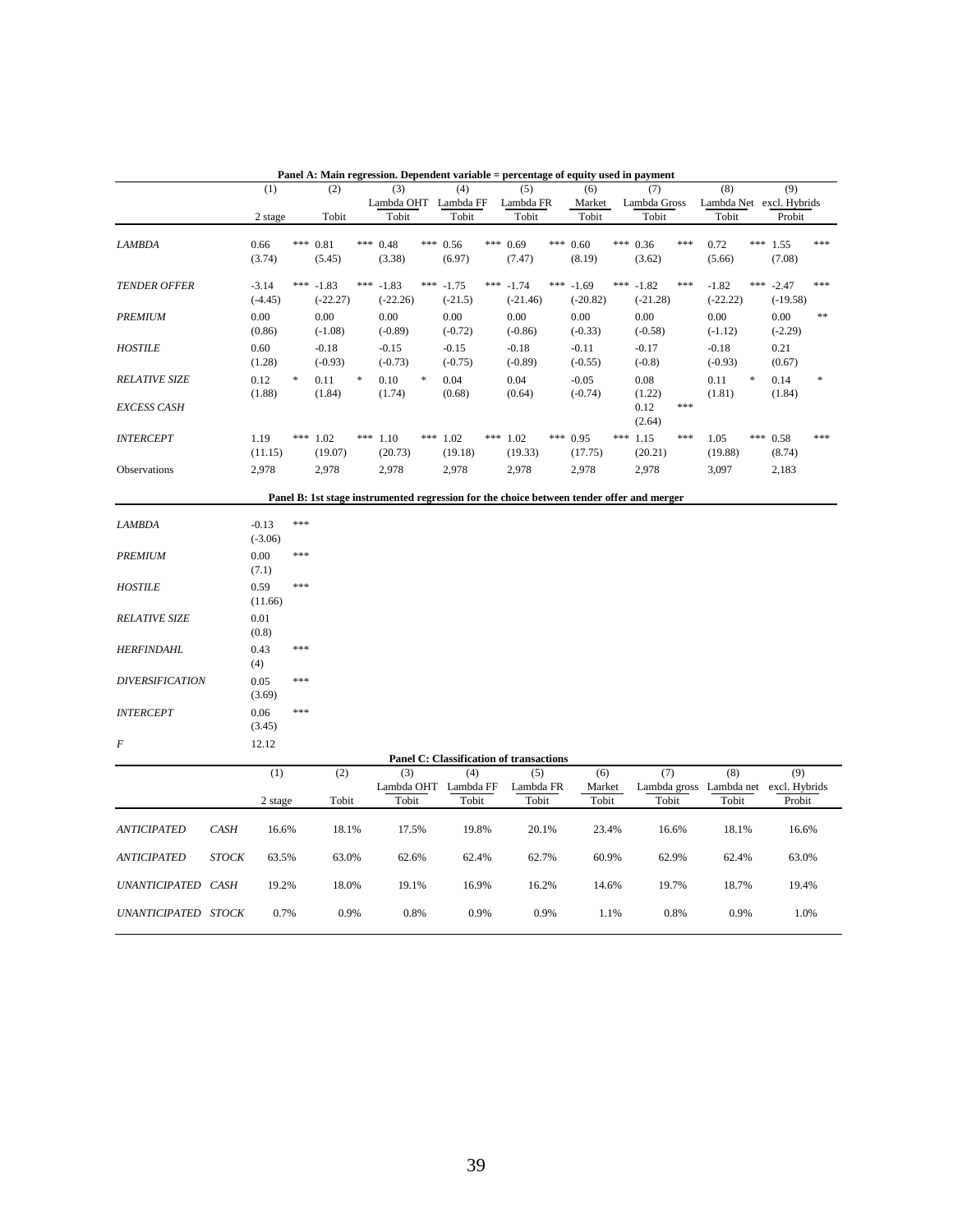**Panel A: Main regression. Dependent variable = percentage of equity used in payment**

| | (1) | (2) | (3) | (4) | (5) | (6) | (7) | (8) | (9) |
|---|---|---|---|---|---|---|---|---|---|
| | | | Lambda OHT | Lambda FF | Lambda FR | Market | Lambda Gross | Lambda Net | excl. Hybrids |
| | 2 stage | Tobit | Tobit | Tobit | Tobit | Tobit | Tobit | Tobit | Probit |
| *LAMBDA* | 0.66 *** | 0.81 *** | 0.48 *** | 0.56 *** | 0.69 *** | 0.60 *** | 0.36 *** | 0.72 *** | 1.55 *** |
| | (3.74) | (5.45) | (3.38) | (6.97) | (7.47) | (8.19) | (3.62) | (5.66) | (7.08) |
| *TENDER OFFER* | -3.14 *** | -1.83 *** | -1.83 *** | -1.75 *** | -1.74 *** | -1.69 *** | -1.82 *** | -1.82 *** | -2.47 *** |
| | (-4.45) | (-22.27) | (-22.26) | (-21.5) | (-21.46) | (-20.82) | (-21.28) | (-22.22) | (-19.58) |
| *PREMIUM* | 0.00 | 0.00 | 0.00 | 0.00 | 0.00 | 0.00 | 0.00 | 0.00 | 0.00 ** |
| | (0.86) | (-1.08) | (-0.89) | (-0.72) | (-0.86) | (-0.33) | (-0.58) | (-1.12) | (-2.29) |
| *HOSTILE* | 0.60 | -0.18 | -0.15 | -0.15 | -0.18 | -0.11 | -0.17 | -0.18 | 0.21 |
| | (1.28) | (-0.93) | (-0.73) | (-0.75) | (-0.89) | (-0.55) | (-0.8) | (-0.93) | (0.67) |
| *RELATIVE SIZE* | 0.12 * | 0.11 * | 0.10 * | 0.04 | 0.04 | -0.05 | 0.08 | 0.11 * | 0.14 * |
| | (1.88) | (1.84) | (1.74) | (0.68) | (0.64) | (-0.74) | (1.22) | (1.81) | (1.84) |
| *EXCESS CASH* | | | | | | | 0.12 *** | | |
| | | | | | | | (2.64) | | |
| *INTERCEPT* | 1.19 *** | 1.02 *** | 1.10 *** | 1.02 *** | 1.02 *** | 0.95 *** | 1.15 *** | 1.05 *** | 0.58 *** |
| | (11.15) | (19.07) | (20.73) | (19.18) | (19.33) | (17.75) | (20.21) | (19.88) | (8.74) |
| Observations | 2,978 | 2,978 | 2,978 | 2,978 | 2,978 | 2,978 | 2,978 | 3,097 | 2,183 |

**Panel B: 1st stage instrumented regression for the choice between tender offer and merger**

| | |
|---|---|
| *LAMBDA* | -0.13 *** |
| | (-3.06) |
| *PREMIUM* | 0.00 *** |
| | (7.1) |
| *HOSTILE* | 0.59 *** |
| | (11.66) |
| *RELATIVE SIZE* | 0.01 |
| | (0.8) |
| *HERFINDAHL* | 0.43 *** |
| | (4) |
| *DIVERSIFICATION* | 0.05 *** |
| | (3.69) |
| *INTERCEPT* | 0.06 *** |
| | (3.45) |
| *F* | 12.12 |

**Panel C: Classification of transactions**

| | | (1) | (2) | (3) | (4) | (5) | (6) | (7) | (8) | (9) |
|---|---|---|---|---|---|---|---|---|---|---|
| | | | | Lambda OHT | Lambda FF | Lambda FR | Market | Lambda gross | Lambda net | excl. Hybrids |
| | | 2 stage | Tobit | Tobit | Tobit | Tobit | Tobit | Tobit | Tobit | Probit |
| *ANTICIPATED* | *CASH* | 16.6% | 18.1% | 17.5% | 19.8% | 20.1% | 23.4% | 16.6% | 18.1% | 16.6% |
| *ANTICIPATED* | *STOCK* | 63.5% | 63.0% | 62.6% | 62.4% | 62.7% | 60.9% | 62.9% | 62.4% | 63.0% |
| *UNANTICIPATED* | *CASH* | 19.2% | 18.0% | 19.1% | 16.9% | 16.2% | 14.6% | 19.7% | 18.7% | 19.4% |
| *UNANTICIPATED* | *STOCK* | 0.7% | 0.9% | 0.8% | 0.9% | 0.9% | 1.1% | 0.8% | 0.9% | 1.0% |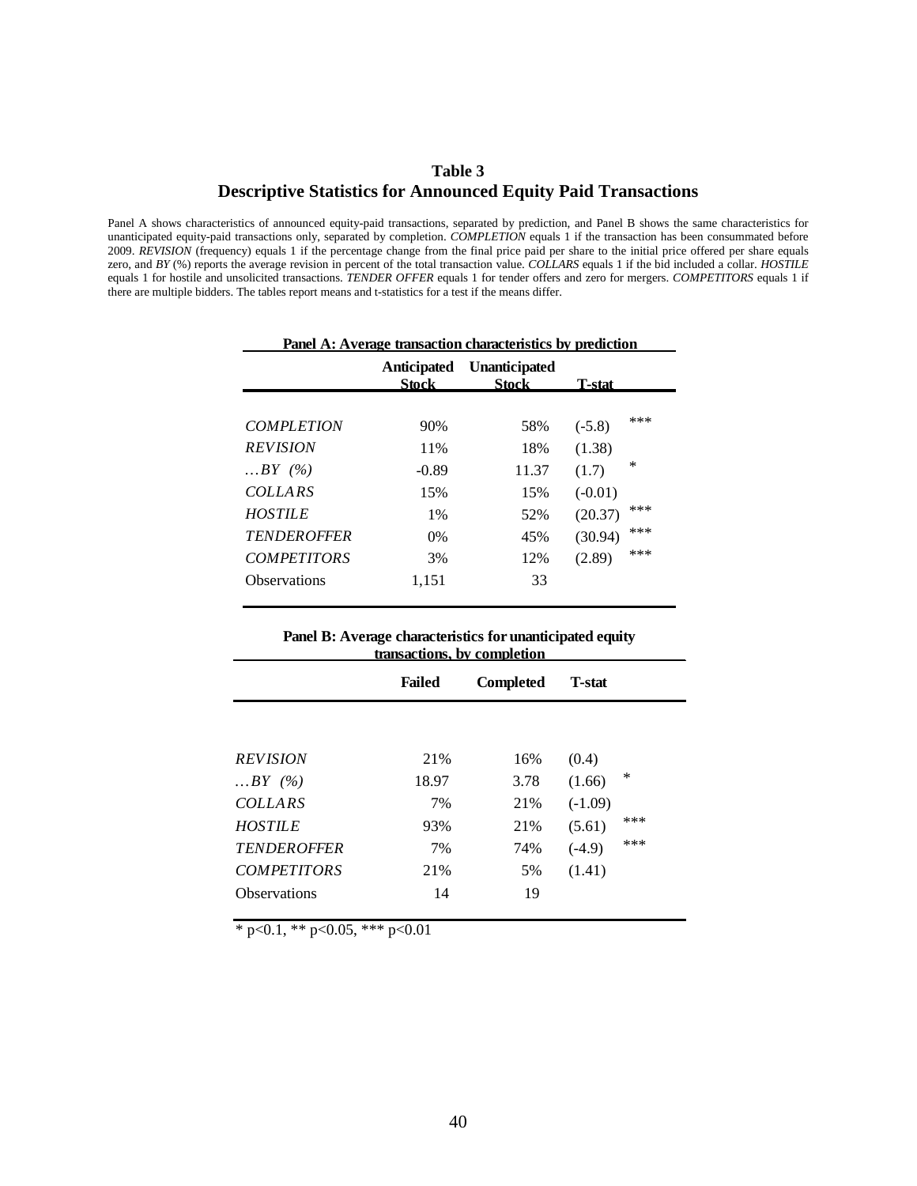# Table 3
## Descriptive Statistics for Announced Equity Paid Transactions

Panel A shows characteristics of announced equity-paid transactions, separated by prediction, and Panel B shows the same characteristics for unanticipated equity-paid transactions only, separated by completion. *COMPLETION* equals 1 if the transaction has been consummated before 2009. *REVISION* (frequency) equals 1 if the percentage change from the final price paid per share to the initial price offered per share equals zero, and *BY* (%) reports the average revision in percent of the total transaction value. *COLLARS* equals 1 if the bid included a collar. *HOSTILE* equals 1 for hostile and unsolicited transactions. *TENDER OFFER* equals 1 for tender offers and zero for mergers. *COMPETITORS* equals 1 if there are multiple bidders. The tables report means and t-statistics for a test if the means differ.

**Panel A: Average transaction characteristics by prediction**

| | Anticipated Stock | Unanticipated Stock | T-stat | |
|---|---|---|---|---|
| *COMPLETION* | 90% | 58% | (-5.8) | *** |
| *REVISION* | 11% | 18% | (1.38) | |
| *…BY (%)* | -0.89 | 11.37 | (1.7) | * |
| *COLLARS* | 15% | 15% | (-0.01) | |
| *HOSTILE* | 1% | 52% | (20.37) | *** |
| *TENDEROFFER* | 0% | 45% | (30.94) | *** |
| *COMPETITORS* | 3% | 12% | (2.89) | *** |
| Observations | 1,151 | 33 | | |

**Panel B: Average characteristics for unanticipated equity transactions, by completion**

| | Failed | Completed | T-stat | |
|---|---|---|---|---|
| *REVISION* | 21% | 16% | (0.4) | |
| *…BY (%)* | 18.97 | 3.78 | (1.66) | * |
| *COLLARS* | 7% | 21% | (-1.09) | |
| *HOSTILE* | 93% | 21% | (5.61) | *** |
| *TENDEROFFER* | 7% | 74% | (-4.9) | *** |
| *COMPETITORS* | 21% | 5% | (1.41) | |
| Observations | 14 | 19 | | |

* p<0.1, ** p<0.05, *** p<0.01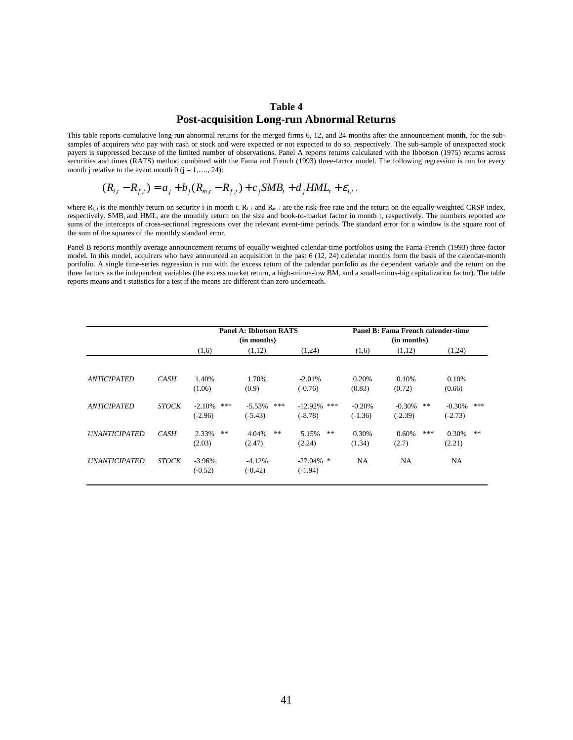## Table 4
## Post-acquisition Long-run Abnormal Returns

This table reports cumulative long-run abnormal returns for the merged firms 6, 12, and 24 months after the announcement month, for the sub-samples of acquirers who pay with cash or stock and were expected or not expected to do so, respectively. The sub-sample of unexpected stock payers is suppressed because of the limited number of observations. Panel A reports returns calculated with the Ibbotson (1975) returns across securities and times (RATS) method combined with the Fama and French (1993) three-factor model. The following regression is run for every month j relative to the event month 0 (j = 1,…., 24):

$$(R_{i,t} - R_{f,t}) = a_j + b_j(R_{m,t} - R_{f,t}) + c_j SMB_t + d_j HML_t + \varepsilon_{i,t},$$

where $R_{i,t}$ is the monthly return on security i in month t. $R_{f,t}$ and $R_{m,t}$ are the risk-free rate and the return on the equally weighted CRSP index, respectively. $SMB_t$ and $HML_t$ are the monthly return on the size and book-to-market factor in month t, respectively. The numbers reported are sums of the intercepts of cross-sectional regressions over the relevant event-time periods. The standard error for a window is the square root of the sum of the squares of the monthly standard error.

Panel B reports monthly average announcement returns of equally weighted calendar-time portfolios using the Fama-French (1993) three-factor model. In this model, acquirers who have announced an acquisition in the past 6 (12, 24) calendar months form the basis of the calendar-month portfolio. A single time-series regression is run with the excess return of the calendar portfolio as the dependent variable and the return on the three factors as the independent variables (the excess market return, a high-minus-low BM, and a small-minus-big capitalization factor). The table reports means and t-statistics for a test if the means are different than zero underneath.

| | | Panel A: Ibbotson RATS (in months) | | | Panel B: Fama French calender-time (in months) | | |
|---|---|---|---|---|---|---|---|
| | | (1,6) | (1,12) | (1,24) | (1,6) | (1,12) | (1,24) |
| *ANTICIPATED* | *CASH* | 1.40% | 1.70% | -2.01% | 0.20% | 0.10% | 0.10% |
| | | (1.06) | (0.9) | (-0.76) | (0.83) | (0.72) | (0.66) |
| *ANTICIPATED* | *STOCK* | -2.10% *** | -5.53% *** | -12.92% *** | -0.20% | -0.30% ** | -0.30% *** |
| | | (-2.96) | (-5.43) | (-8.78) | (-1.36) | (-2.39) | (-2.73) |
| *UNANTICIPATED* | *CASH* | 2.33% ** | 4.04% ** | 5.15% ** | 0.30% | 0.60% *** | 0.30% ** |
| | | (2.03) | (2.47) | (2.24) | (1.34) | (2.7) | (2.21) |
| *UNANTICIPATED* | *STOCK* | -3.96% | -4.12% | -27.04% * | NA | NA | NA |
| | | (-0.52) | (-0.42) | (-1.94) | | | |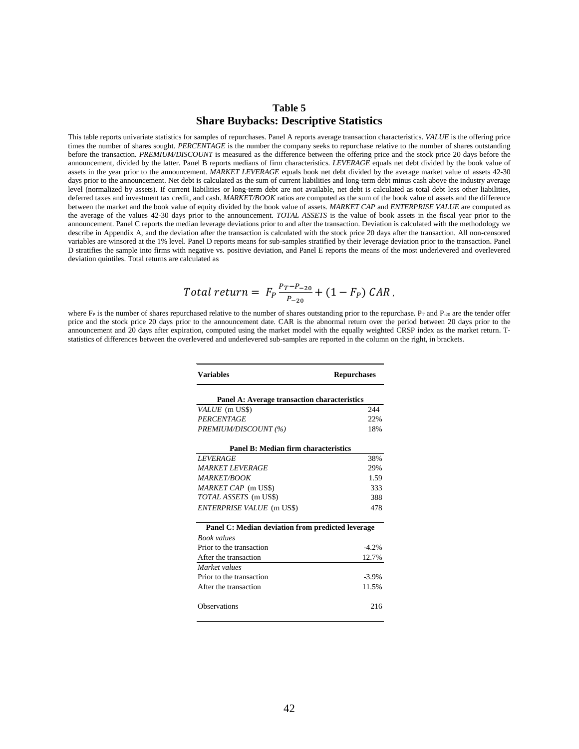# Table 5
## Share Buybacks: Descriptive Statistics

This table reports univariate statistics for samples of repurchases. Panel A reports average transaction characteristics. *VALUE* is the offering price times the number of shares sought. *PERCENTAGE* is the number the company seeks to repurchase relative to the number of shares outstanding before the transaction. *PREMIUM/DISCOUNT* is measured as the difference between the offering price and the stock price 20 days before the announcement, divided by the latter. Panel B reports medians of firm characteristics. *LEVERAGE* equals net debt divided by the book value of assets in the year prior to the announcement. *MARKET LEVERAGE* equals book net debt divided by the average market value of assets 42-30 days prior to the announcement. Net debt is calculated as the sum of current liabilities and long-term debt minus cash above the industry average level (normalized by assets). If current liabilities or long-term debt are not available, net debt is calculated as total debt less other liabilities, deferred taxes and investment tax credit, and cash. *MARKET/BOOK* ratios are computed as the sum of the book value of assets and the difference between the market and the book value of equity divided by the book value of assets. *MARKET CAP* and *ENTERPRISE VALUE* are computed as the average of the values 42-30 days prior to the announcement. *TOTAL ASSETS* is the value of book assets in the fiscal year prior to the announcement. Panel C reports the median leverage deviations prior to and after the transaction. Deviation is calculated with the methodology we describe in Appendix A, and the deviation after the transaction is calculated with the stock price 20 days after the transaction. All non-censored variables are winsored at the 1% level. Panel D reports means for sub-samples stratified by their leverage deviation prior to the transaction. Panel D stratifies the sample into firms with negative vs. positive deviation, and Panel E reports the means of the most underlevered and overlevered deviation quintiles. Total returns are calculated as

$$Total\ return = \ F_P \frac{P_T - P_{-20}}{P_{-20}} + (1 - F_P)\ CAR\ ,$$

where $F_P$ is the number of shares repurchased relative to the number of shares outstanding prior to the repurchase. $P_T$ and $P_{-20}$ are the tender offer price and the stock price 20 days prior to the announcement date. CAR is the abnormal return over the period between 20 days prior to the announcement and 20 days after expiration, computed using the market model with the equally weighted CRSP index as the market return. T-statistics of differences between the overlevered and underlevered sub-samples are reported in the column on the right, in brackets.

| **Variables** | **Repurchases** |
|---|---|
| **Panel A: Average transaction characteristics** | |
| *VALUE* (m US$) | 244 |
| *PERCENTAGE* | 22% |
| *PREMIUM/DISCOUNT (%)* | 18% |
| **Panel B: Median firm characteristics** | |
| *LEVERAGE* | 38% |
| *MARKET LEVERAGE* | 29% |
| *MARKET/BOOK* | 1.59 |
| *MARKET CAP* (m US$) | 333 |
| *TOTAL ASSETS* (m US$) | 388 |
| *ENTERPRISE VALUE* (m US$) | 478 |
| **Panel C: Median deviation from predicted leverage** | |
| *Book values* | |
| Prior to the transaction | -4.2% |
| After the transaction | 12.7% |
| *Market values* | |
| Prior to the transaction | -3.9% |
| After the transaction | 11.5% |
| Observations | 216 |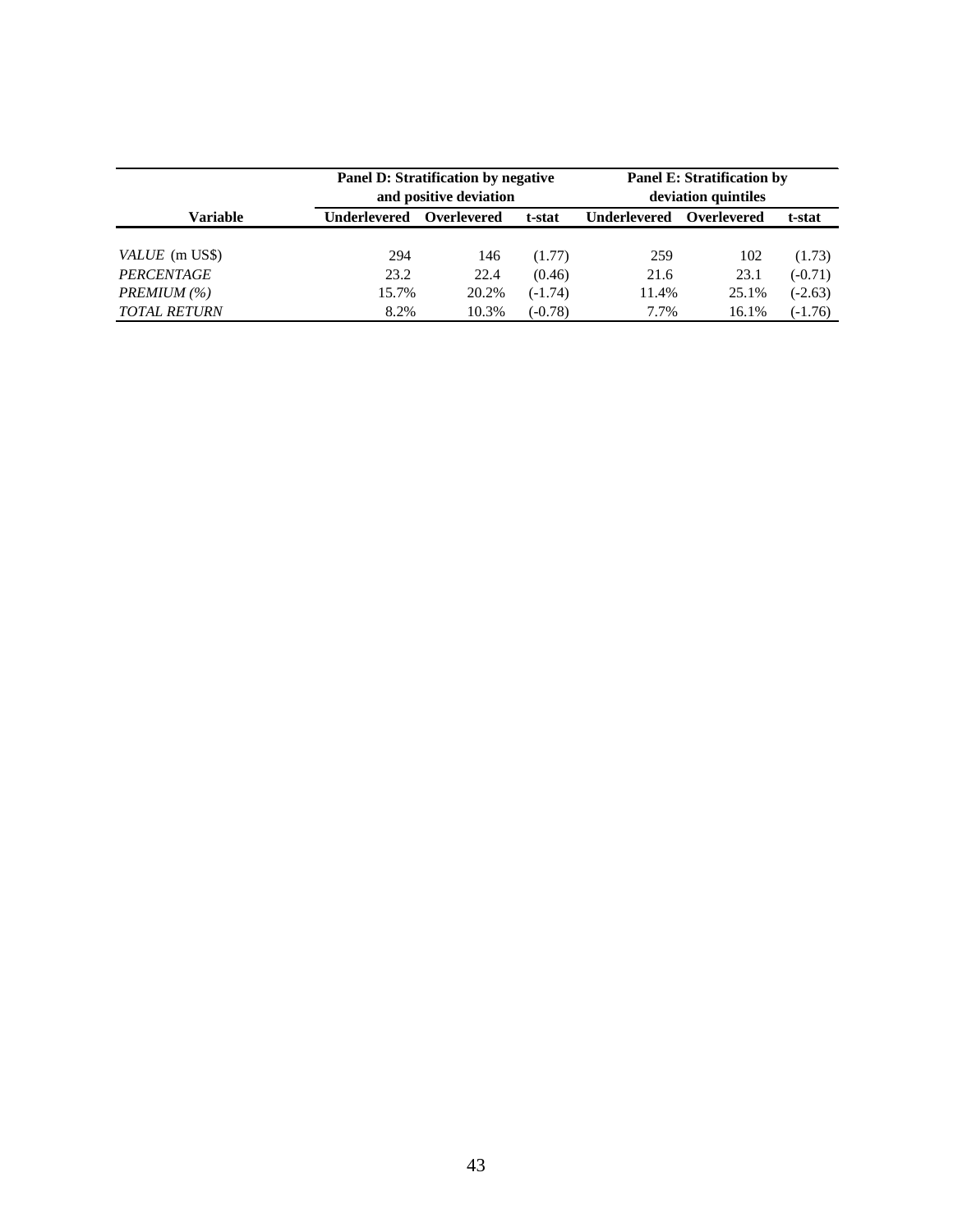| Variable | Panel D: Stratification by negative and positive deviation | | | Panel E: Stratification by deviation quintiles | | |
|---|---|---|---|---|---|---|
| | Underlevered | Overlevered | t-stat | Underlevered | Overlevered | t-stat |
| *VALUE* (m US$) | 294 | 146 | (1.77) | 259 | 102 | (1.73) |
| *PERCENTAGE* | 23.2 | 22.4 | (0.46) | 21.6 | 23.1 | (-0.71) |
| *PREMIUM (%)* | 15.7% | 20.2% | (-1.74) | 11.4% | 25.1% | (-2.63) |
| *TOTAL RETURN* | 8.2% | 10.3% | (-0.78) | 7.7% | 16.1% | (-1.76) |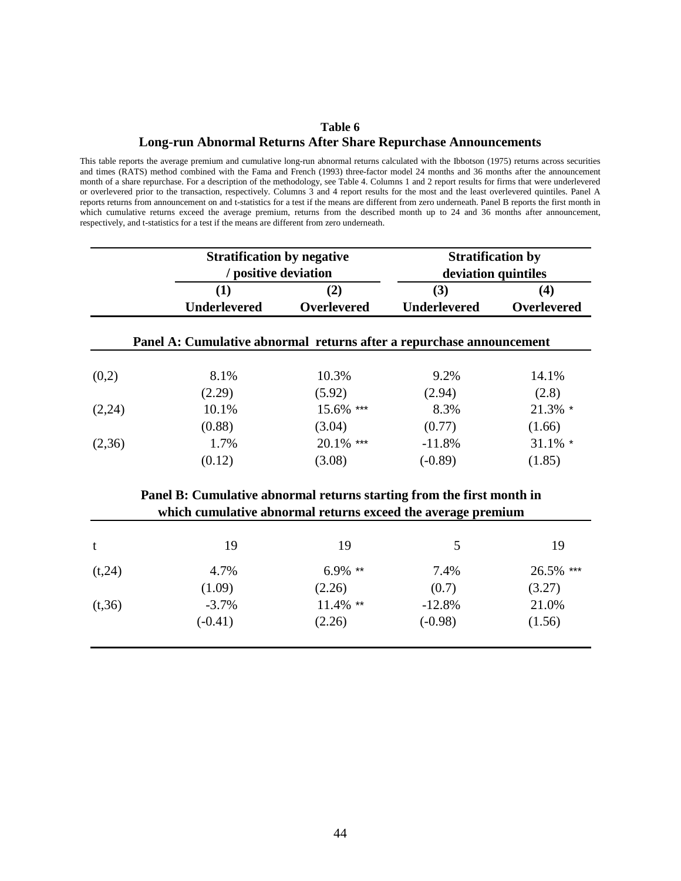**Table 6**
**Long-run Abnormal Returns After Share Repurchase Announcements**

This table reports the average premium and cumulative long-run abnormal returns calculated with the Ibbotson (1975) returns across securities and times (RATS) method combined with the Fama and French (1993) three-factor model 24 months and 36 months after the announcement month of a share repurchase. For a description of the methodology, see Table 4. Columns 1 and 2 report results for firms that were underlevered or overlevered prior to the transaction, respectively. Columns 3 and 4 report results for the most and the least overlevered quintiles. Panel A reports returns from announcement on and t-statistics for a test if the means are different from zero underneath. Panel B reports the first month in which cumulative returns exceed the average premium, returns from the described month up to 24 and 36 months after announcement, respectively, and t-statistics for a test if the means are different from zero underneath.

| | Stratification by negative / positive deviation | | Stratification by deviation quintiles | |
|---|---|---|---|---|
| | (1) | (2) | (3) | (4) |
| | **Underlevered** | **Overlevered** | **Underlevered** | **Overlevered** |
| **Panel A: Cumulative abnormal returns after a repurchase announcement** | | | | |
| (0,2) | 8.1% | 10.3% | 9.2% | 14.1% |
| | (2.29) | (5.92) | (2.94) | (2.8) |
| (2,24) | 10.1% | 15.6% *** | 8.3% | 21.3% * |
| | (0.88) | (3.04) | (0.77) | (1.66) |
| (2,36) | 1.7% | 20.1% *** | -11.8% | 31.1% * |
| | (0.12) | (3.08) | (-0.89) | (1.85) |
| **Panel B: Cumulative abnormal returns starting from the first month in which cumulative abnormal returns exceed the average premium** | | | | |
| t | 19 | 19 | 5 | 19 |
| (t,24) | 4.7% | 6.9% ** | 7.4% | 26.5% *** |
| | (1.09) | (2.26) | (0.7) | (3.27) |
| (t,36) | -3.7% | 11.4% ** | -12.8% | 21.0% |
| | (-0.41) | (2.26) | (-0.98) | (1.56) |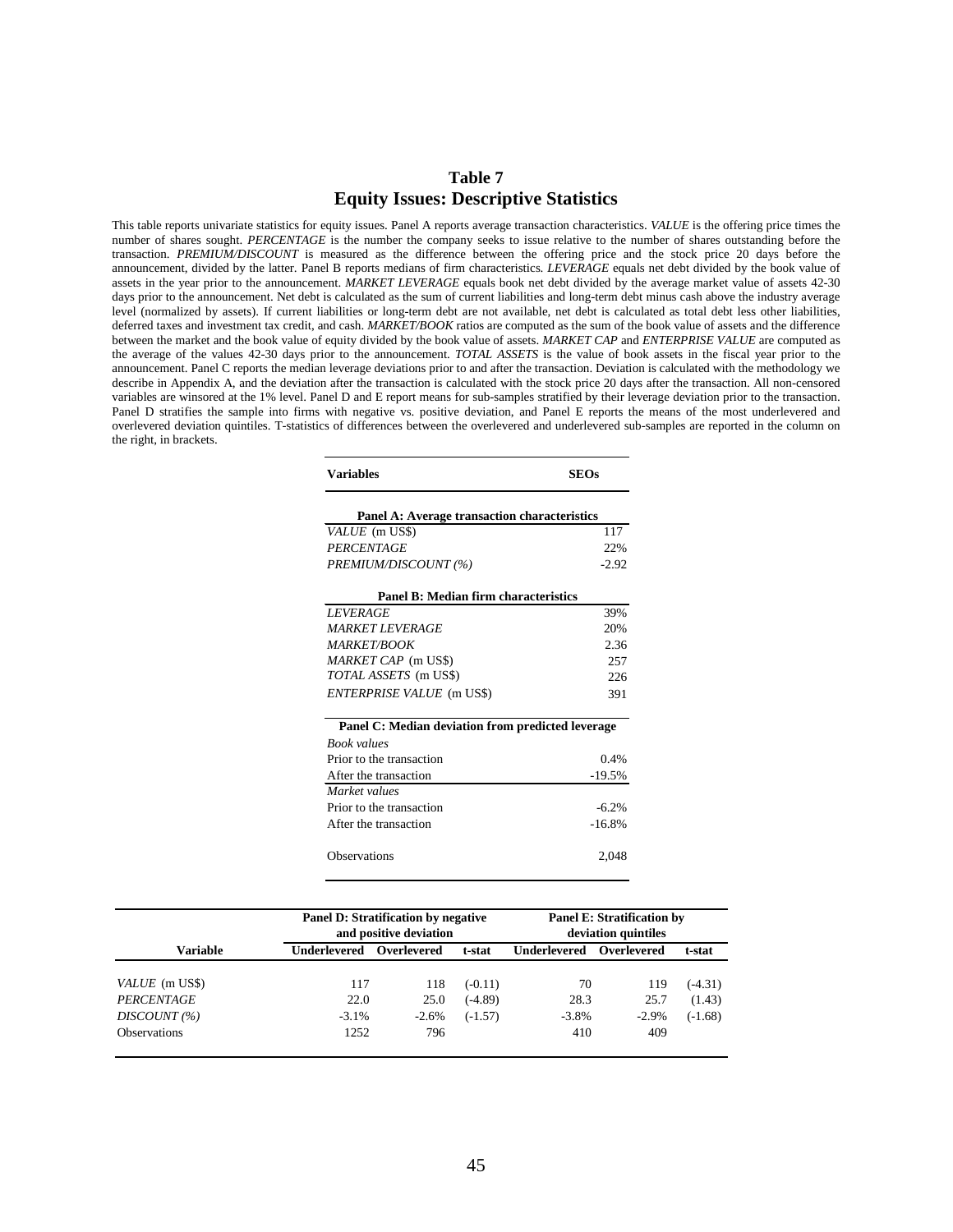# Table 7
## Equity Issues: Descriptive Statistics

This table reports univariate statistics for equity issues. Panel A reports average transaction characteristics. *VALUE* is the offering price times the number of shares sought. *PERCENTAGE* is the number the company seeks to issue relative to the number of shares outstanding before the transaction. *PREMIUM/DISCOUNT* is measured as the difference between the offering price and the stock price 20 days before the announcement, divided by the latter. Panel B reports medians of firm characteristics. *LEVERAGE* equals net debt divided by the book value of assets in the year prior to the announcement. *MARKET LEVERAGE* equals book net debt divided by the average market value of assets 42-30 days prior to the announcement. Net debt is calculated as the sum of current liabilities and long-term debt minus cash above the industry average level (normalized by assets). If current liabilities or long-term debt are not available, net debt is calculated as total debt less other liabilities, deferred taxes and investment tax credit, and cash. *MARKET/BOOK* ratios are computed as the sum of the book value of assets and the difference between the market and the book value of equity divided by the book value of assets. *MARKET CAP* and *ENTERPRISE VALUE* are computed as the average of the values 42-30 days prior to the announcement. *TOTAL ASSETS* is the value of book assets in the fiscal year prior to the announcement. Panel C reports the median leverage deviations prior to and after the transaction. Deviation is calculated with the methodology we describe in Appendix A, and the deviation after the transaction is calculated with the stock price 20 days after the transaction. All non-censored variables are winsored at the 1% level. Panel D and E report means for sub-samples stratified by their leverage deviation prior to the transaction. Panel D stratifies the sample into firms with negative vs. positive deviation, and Panel E reports the means of the most underlevered and overlevered deviation quintiles. T-statistics of differences between the overlevered and underlevered sub-samples are reported in the column on the right, in brackets.

| Variables | SEOs |
|---|---|
| **Panel A: Average transaction characteristics** | |
| *VALUE* (m US$) | 117 |
| *PERCENTAGE* | 22% |
| *PREMIUM/DISCOUNT (%)* | -2.92 |
| **Panel B: Median firm characteristics** | |
| *LEVERAGE* | 39% |
| *MARKET LEVERAGE* | 20% |
| *MARKET/BOOK* | 2.36 |
| *MARKET CAP* (m US$) | 257 |
| *TOTAL ASSETS* (m US$) | 226 |
| *ENTERPRISE VALUE* (m US$) | 391 |
| **Panel C: Median deviation from predicted leverage** | |
| *Book values* | |
| Prior to the transaction | 0.4% |
| After the transaction | -19.5% |
| *Market values* | |
| Prior to the transaction | -6.2% |
| After the transaction | -16.8% |
| Observations | 2,048 |

| | Panel D: Stratification by negative and positive deviation | | | Panel E: Stratification by deviation quintiles | | |
|---|---|---|---|---|---|---|
| **Variable** | **Underlevered** | **Overlevered** | **t-stat** | **Underlevered** | **Overlevered** | **t-stat** |
| *VALUE* (m US$) | 117 | 118 | (-0.11) | 70 | 119 | (-4.31) |
| *PERCENTAGE* | 22.0 | 25.0 | (-4.89) | 28.3 | 25.7 | (1.43) |
| *DISCOUNT (%)* | -3.1% | -2.6% | (-1.57) | -3.8% | -2.9% | (-1.68) |
| Observations | 1252 | 796 | | 410 | 409 | |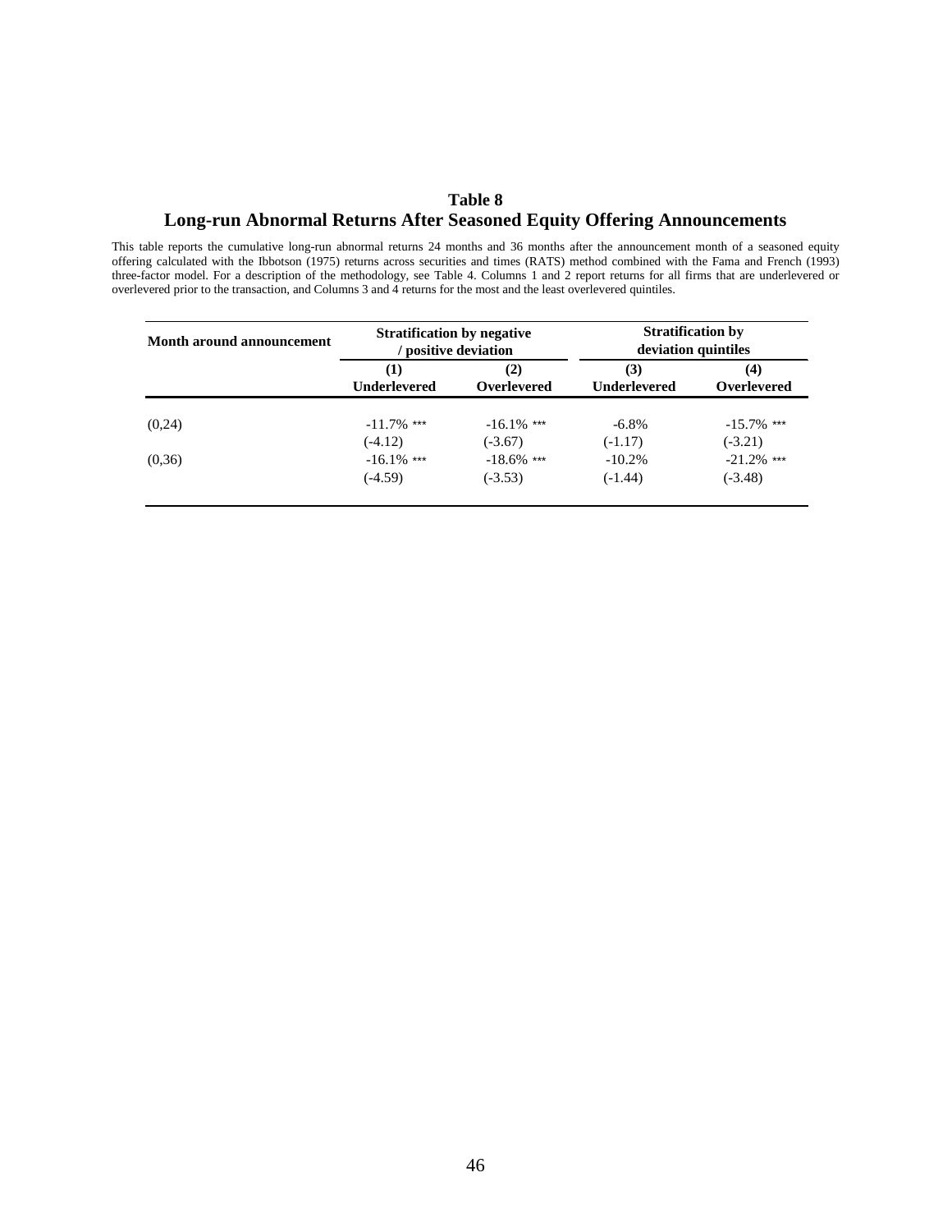## Table 8
## Long-run Abnormal Returns After Seasoned Equity Offering Announcements

This table reports the cumulative long-run abnormal returns 24 months and 36 months after the announcement month of a seasoned equity offering calculated with the Ibbotson (1975) returns across securities and times (RATS) method combined with the Fama and French (1993) three-factor model. For a description of the methodology, see Table 4. Columns 1 and 2 report returns for all firms that are underlevered or overlevered prior to the transaction, and Columns 3 and 4 returns for the most and the least overlevered quintiles.

| **Month around announcement** | **Stratification by negative / positive deviation** | | **Stratification by deviation quintiles** | |
|---|---|---|---|---|
| | **(1) Underlevered** | **(2) Overlevered** | **(3) Underlevered** | **(4) Overlevered** |
| (0,24) | -11.7% *** | -16.1% *** | -6.8% | -15.7% *** |
| | (-4.12) | (-3.67) | (-1.17) | (-3.21) |
| (0,36) | -16.1% *** | -18.6% *** | -10.2% | -21.2% *** |
| | (-4.59) | (-3.53) | (-1.44) | (-3.48) |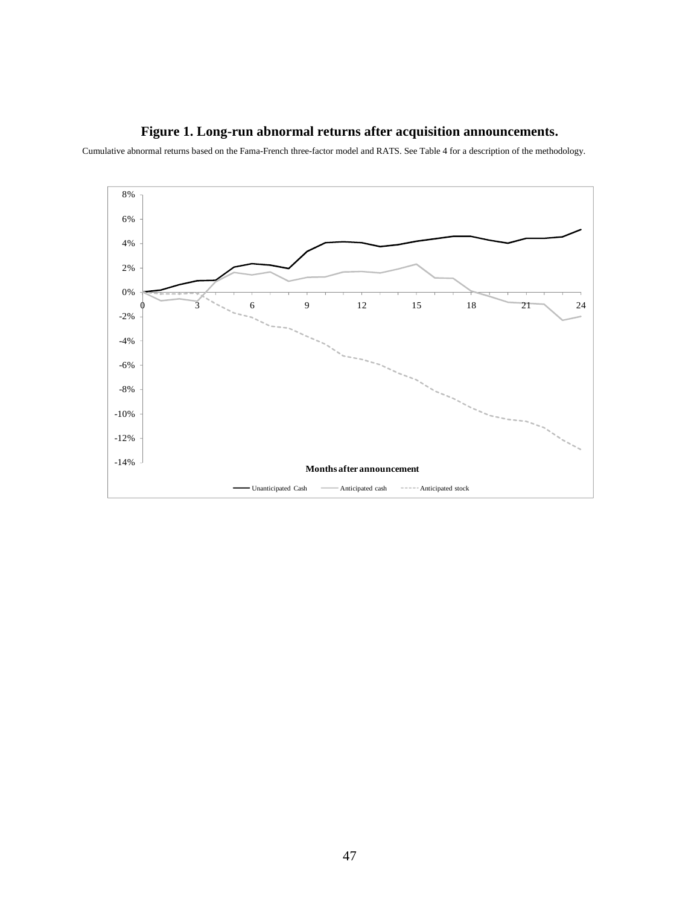# Figure 1. Long-run abnormal returns after acquisition announcements.

Cumulative abnormal returns based on the Fama-French three-factor model and RATS. See Table 4 for a description of the methodology.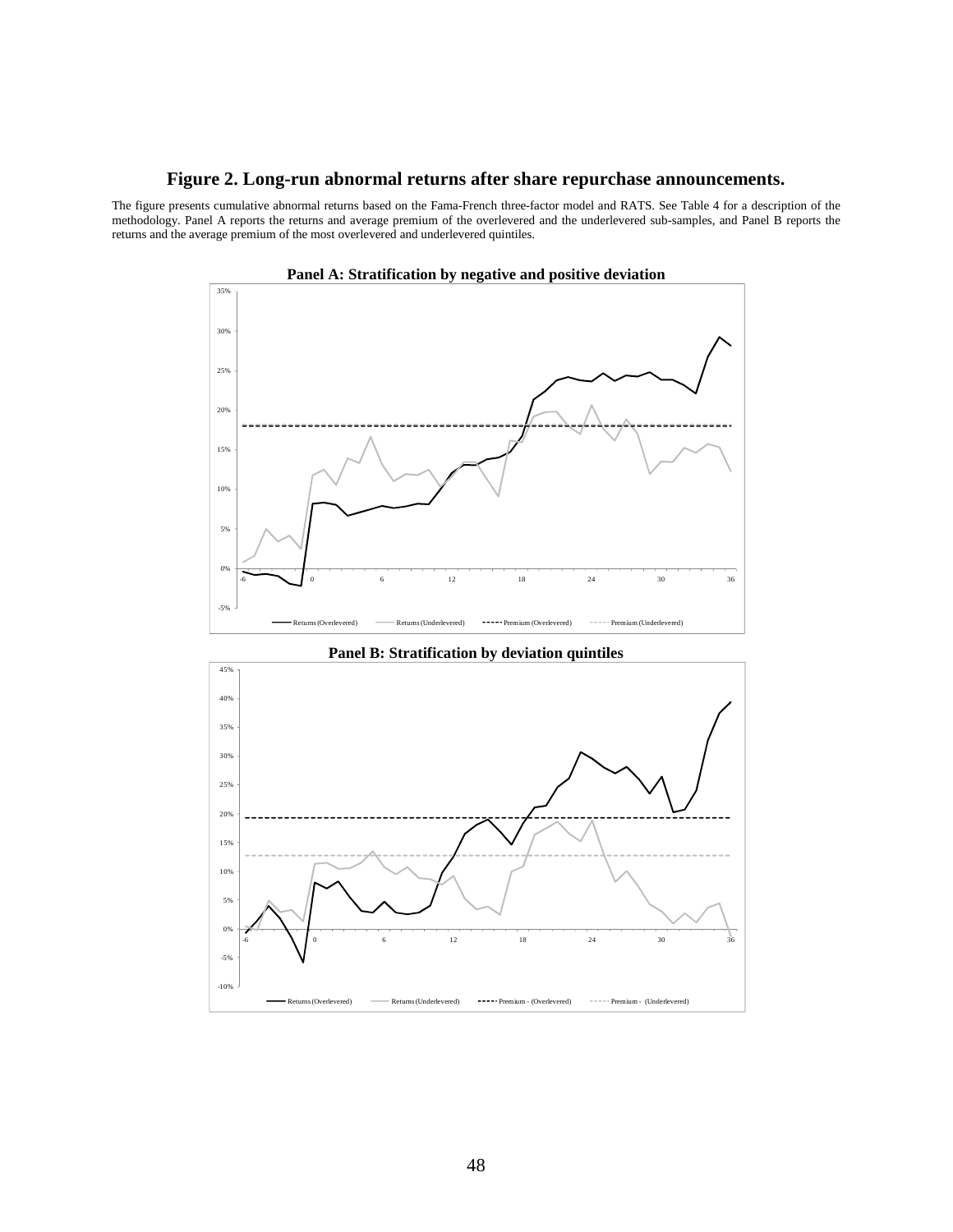# Figure 2. Long-run abnormal returns after share repurchase announcements.

The figure presents cumulative abnormal returns based on the Fama-French three-factor model and RATS. See Table 4 for a description of the methodology. Panel A reports the returns and average premium of the overlevered and the underlevered sub-samples, and Panel B reports the returns and the average premium of the most overlevered and underlevered quintiles.

**Panel A: Stratification by negative and positive deviation**

**Panel B: Stratification by deviation quintiles**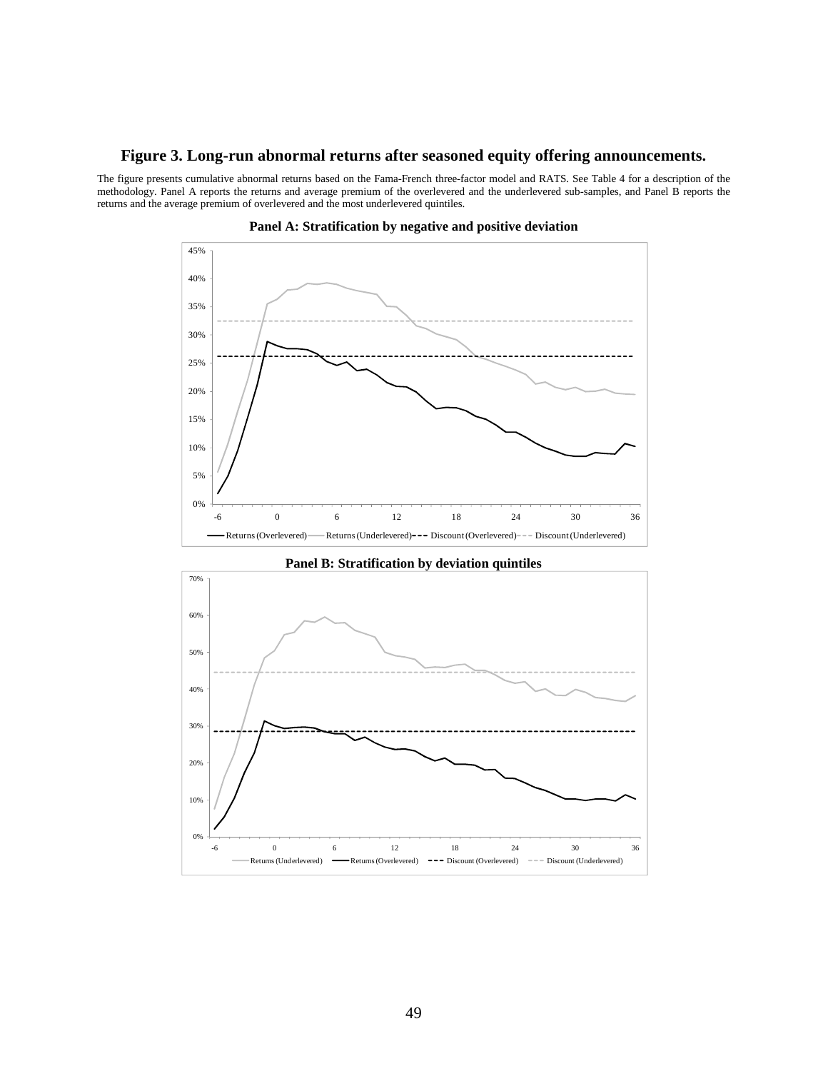# Figure 3. Long-run abnormal returns after seasoned equity offering announcements.

The figure presents cumulative abnormal returns based on the Fama-French three-factor model and RATS. See Table 4 for a description of the methodology. Panel A reports the returns and average premium of the overlevered and the underlevered sub-samples, and Panel B reports the returns and the average premium of overlevered and the most underlevered quintiles.

**Panel A: Stratification by negative and positive deviation**

**Panel B: Stratification by deviation quintiles**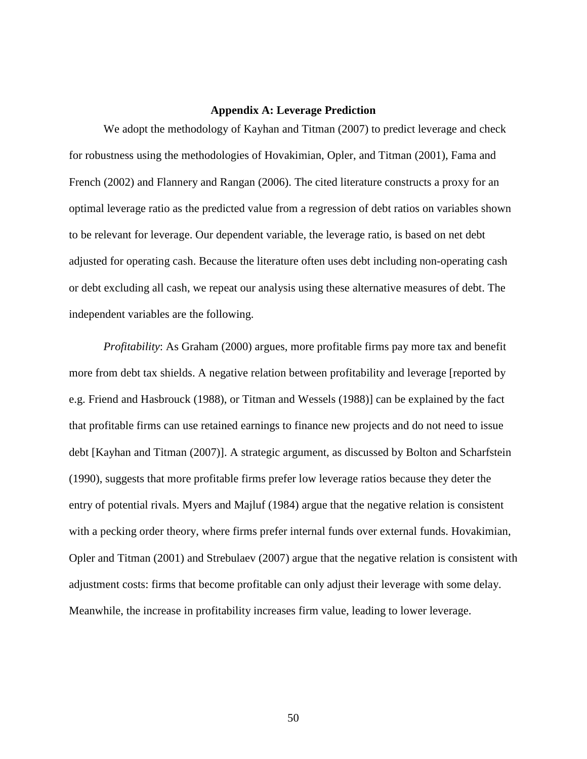## Appendix A: Leverage Prediction

We adopt the methodology of Kayhan and Titman (2007) to predict leverage and check for robustness using the methodologies of Hovakimian, Opler, and Titman (2001), Fama and French (2002) and Flannery and Rangan (2006). The cited literature constructs a proxy for an optimal leverage ratio as the predicted value from a regression of debt ratios on variables shown to be relevant for leverage. Our dependent variable, the leverage ratio, is based on net debt adjusted for operating cash. Because the literature often uses debt including non-operating cash or debt excluding all cash, we repeat our analysis using these alternative measures of debt. The independent variables are the following.

*Profitability*: As Graham (2000) argues, more profitable firms pay more tax and benefit more from debt tax shields. A negative relation between profitability and leverage [reported by e.g. Friend and Hasbrouck (1988), or Titman and Wessels (1988)] can be explained by the fact that profitable firms can use retained earnings to finance new projects and do not need to issue debt [Kayhan and Titman (2007)]. A strategic argument, as discussed by Bolton and Scharfstein (1990), suggests that more profitable firms prefer low leverage ratios because they deter the entry of potential rivals. Myers and Majluf (1984) argue that the negative relation is consistent with a pecking order theory, where firms prefer internal funds over external funds. Hovakimian, Opler and Titman (2001) and Strebulaev (2007) argue that the negative relation is consistent with adjustment costs: firms that become profitable can only adjust their leverage with some delay. Meanwhile, the increase in profitability increases firm value, leading to lower leverage.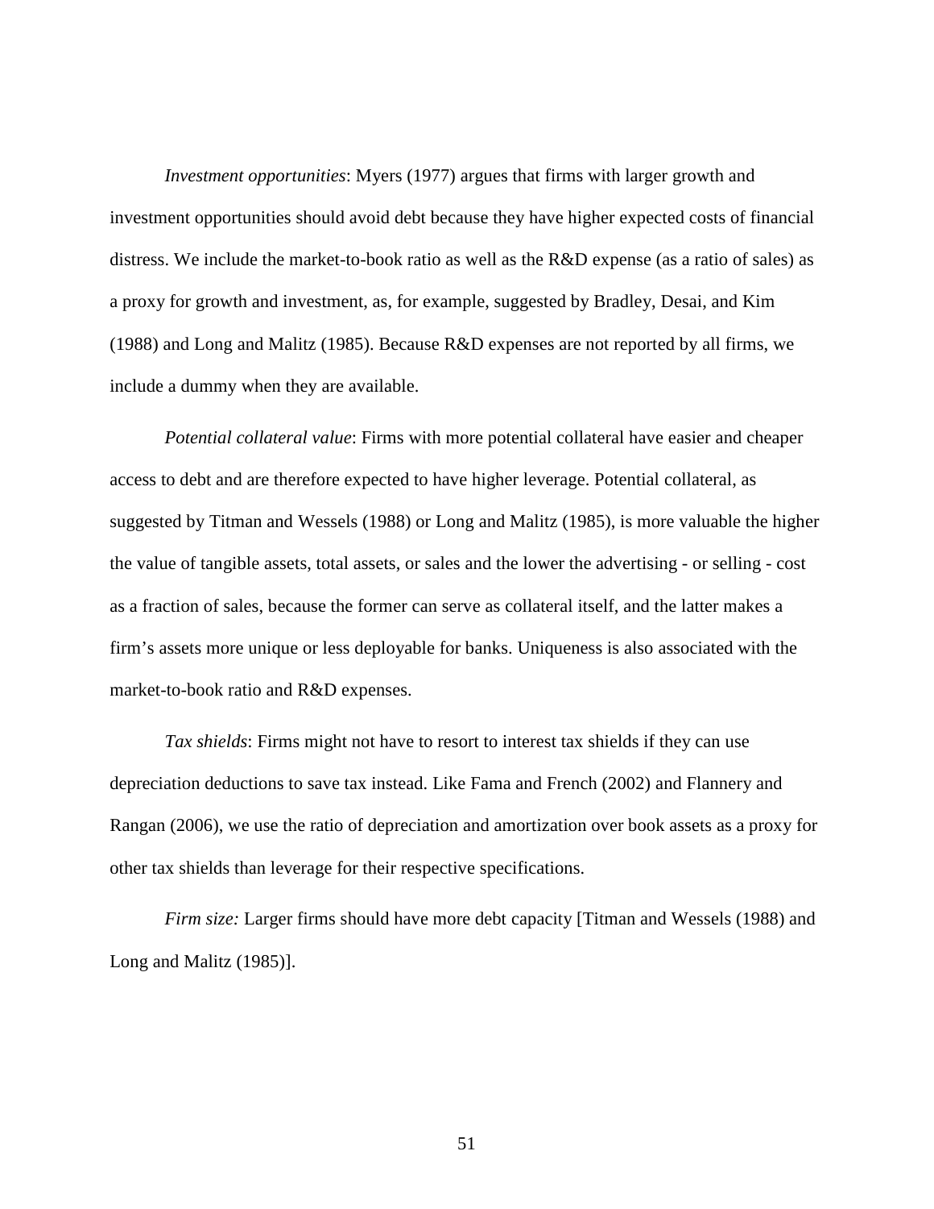*Investment opportunities*: Myers (1977) argues that firms with larger growth and investment opportunities should avoid debt because they have higher expected costs of financial distress. We include the market-to-book ratio as well as the R&D expense (as a ratio of sales) as a proxy for growth and investment, as, for example, suggested by Bradley, Desai, and Kim (1988) and Long and Malitz (1985). Because R&D expenses are not reported by all firms, we include a dummy when they are available.

*Potential collateral value*: Firms with more potential collateral have easier and cheaper access to debt and are therefore expected to have higher leverage. Potential collateral, as suggested by Titman and Wessels (1988) or Long and Malitz (1985), is more valuable the higher the value of tangible assets, total assets, or sales and the lower the advertising - or selling - cost as a fraction of sales, because the former can serve as collateral itself, and the latter makes a firm's assets more unique or less deployable for banks. Uniqueness is also associated with the market-to-book ratio and R&D expenses.

*Tax shields*: Firms might not have to resort to interest tax shields if they can use depreciation deductions to save tax instead. Like Fama and French (2002) and Flannery and Rangan (2006), we use the ratio of depreciation and amortization over book assets as a proxy for other tax shields than leverage for their respective specifications.

*Firm size:* Larger firms should have more debt capacity [Titman and Wessels (1988) and Long and Malitz (1985)].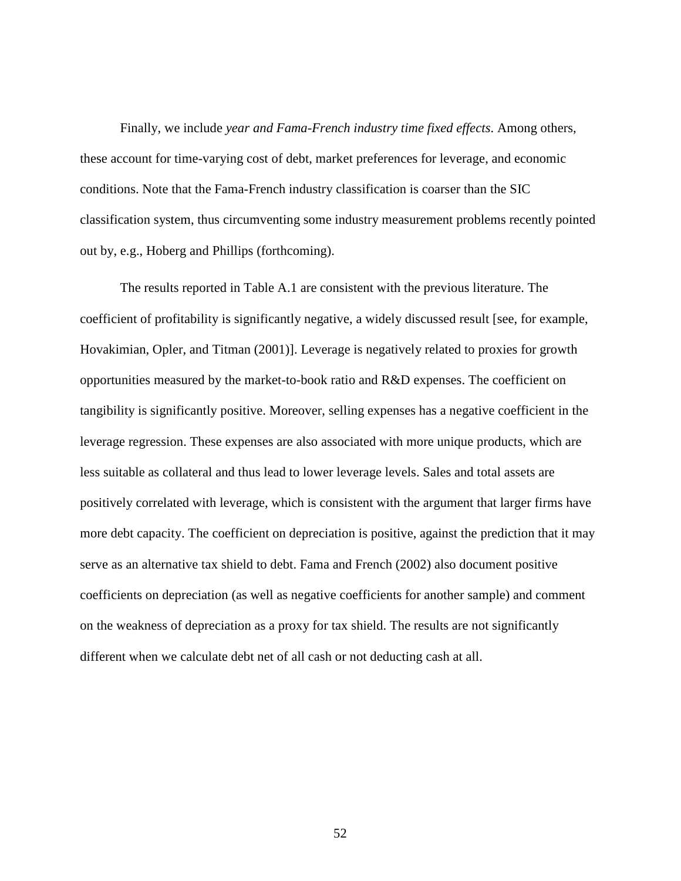Finally, we include *year and Fama-French industry time fixed effects*. Among others, these account for time-varying cost of debt, market preferences for leverage, and economic conditions. Note that the Fama-French industry classification is coarser than the SIC classification system, thus circumventing some industry measurement problems recently pointed out by, e.g., Hoberg and Phillips (forthcoming).

The results reported in Table A.1 are consistent with the previous literature. The coefficient of profitability is significantly negative, a widely discussed result [see, for example, Hovakimian, Opler, and Titman (2001)]. Leverage is negatively related to proxies for growth opportunities measured by the market-to-book ratio and R&D expenses. The coefficient on tangibility is significantly positive. Moreover, selling expenses has a negative coefficient in the leverage regression. These expenses are also associated with more unique products, which are less suitable as collateral and thus lead to lower leverage levels. Sales and total assets are positively correlated with leverage, which is consistent with the argument that larger firms have more debt capacity. The coefficient on depreciation is positive, against the prediction that it may serve as an alternative tax shield to debt. Fama and French (2002) also document positive coefficients on depreciation (as well as negative coefficients for another sample) and comment on the weakness of depreciation as a proxy for tax shield. The results are not significantly different when we calculate debt net of all cash or not deducting cash at all.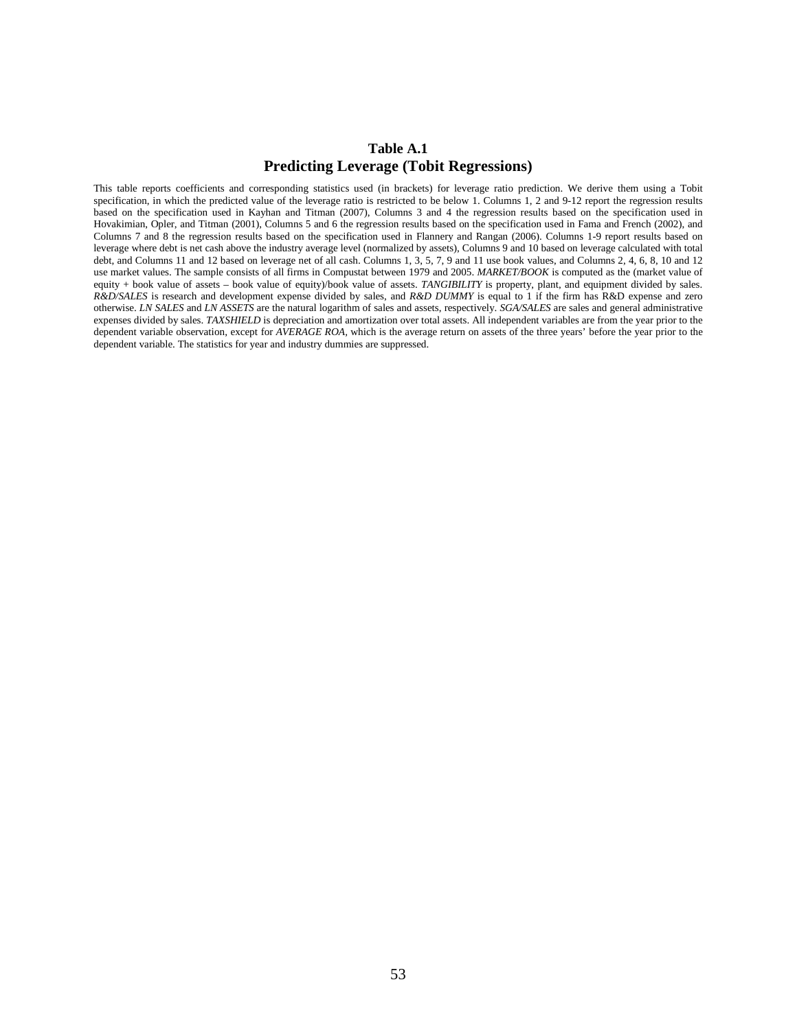## Table A.1
## Predicting Leverage (Tobit Regressions)

This table reports coefficients and corresponding statistics used (in brackets) for leverage ratio prediction. We derive them using a Tobit specification, in which the predicted value of the leverage ratio is restricted to be below 1. Columns 1, 2 and 9-12 report the regression results based on the specification used in Kayhan and Titman (2007), Columns 3 and 4 the regression results based on the specification used in Hovakimian, Opler, and Titman (2001), Columns 5 and 6 the regression results based on the specification used in Fama and French (2002), and Columns 7 and 8 the regression results based on the specification used in Flannery and Rangan (2006). Columns 1-9 report results based on leverage where debt is net cash above the industry average level (normalized by assets), Columns 9 and 10 based on leverage calculated with total debt, and Columns 11 and 12 based on leverage net of all cash. Columns 1, 3, 5, 7, 9 and 11 use book values, and Columns 2, 4, 6, 8, 10 and 12 use market values. The sample consists of all firms in Compustat between 1979 and 2005. *MARKET/BOOK* is computed as the (market value of equity + book value of assets – book value of equity)/book value of assets. *TANGIBILITY* is property, plant, and equipment divided by sales. *R&D/SALES* is research and development expense divided by sales, and *R&D DUMMY* is equal to 1 if the firm has R&D expense and zero otherwise. *LN SALES* and *LN ASSETS* are the natural logarithm of sales and assets, respectively. *SGA/SALES* are sales and general administrative expenses divided by sales. *TAXSHIELD* is depreciation and amortization over total assets. All independent variables are from the year prior to the dependent variable observation, except for *AVERAGE ROA*, which is the average return on assets of the three years' before the year prior to the dependent variable. The statistics for year and industry dummies are suppressed.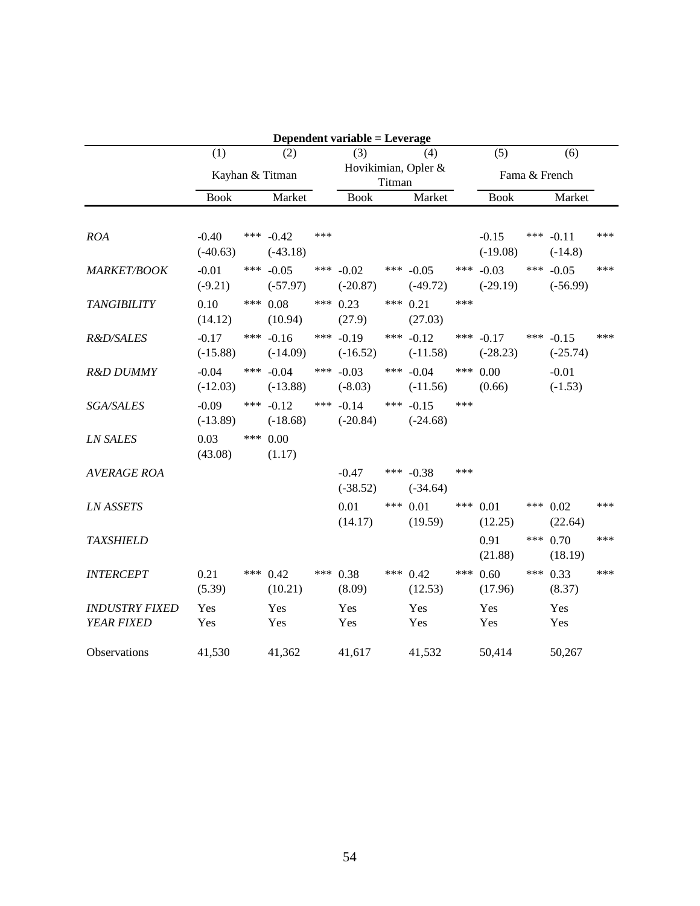**Dependent variable = Leverage**

| | (1) | (2) | (3) | (4) | (5) | (6) |
|---|---|---|---|---|---|---|
| | Kayhan & Titman | | Hovikimian, Opler & Titman | | Fama & French | |
| | Book | Market | Book | Market | Book | Market |
| *ROA* | -0.40 *** | -0.42 *** | | | -0.15 *** | -0.11 *** |
| | (-40.63) | (-43.18) | | | (-19.08) | (-14.8) |
| *MARKET/BOOK* | -0.01 *** | -0.05 *** | -0.02 *** | -0.05 *** | -0.03 *** | -0.05 *** |
| | (-9.21) | (-57.97) | (-20.87) | (-49.72) | (-29.19) | (-56.99) |
| *TANGIBILITY* | 0.10 *** | 0.08 *** | 0.23 *** | 0.21 *** | | |
| | (14.12) | (10.94) | (27.9) | (27.03) | | |
| *R&D/SALES* | -0.17 *** | -0.16 *** | -0.19 *** | -0.12 *** | -0.17 *** | -0.15 *** |
| | (-15.88) | (-14.09) | (-16.52) | (-11.58) | (-28.23) | (-25.74) |
| *R&D DUMMY* | -0.04 *** | -0.04 *** | -0.03 *** | -0.04 *** | 0.00 | -0.01 |
| | (-12.03) | (-13.88) | (-8.03) | (-11.56) | (0.66) | (-1.53) |
| *SGA/SALES* | -0.09 *** | -0.12 *** | -0.14 *** | -0.15 *** | | |
| | (-13.89) | (-18.68) | (-20.84) | (-24.68) | | |
| *LN SALES* | 0.03 *** | 0.00 | | | | |
| | (43.08) | (1.17) | | | | |
| *AVERAGE ROA* | | | -0.47 *** | -0.38 *** | | |
| | | | (-38.52) | (-34.64) | | |
| *LN ASSETS* | | | 0.01 *** | 0.01 *** | 0.01 *** | 0.02 *** |
| | | | (14.17) | (19.59) | (12.25) | (22.64) |
| *TAXSHIELD* | | | | | 0.91 *** | 0.70 *** |
| | | | | | (21.88) | (18.19) |
| *INTERCEPT* | 0.21 *** | 0.42 *** | 0.38 *** | 0.42 *** | 0.60 *** | 0.33 *** |
| | (5.39) | (10.21) | (8.09) | (12.53) | (17.96) | (8.37) |
| *INDUSTRY FIXED* | Yes | Yes | Yes | Yes | Yes | Yes |
| *YEAR FIXED* | Yes | Yes | Yes | Yes | Yes | Yes |
| Observations | 41,530 | 41,362 | 41,617 | 41,532 | 50,414 | 50,267 |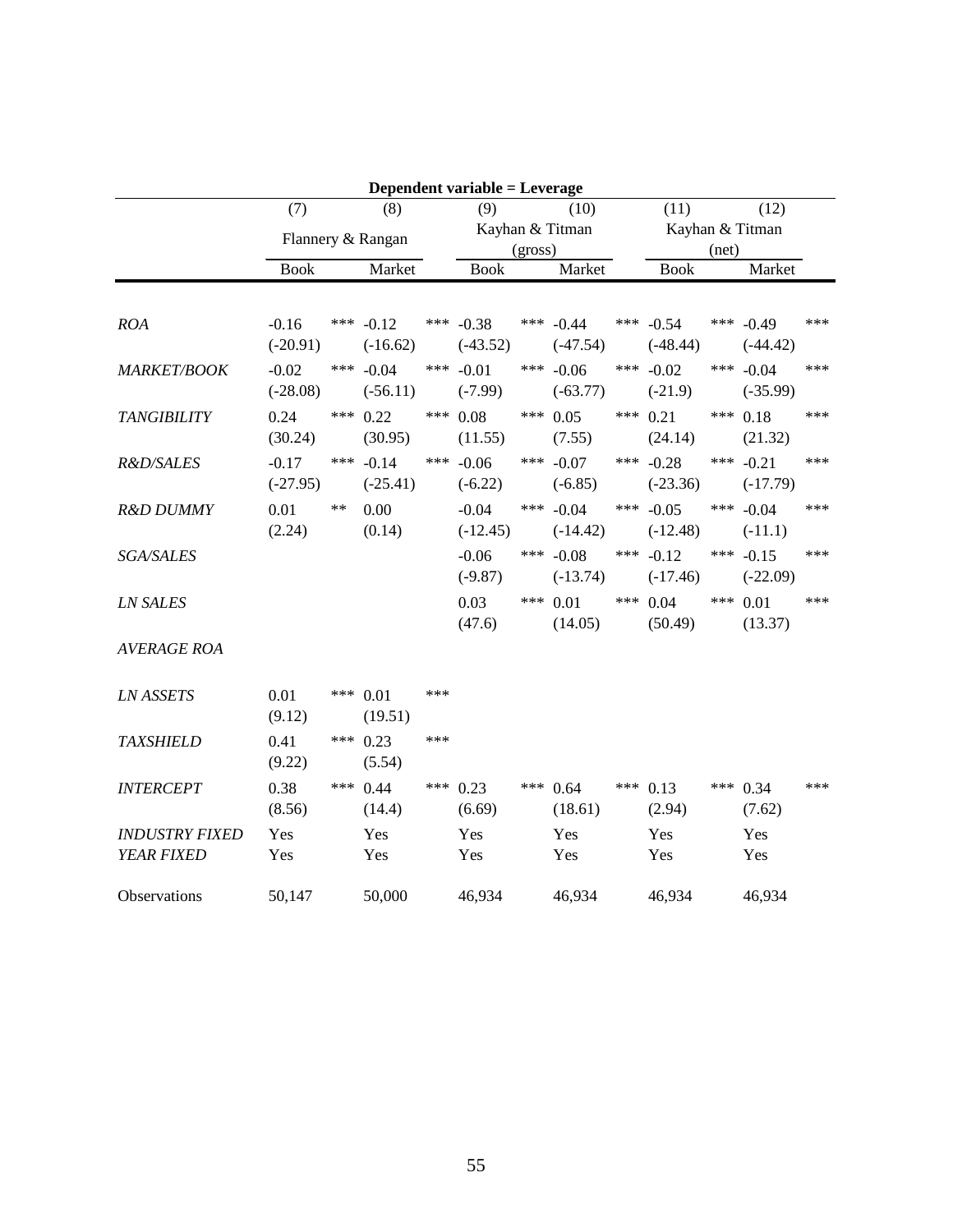| | Dependent variable = Leverage | | | | | |
|---|---|---|---|---|---|---|
| | (7) | (8) | (9) | (10) | (11) | (12) |
| | Flannery & Rangan | | Kayhan & Titman (gross) | | Kayhan & Titman (net) | |
| | Book | Market | Book | Market | Book | Market |
| *ROA* | -0.16 *** | -0.12 *** | -0.38 *** | -0.44 *** | -0.54 *** | -0.49 *** |
| | (-20.91) | (-16.62) | (-43.52) | (-47.54) | (-48.44) | (-44.42) |
| *MARKET/BOOK* | -0.02 *** | -0.04 *** | -0.01 *** | -0.06 *** | -0.02 *** | -0.04 *** |
| | (-28.08) | (-56.11) | (-7.99) | (-63.77) | (-21.9) | (-35.99) |
| *TANGIBILITY* | 0.24 *** | 0.22 *** | 0.08 *** | 0.05 *** | 0.21 *** | 0.18 *** |
| | (30.24) | (30.95) | (11.55) | (7.55) | (24.14) | (21.32) |
| *R&D/SALES* | -0.17 *** | -0.14 *** | -0.06 *** | -0.07 *** | -0.28 *** | -0.21 *** |
| | (-27.95) | (-25.41) | (-6.22) | (-6.85) | (-23.36) | (-17.79) |
| *R&D DUMMY* | 0.01 ** | 0.00 | -0.04 *** | -0.04 *** | -0.05 *** | -0.04 *** |
| | (2.24) | (0.14) | (-12.45) | (-14.42) | (-12.48) | (-11.1) |
| *SGA/SALES* | | | -0.06 *** | -0.08 *** | -0.12 *** | -0.15 *** |
| | | | (-9.87) | (-13.74) | (-17.46) | (-22.09) |
| *LN SALES* | | | 0.03 *** | 0.01 *** | 0.04 *** | 0.01 *** |
| | | | (47.6) | (14.05) | (50.49) | (13.37) |
| *AVERAGE ROA* | | | | | | |
| *LN ASSETS* | 0.01 *** | 0.01 *** | | | | |
| | (9.12) | (19.51) | | | | |
| *TAXSHIELD* | 0.41 *** | 0.23 *** | | | | |
| | (9.22) | (5.54) | | | | |
| *INTERCEPT* | 0.38 *** | 0.44 *** | 0.23 *** | 0.64 *** | 0.13 *** | 0.34 *** |
| | (8.56) | (14.4) | (6.69) | (18.61) | (2.94) | (7.62) |
| *INDUSTRY FIXED* | Yes | Yes | Yes | Yes | Yes | Yes |
| *YEAR FIXED* | Yes | Yes | Yes | Yes | Yes | Yes |
| Observations | 50,147 | 50,000 | 46,934 | 46,934 | 46,934 | 46,934 |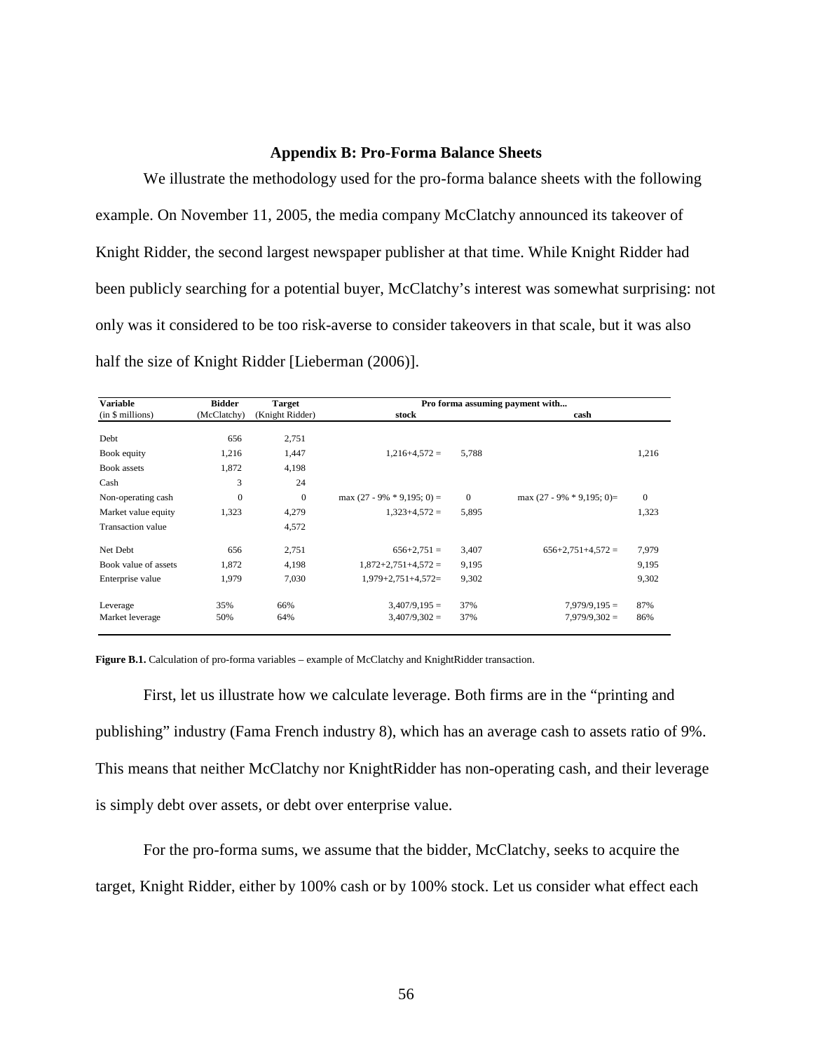### Appendix B: Pro-Forma Balance Sheets

We illustrate the methodology used for the pro-forma balance sheets with the following example. On November 11, 2005, the media company McClatchy announced its takeover of Knight Ridder, the second largest newspaper publisher at that time. While Knight Ridder had been publicly searching for a potential buyer, McClatchy's interest was somewhat surprising: not only was it considered to be too risk-averse to consider takeovers in that scale, but it was also half the size of Knight Ridder [Lieberman (2006)].

| Variable (in $ millions) | Bidder (McClatchy) | Target (Knight Ridder) | Pro forma assuming payment with... stock | | cash | |
|---|---|---|---|---|---|---|
| Debt | 656 | 2,751 | | | | |
| Book equity | 1,216 | 1,447 | 1,216+4,572 = | 5,788 | | 1,216 |
| Book assets | 1,872 | 4,198 | | | | |
| Cash | 3 | 24 | | | | |
| Non-operating cash | 0 | 0 | max (27 - 9% * 9,195; 0) = | 0 | max (27 - 9% * 9,195; 0)= | 0 |
| Market value equity | 1,323 | 4,279 | 1,323+4,572 = | 5,895 | | 1,323 |
| Transaction value | | 4,572 | | | | |
| Net Debt | 656 | 2,751 | 656+2,751 = | 3,407 | 656+2,751+4,572 = | 7,979 |
| Book value of assets | 1,872 | 4,198 | 1,872+2,751+4,572 = | 9,195 | | 9,195 |
| Enterprise value | 1,979 | 7,030 | 1,979+2,751+4,572= | 9,302 | | 9,302 |
| Leverage | 35% | 66% | 3,407/9,195 = | 37% | 7,979/9,195 = | 87% |
| Market leverage | 50% | 64% | 3,407/9,302 = | 37% | 7,979/9,302 = | 86% |

**Figure B.1.** Calculation of pro-forma variables – example of McClatchy and KnightRidder transaction.

First, let us illustrate how we calculate leverage. Both firms are in the "printing and publishing" industry (Fama French industry 8), which has an average cash to assets ratio of 9%. This means that neither McClatchy nor KnightRidder has non-operating cash, and their leverage is simply debt over assets, or debt over enterprise value.

For the pro-forma sums, we assume that the bidder, McClatchy, seeks to acquire the target, Knight Ridder, either by 100% cash or by 100% stock. Let us consider what effect each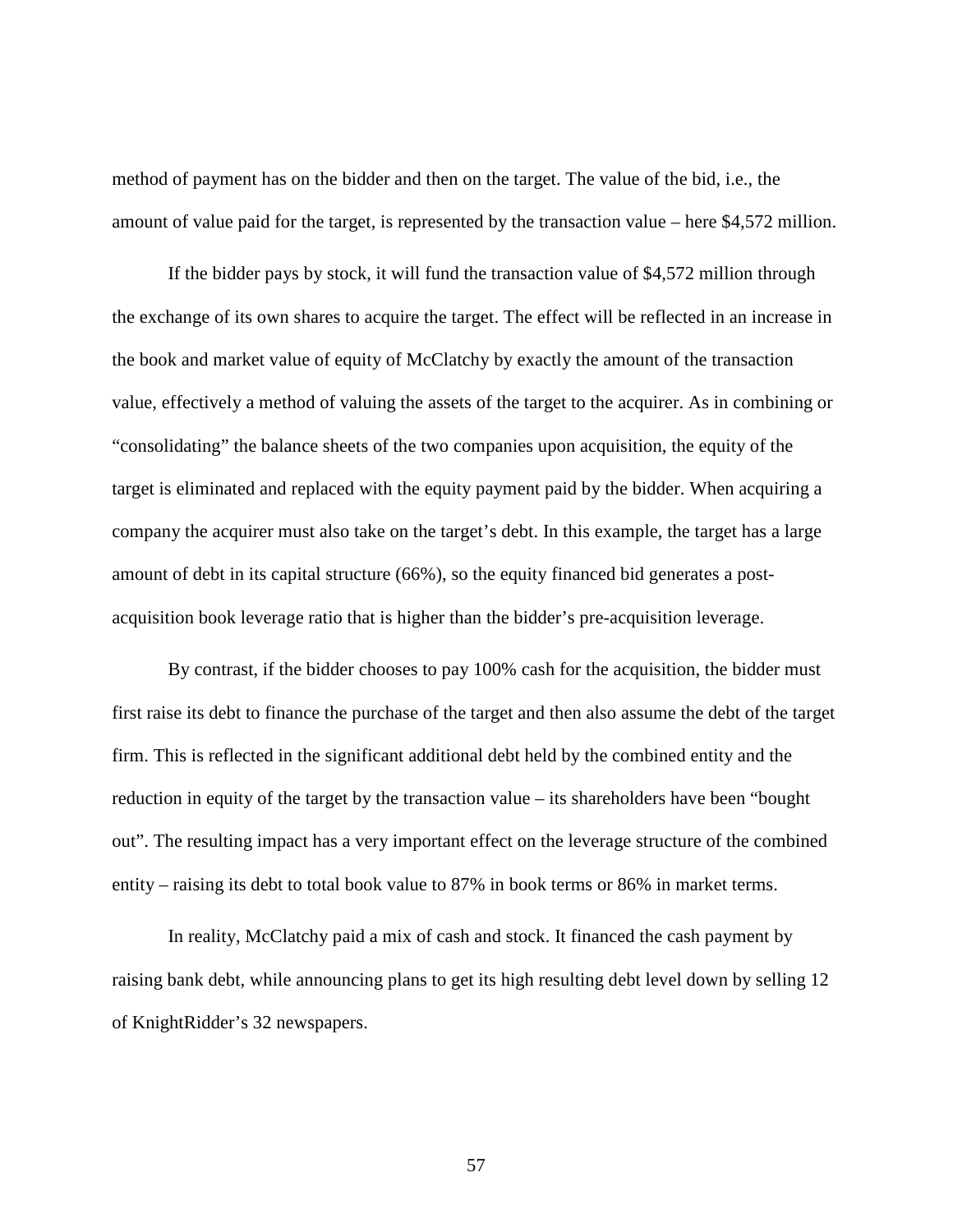method of payment has on the bidder and then on the target. The value of the bid, i.e., the amount of value paid for the target, is represented by the transaction value – here $4,572 million.

If the bidder pays by stock, it will fund the transaction value of $4,572 million through the exchange of its own shares to acquire the target. The effect will be reflected in an increase in the book and market value of equity of McClatchy by exactly the amount of the transaction value, effectively a method of valuing the assets of the target to the acquirer. As in combining or "consolidating" the balance sheets of the two companies upon acquisition, the equity of the target is eliminated and replaced with the equity payment paid by the bidder. When acquiring a company the acquirer must also take on the target's debt. In this example, the target has a large amount of debt in its capital structure (66%), so the equity financed bid generates a post-acquisition book leverage ratio that is higher than the bidder's pre-acquisition leverage.

By contrast, if the bidder chooses to pay 100% cash for the acquisition, the bidder must first raise its debt to finance the purchase of the target and then also assume the debt of the target firm. This is reflected in the significant additional debt held by the combined entity and the reduction in equity of the target by the transaction value – its shareholders have been "bought out". The resulting impact has a very important effect on the leverage structure of the combined entity – raising its debt to total book value to 87% in book terms or 86% in market terms.

In reality, McClatchy paid a mix of cash and stock. It financed the cash payment by raising bank debt, while announcing plans to get its high resulting debt level down by selling 12 of KnightRidder's 32 newspapers.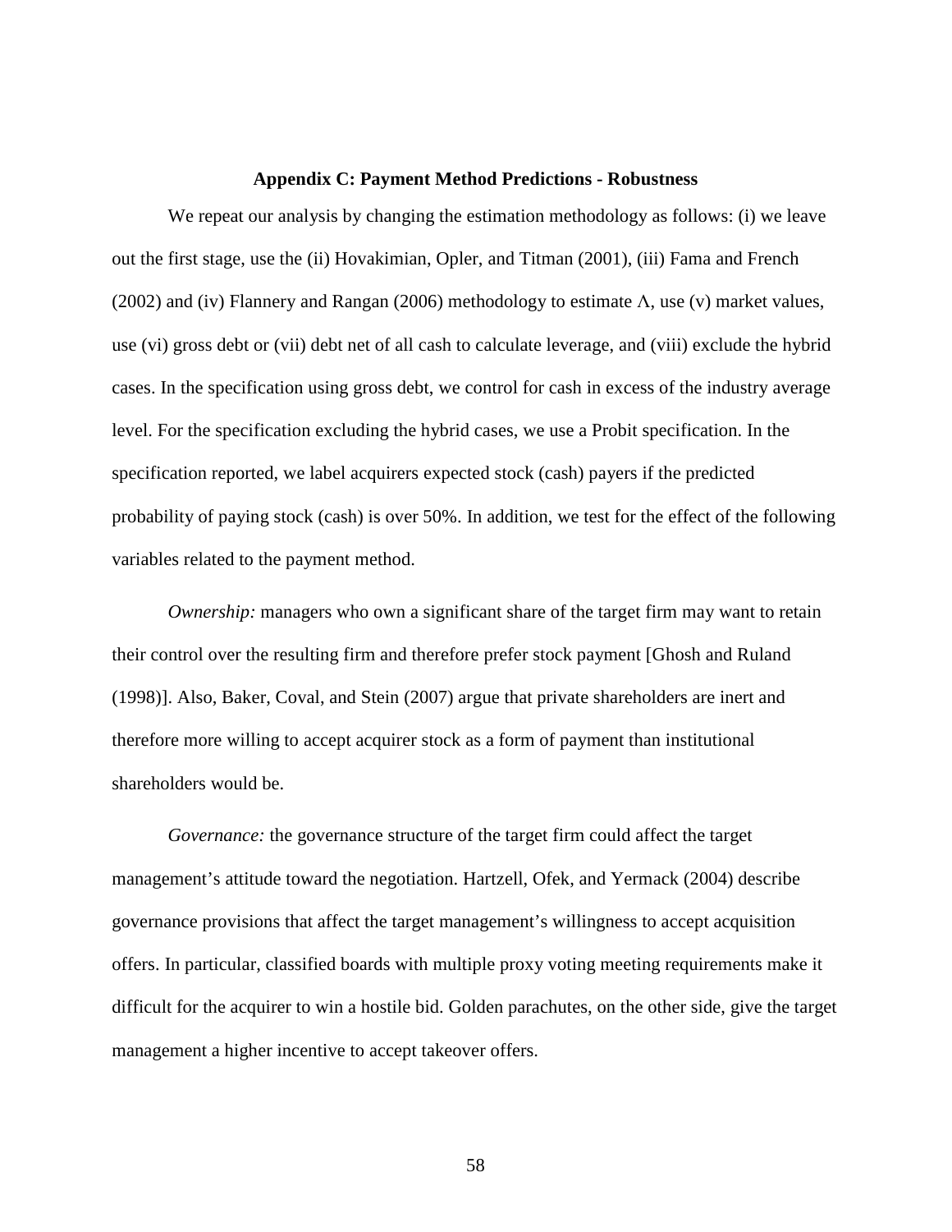### Appendix C: Payment Method Predictions - Robustness

We repeat our analysis by changing the estimation methodology as follows: (i) we leave out the first stage, use the (ii) Hovakimian, Opler, and Titman (2001), (iii) Fama and French (2002) and (iv) Flannery and Rangan (2006) methodology to estimate $\Lambda$, use (v) market values, use (vi) gross debt or (vii) debt net of all cash to calculate leverage, and (viii) exclude the hybrid cases. In the specification using gross debt, we control for cash in excess of the industry average level. For the specification excluding the hybrid cases, we use a Probit specification. In the specification reported, we label acquirers expected stock (cash) payers if the predicted probability of paying stock (cash) is over 50%. In addition, we test for the effect of the following variables related to the payment method.

*Ownership:* managers who own a significant share of the target firm may want to retain their control over the resulting firm and therefore prefer stock payment [Ghosh and Ruland (1998)]. Also, Baker, Coval, and Stein (2007) argue that private shareholders are inert and therefore more willing to accept acquirer stock as a form of payment than institutional shareholders would be.

*Governance:* the governance structure of the target firm could affect the target management's attitude toward the negotiation. Hartzell, Ofek, and Yermack (2004) describe governance provisions that affect the target management's willingness to accept acquisition offers. In particular, classified boards with multiple proxy voting meeting requirements make it difficult for the acquirer to win a hostile bid. Golden parachutes, on the other side, give the target management a higher incentive to accept takeover offers.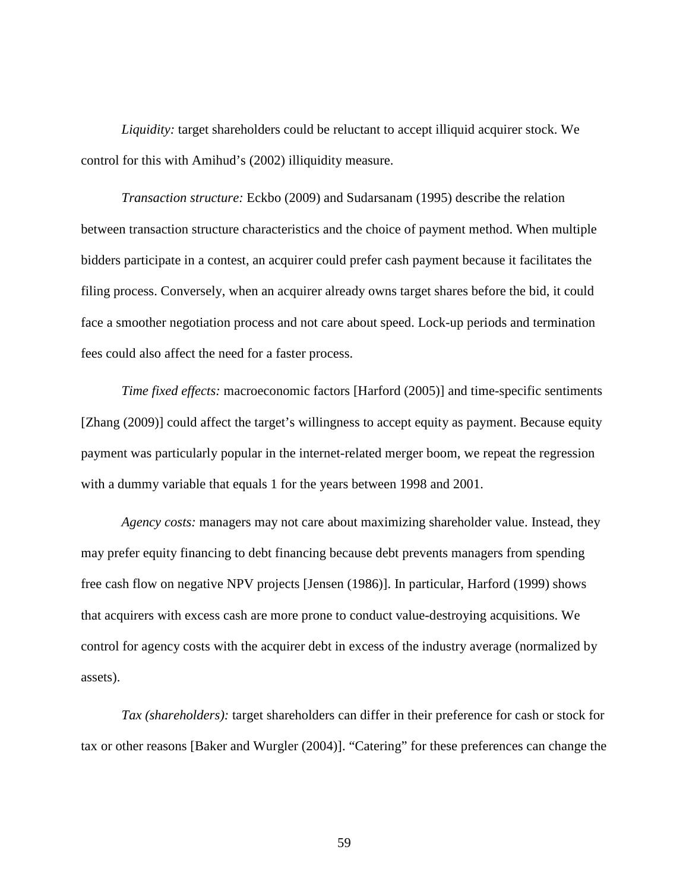*Liquidity:* target shareholders could be reluctant to accept illiquid acquirer stock. We control for this with Amihud's (2002) illiquidity measure.

*Transaction structure:* Eckbo (2009) and Sudarsanam (1995) describe the relation between transaction structure characteristics and the choice of payment method. When multiple bidders participate in a contest, an acquirer could prefer cash payment because it facilitates the filing process. Conversely, when an acquirer already owns target shares before the bid, it could face a smoother negotiation process and not care about speed. Lock-up periods and termination fees could also affect the need for a faster process.

*Time fixed effects:* macroeconomic factors [Harford (2005)] and time-specific sentiments [Zhang (2009)] could affect the target's willingness to accept equity as payment. Because equity payment was particularly popular in the internet-related merger boom, we repeat the regression with a dummy variable that equals 1 for the years between 1998 and 2001.

*Agency costs:* managers may not care about maximizing shareholder value. Instead, they may prefer equity financing to debt financing because debt prevents managers from spending free cash flow on negative NPV projects [Jensen (1986)]. In particular, Harford (1999) shows that acquirers with excess cash are more prone to conduct value-destroying acquisitions. We control for agency costs with the acquirer debt in excess of the industry average (normalized by assets).

*Tax (shareholders):* target shareholders can differ in their preference for cash or stock for tax or other reasons [Baker and Wurgler (2004)]. "Catering" for these preferences can change the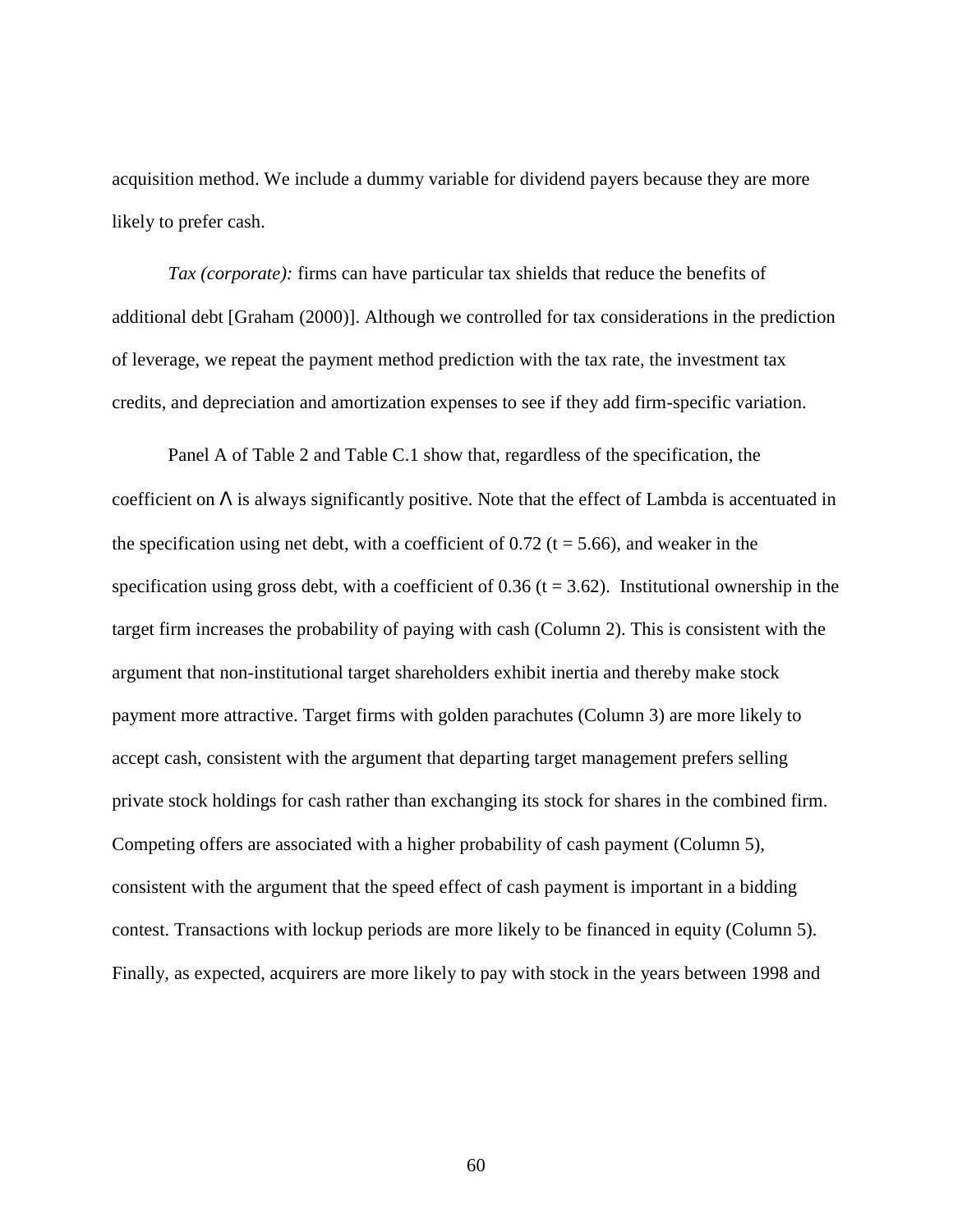acquisition method. We include a dummy variable for dividend payers because they are more likely to prefer cash.

*Tax (corporate):* firms can have particular tax shields that reduce the benefits of additional debt [Graham (2000)]. Although we controlled for tax considerations in the prediction of leverage, we repeat the payment method prediction with the tax rate, the investment tax credits, and depreciation and amortization expenses to see if they add firm-specific variation.

Panel A of Table 2 and Table C.1 show that, regardless of the specification, the coefficient on $\Lambda$ is always significantly positive. Note that the effect of Lambda is accentuated in the specification using net debt, with a coefficient of 0.72 ($t = 5.66$), and weaker in the specification using gross debt, with a coefficient of 0.36 ($t = 3.62$). Institutional ownership in the target firm increases the probability of paying with cash (Column 2). This is consistent with the argument that non-institutional target shareholders exhibit inertia and thereby make stock payment more attractive. Target firms with golden parachutes (Column 3) are more likely to accept cash, consistent with the argument that departing target management prefers selling private stock holdings for cash rather than exchanging its stock for shares in the combined firm. Competing offers are associated with a higher probability of cash payment (Column 5), consistent with the argument that the speed effect of cash payment is important in a bidding contest. Transactions with lockup periods are more likely to be financed in equity (Column 5). Finally, as expected, acquirers are more likely to pay with stock in the years between 1998 and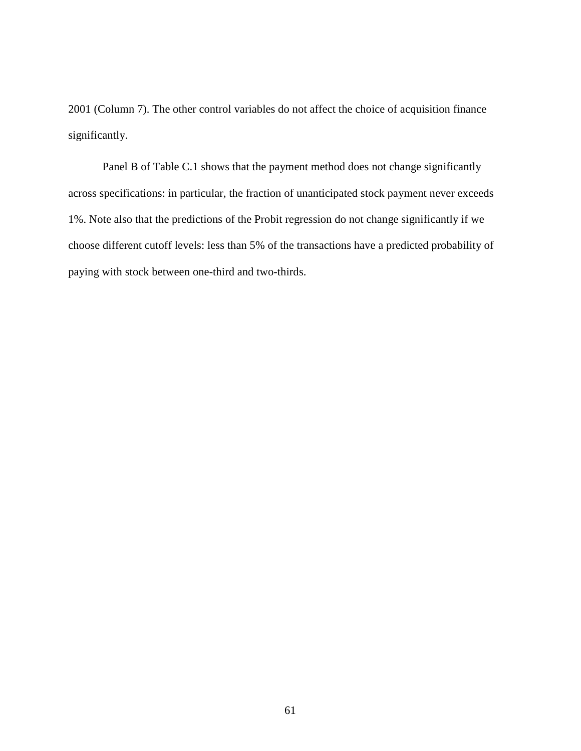2001 (Column 7). The other control variables do not affect the choice of acquisition finance significantly.

Panel B of Table C.1 shows that the payment method does not change significantly across specifications: in particular, the fraction of unanticipated stock payment never exceeds 1%. Note also that the predictions of the Probit regression do not change significantly if we choose different cutoff levels: less than 5% of the transactions have a predicted probability of paying with stock between one-third and two-thirds.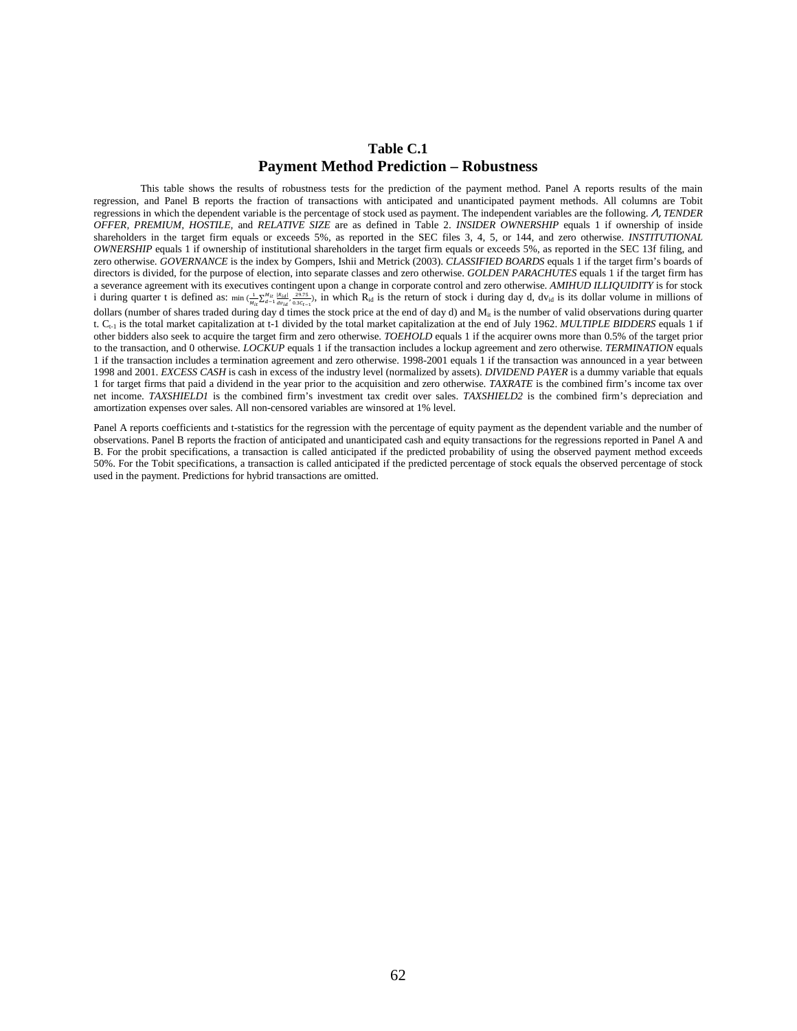## Table C.1
## Payment Method Prediction – Robustness

This table shows the results of robustness tests for the prediction of the payment method. Panel A reports results of the main regression, and Panel B reports the fraction of transactions with anticipated and unanticipated payment methods. All columns are Tobit regressions in which the dependent variable is the percentage of stock used as payment. The independent variables are the following. *Λ, TENDER OFFER, PREMIUM, HOSTILE,* and *RELATIVE SIZE* are as defined in Table 2. *INSIDER OWNERSHIP* equals 1 if ownership of inside shareholders in the target firm equals or exceeds 5%, as reported in the SEC files 3, 4, 5, or 144, and zero otherwise. *INSTITUTIONAL OWNERSHIP* equals 1 if ownership of institutional shareholders in the target firm equals or exceeds 5%, as reported in the SEC 13f filing, and zero otherwise. *GOVERNANCE* is the index by Gompers, Ishii and Metrick (2003). *CLASSIFIED BOARDS* equals 1 if the target firm's boards of directors is divided, for the purpose of election, into separate classes and zero otherwise. *GOLDEN PARACHUTES* equals 1 if the target firm has a severance agreement with its executives contingent upon a change in corporate control and zero otherwise. *AMIHUD ILLIQUIDITY* is for stock i during quarter t is defined as: $\min\left(\frac{1}{M_{it}}\sum_{d=1}^{M_{it}}\frac{|R_{id}|}{dv_{id}}, \frac{29.75}{0.3C_{t-1}}\right)$, in which $R_{id}$ is the return of stock i during day d, $dv_{id}$ is its dollar volume in millions of dollars (number of shares traded during day d times the stock price at the end of day d) and $M_{it}$ is the number of valid observations during quarter t. $C_{t-1}$ is the total market capitalization at t-1 divided by the total market capitalization at the end of July 1962. *MULTIPLE BIDDERS* equals 1 if other bidders also seek to acquire the target firm and zero otherwise. *TOEHOLD* equals 1 if the acquirer owns more than 0.5% of the target prior to the transaction, and 0 otherwise. *LOCKUP* equals 1 if the transaction includes a lockup agreement and zero otherwise. *TERMINATION* equals 1 if the transaction includes a termination agreement and zero otherwise. 1998-2001 equals 1 if the transaction was announced in a year between 1998 and 2001. *EXCESS CASH* is cash in excess of the industry level (normalized by assets). *DIVIDEND PAYER* is a dummy variable that equals 1 for target firms that paid a dividend in the year prior to the acquisition and zero otherwise. *TAXRATE* is the combined firm's income tax over net income. *TAXSHIELD1* is the combined firm's investment tax credit over sales. *TAXSHIELD2* is the combined firm's depreciation and amortization expenses over sales. All non-censored variables are winsored at 1% level.

Panel A reports coefficients and t-statistics for the regression with the percentage of equity payment as the dependent variable and the number of observations. Panel B reports the fraction of anticipated and unanticipated cash and equity transactions for the regressions reported in Panel A and B. For the probit specifications, a transaction is called anticipated if the predicted probability of using the observed payment method exceeds 50%. For the Tobit specifications, a transaction is called anticipated if the predicted percentage of stock equals the observed percentage of stock used in the payment. Predictions for hybrid transactions are omitted.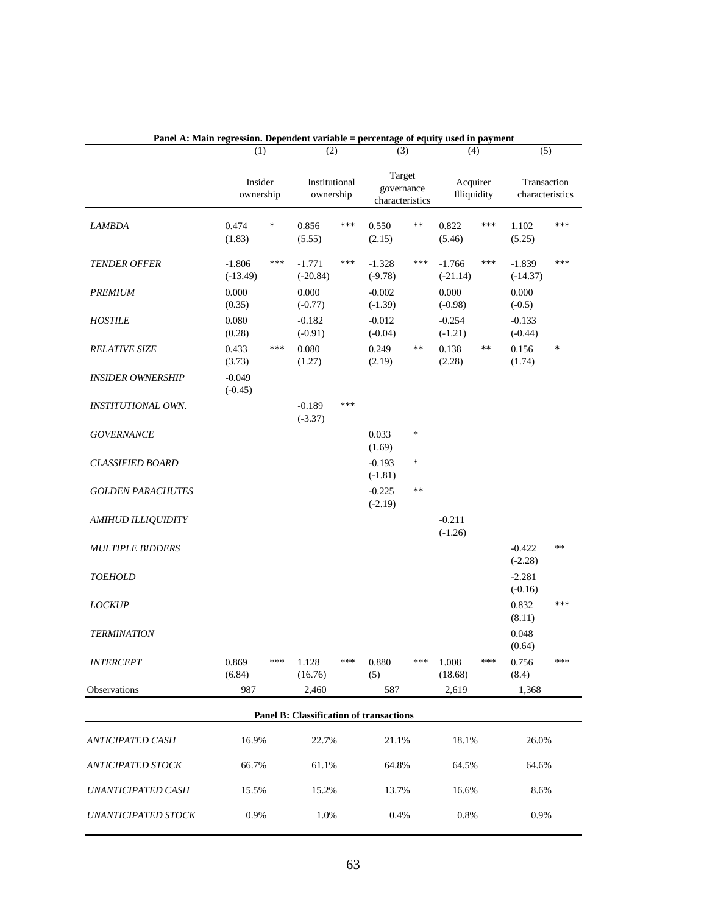**Panel A: Main regression. Dependent variable = percentage of equity used in payment**

| | (1) Insider ownership | (2) Institutional ownership | (3) Target governance characteristics | (4) Acquirer Illiquidity | (5) Transaction characteristics |
|---|---|---|---|---|---|
| *LAMBDA* | 0.474 * (1.83) | 0.856 *** (5.55) | 0.550 ** (2.15) | 0.822 *** (5.46) | 1.102 *** (5.25) |
| *TENDER OFFER* | -1.806 *** (-13.49) | -1.771 *** (-20.84) | -1.328 *** (-9.78) | -1.766 *** (-21.14) | -1.839 *** (-14.37) |
| *PREMIUM* | 0.000 (0.35) | 0.000 (-0.77) | -0.002 (-1.39) | 0.000 (-0.98) | 0.000 (-0.5) |
| *HOSTILE* | 0.080 (0.28) | -0.182 (-0.91) | -0.012 (-0.04) | -0.254 (-1.21) | -0.133 (-0.44) |
| *RELATIVE SIZE* | 0.433 *** (3.73) | 0.080 (1.27) | 0.249 ** (2.19) | 0.138 ** (2.28) | 0.156 * (1.74) |
| *INSIDER OWNERSHIP* | -0.049 (-0.45) | | | | |
| *INSTITUTIONAL OWN.* | | -0.189 *** (-3.37) | | | |
| *GOVERNANCE* | | | 0.033 * (1.69) | | |
| *CLASSIFIED BOARD* | | | -0.193 * (-1.81) | | |
| *GOLDEN PARACHUTES* | | | -0.225 ** (-2.19) | | |
| *AMIHUD ILLIQUIDITY* | | | | -0.211 (-1.26) | |
| *MULTIPLE BIDDERS* | | | | | -0.422 ** (-2.28) |
| *TOEHOLD* | | | | | -2.281 (-0.16) |
| *LOCKUP* | | | | | 0.832 *** (8.11) |
| *TERMINATION* | | | | | 0.048 (0.64) |
| *INTERCEPT* | 0.869 *** (6.84) | 1.128 *** (16.76) | 0.880 *** (5) | 1.008 *** (18.68) | 0.756 *** (8.4) |
| Observations | 987 | 2,460 | 587 | 2,619 | 1,368 |

**Panel B: Classification of transactions**

| | (1) | (2) | (3) | (4) | (5) |
|---|---|---|---|---|---|
| *ANTICIPATED CASH* | 16.9% | 22.7% | 21.1% | 18.1% | 26.0% |
| *ANTICIPATED STOCK* | 66.7% | 61.1% | 64.8% | 64.5% | 64.6% |
| *UNANTICIPATED CASH* | 15.5% | 15.2% | 13.7% | 16.6% | 8.6% |
| *UNANTICIPATED STOCK* | 0.9% | 1.0% | 0.4% | 0.8% | 0.9% |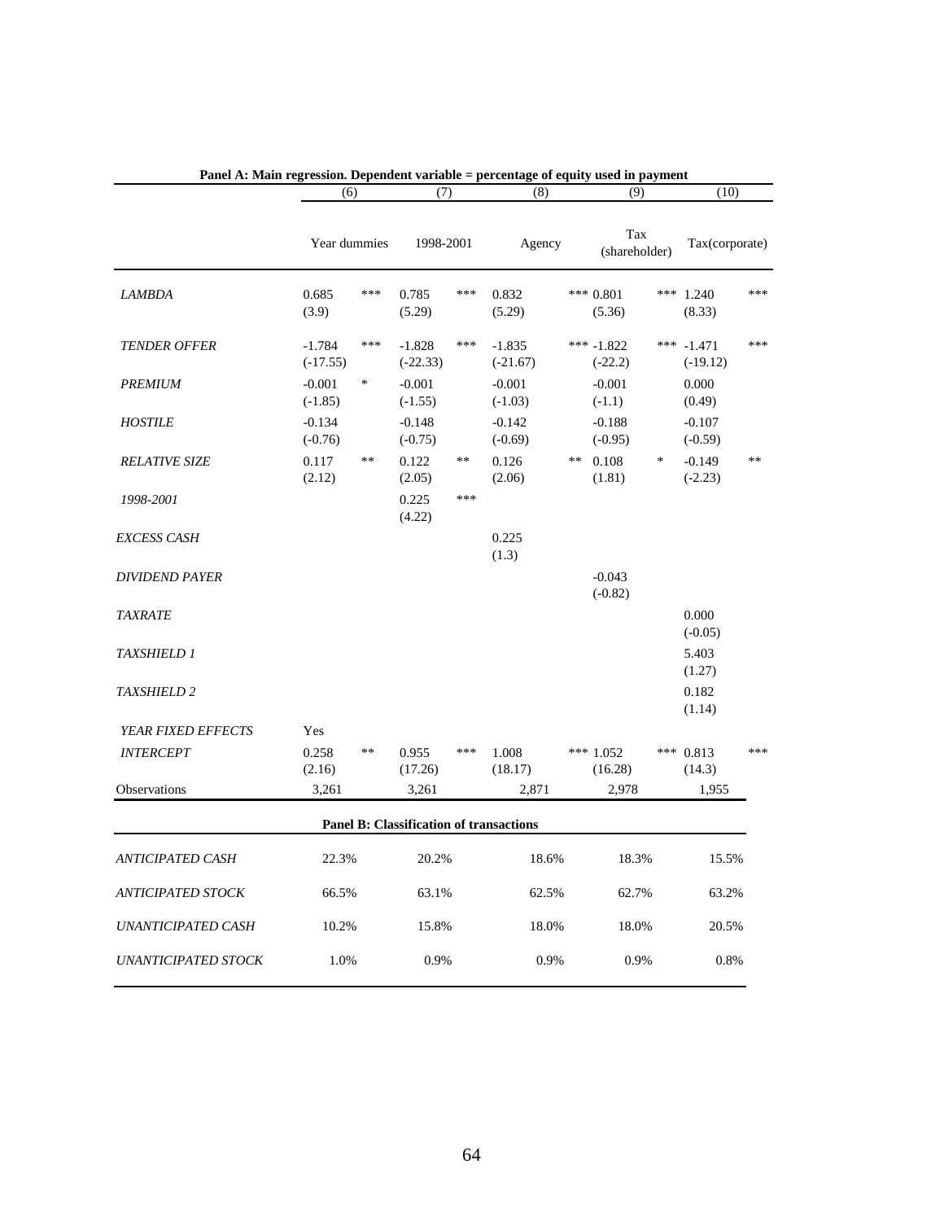**Panel A: Main regression. Dependent variable = percentage of equity used in payment**

| | (6) | | (7) | | (8) | | (9) | | (10) | |
|---|---|---|---|---|---|---|---|---|---|---|
| | Year dummies | | 1998-2001 | | Agency | | Tax (shareholder) | | Tax(corporate) | |
| *LAMBDA* | 0.685 | *** | 0.785 | *** | 0.832 | *** | 0.801 | *** | 1.240 | *** |
| | (3.9) | | (5.29) | | (5.29) | | (5.36) | | (8.33) | |
| *TENDER OFFER* | -1.784 | *** | -1.828 | *** | -1.835 | *** | -1.822 | *** | -1.471 | *** |
| | (-17.55) | | (-22.33) | | (-21.67) | | (-22.2) | | (-19.12) | |
| *PREMIUM* | -0.001 | * | -0.001 | | -0.001 | | -0.001 | | 0.000 | |
| | (-1.85) | | (-1.55) | | (-1.03) | | (-1.1) | | (0.49) | |
| *HOSTILE* | -0.134 | | -0.148 | | -0.142 | | -0.188 | | -0.107 | |
| | (-0.76) | | (-0.75) | | (-0.69) | | (-0.95) | | (-0.59) | |
| *RELATIVE SIZE* | 0.117 | ** | 0.122 | ** | 0.126 | ** | 0.108 | * | -0.149 | ** |
| | (2.12) | | (2.05) | | (2.06) | | (1.81) | | (-2.23) | |
| *1998-2001* | | | 0.225 | *** | | | | | | |
| | | | (4.22) | | | | | | | |
| *EXCESS CASH* | | | | | 0.225 | | | | | |
| | | | | | (1.3) | | | | | |
| *DIVIDEND PAYER* | | | | | | | -0.043 | | | |
| | | | | | | | (-0.82) | | | |
| *TAXRATE* | | | | | | | | | 0.000 | |
| | | | | | | | | | (-0.05) | |
| *TAXSHIELD 1* | | | | | | | | | 5.403 | |
| | | | | | | | | | (1.27) | |
| *TAXSHIELD 2* | | | | | | | | | 0.182 | |
| | | | | | | | | | (1.14) | |
| *YEAR FIXED EFFECTS* | Yes | | | | | | | | | |
| *INTERCEPT* | 0.258 | ** | 0.955 | *** | 1.008 | *** | 1.052 | *** | 0.813 | *** |
| | (2.16) | | (17.26) | | (18.17) | | (16.28) | | (14.3) | |
| Observations | 3,261 | | 3,261 | | 2,871 | | 2,978 | | 1,955 | |

**Panel B: Classification of transactions**

| | (6) | (7) | (8) | (9) | (10) |
|---|---|---|---|---|---|
| *ANTICIPATED CASH* | 22.3% | 20.2% | 18.6% | 18.3% | 15.5% |
| *ANTICIPATED STOCK* | 66.5% | 63.1% | 62.5% | 62.7% | 63.2% |
| *UNANTICIPATED CASH* | 10.2% | 15.8% | 18.0% | 18.0% | 20.5% |
| *UNANTICIPATED STOCK* | 1.0% | 0.9% | 0.9% | 0.9% | 0.8% |